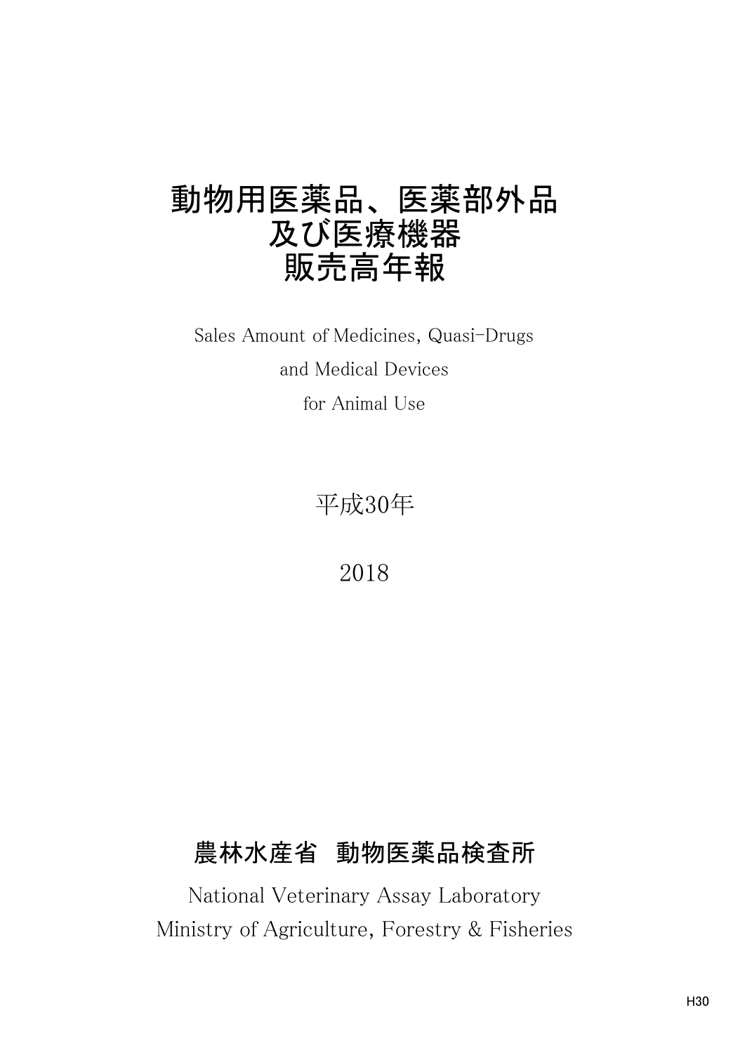# 動物用医薬品、医薬部外品
# 及び医療機器
# 販売高年報

Sales Amount of Medicines, Quasi-Drugs
and Medical Devices
for Animal Use

平成30年

2018

**農林水産省 動物医薬品検査所**

National Veterinary Assay Laboratory
Ministry of Agriculture, Forestry & Fisheries

H30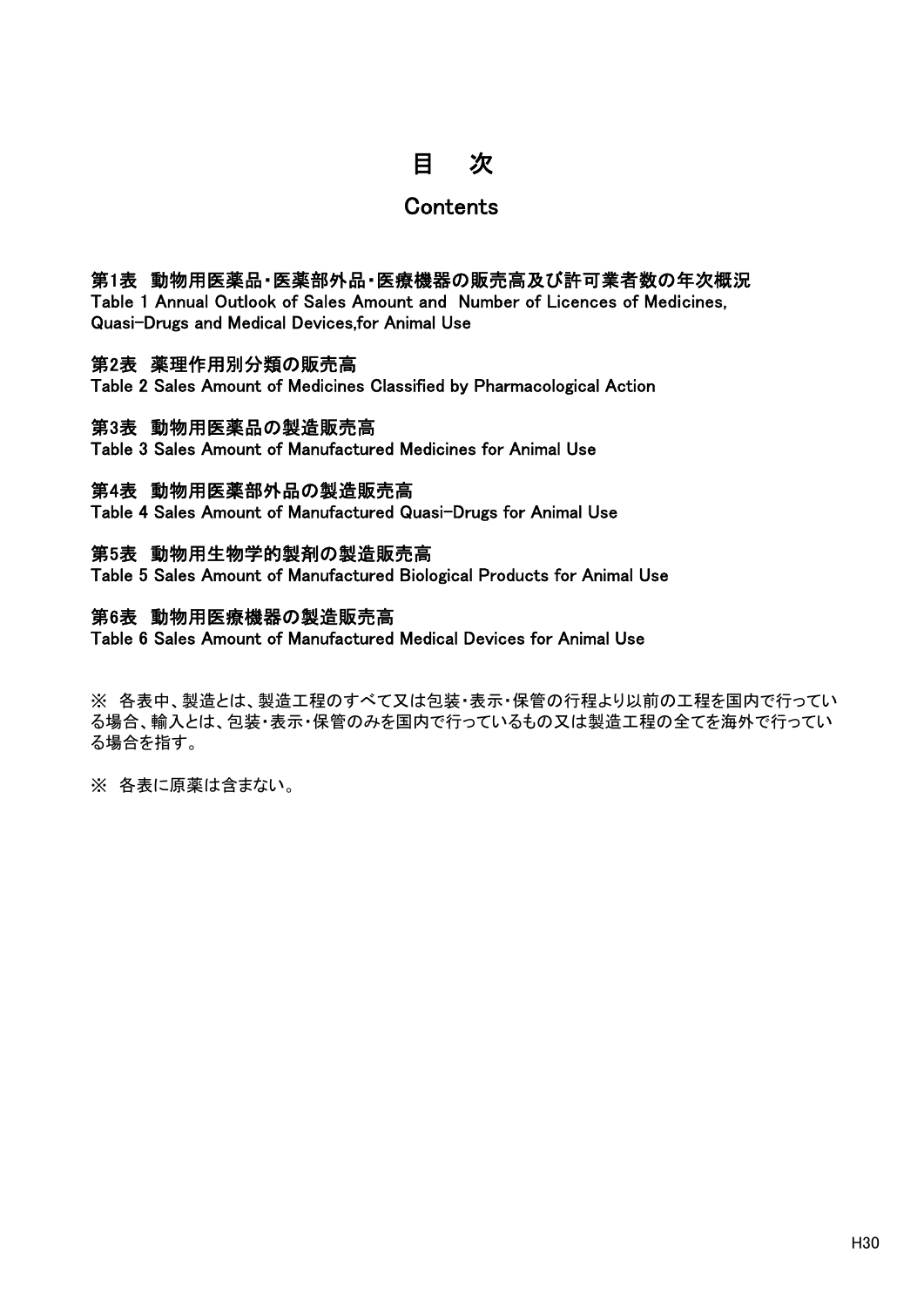# 目　次

## Contents

**第1表　動物用医薬品・医薬部外品・医療機器の販売高及び許可業者数の年次概況**
Table 1 Annual Outlook of Sales Amount and Number of Licences of Medicines, Quasi-Drugs and Medical Devices,for Animal Use

**第2表　薬理作用別分類の販売高**
Table 2 Sales Amount of Medicines Classified by Pharmacological Action

**第3表　動物用医薬品の製造販売高**
Table 3 Sales Amount of Manufactured Medicines for Animal Use

**第4表　動物用医薬部外品の製造販売高**
Table 4 Sales Amount of Manufactured Quasi-Drugs for Animal Use

**第5表　動物用生物学的製剤の製造販売高**
Table 5 Sales Amount of Manufactured Biological Products for Animal Use

**第6表　動物用医療機器の製造販売高**
Table 6 Sales Amount of Manufactured Medical Devices for Animal Use

※ 各表中、製造とは、製造工程のすべて又は包装・表示・保管の行程より以前の工程を国内で行っている場合、輸入とは、包装・表示・保管のみを国内で行っているもの又は製造工程の全てを海外で行っている場合を指す。

※ 各表に原薬は含まない。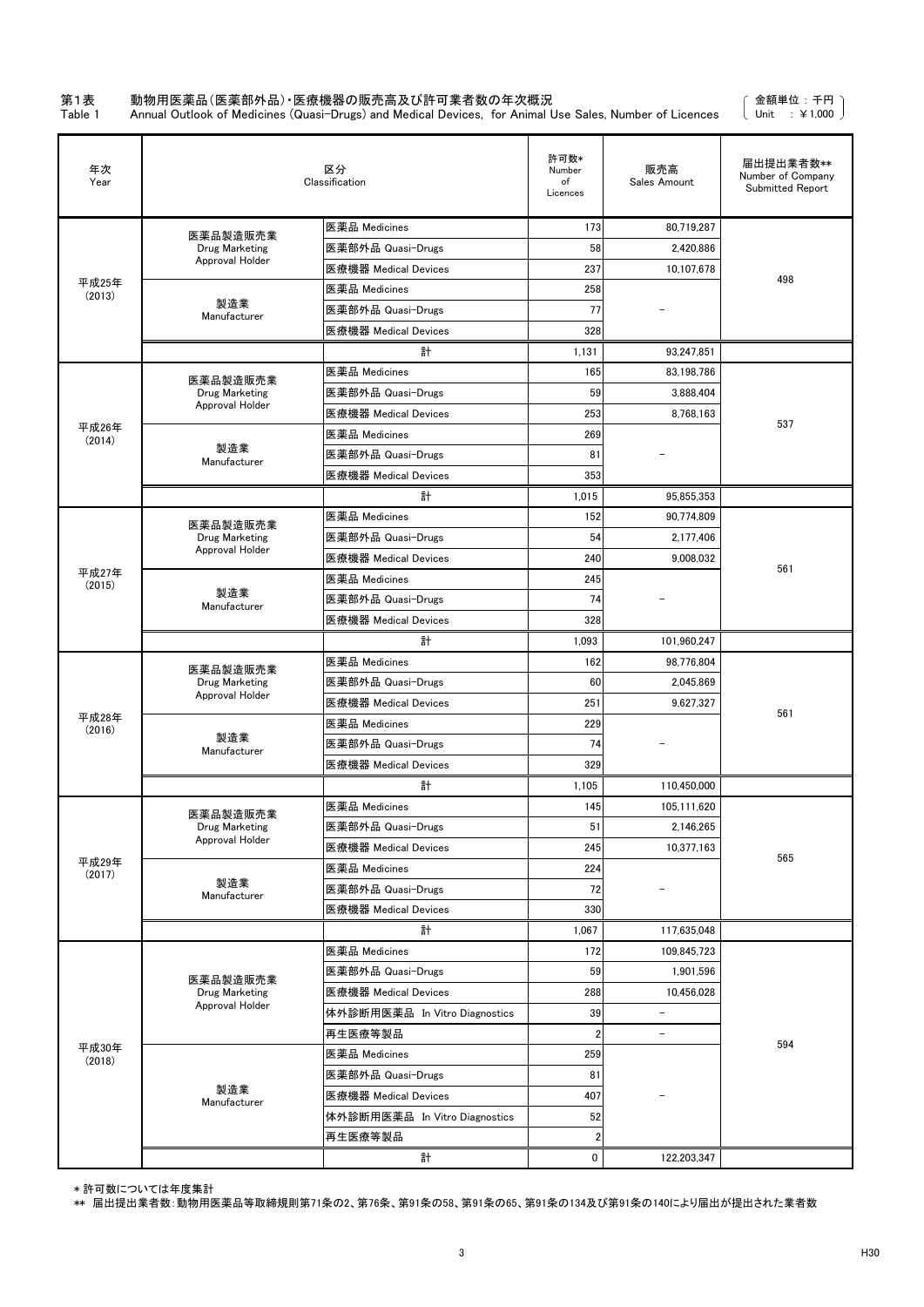第1表　動物用医薬品(医薬部外品)・医療機器の販売高及び許可業者数の年次概況

Table 1　Annual Outlook of Medicines (Quasi-Drugs) and Medical Devices, for Animal Use Sales, Number of Licences

（金額単位：千円　Unit　：￥1,000）

| 年次 Year | 区分 Classification | | 許可数* Number of Licences | 販売高 Sales Amount | 届出提出業者数** Number of Company Submitted Report |
|---|---|---|---|---|---|
| 平成25年 (2013) | 医薬品製造販売業 Drug Marketing Approval Holder | 医薬品 Medicines | 173 | 80,719,287 | 498 |
| | | 医薬部外品 Quasi-Drugs | 58 | 2,420,886 | |
| | | 医療機器 Medical Devices | 237 | 10,107,678 | |
| | 製造業 Manufacturer | 医薬品 Medicines | 258 | － | |
| | | 医薬部外品 Quasi-Drugs | 77 | | |
| | | 医療機器 Medical Devices | 328 | | |
| | | 計 | 1,131 | 93,247,851 | |
| 平成26年 (2014) | 医薬品製造販売業 Drug Marketing Approval Holder | 医薬品 Medicines | 165 | 83,198,786 | 537 |
| | | 医薬部外品 Quasi-Drugs | 59 | 3,888,404 | |
| | | 医療機器 Medical Devices | 253 | 8,768,163 | |
| | 製造業 Manufacturer | 医薬品 Medicines | 269 | － | |
| | | 医薬部外品 Quasi-Drugs | 81 | | |
| | | 医療機器 Medical Devices | 353 | | |
| | | 計 | 1,015 | 95,855,353 | |
| 平成27年 (2015) | 医薬品製造販売業 Drug Marketing Approval Holder | 医薬品 Medicines | 152 | 90,774,809 | 561 |
| | | 医薬部外品 Quasi-Drugs | 54 | 2,177,406 | |
| | | 医療機器 Medical Devices | 240 | 9,008,032 | |
| | 製造業 Manufacturer | 医薬品 Medicines | 245 | － | |
| | | 医薬部外品 Quasi-Drugs | 74 | | |
| | | 医療機器 Medical Devices | 328 | | |
| | | 計 | 1,093 | 101,960,247 | |
| 平成28年 (2016) | 医薬品製造販売業 Drug Marketing Approval Holder | 医薬品 Medicines | 162 | 98,776,804 | 561 |
| | | 医薬部外品 Quasi-Drugs | 60 | 2,045,869 | |
| | | 医療機器 Medical Devices | 251 | 9,627,327 | |
| | 製造業 Manufacturer | 医薬品 Medicines | 229 | － | |
| | | 医薬部外品 Quasi-Drugs | 74 | | |
| | | 医療機器 Medical Devices | 329 | | |
| | | 計 | 1,105 | 110,450,000 | |
| 平成29年 (2017) | 医薬品製造販売業 Drug Marketing Approval Holder | 医薬品 Medicines | 145 | 105,111,620 | 565 |
| | | 医薬部外品 Quasi-Drugs | 51 | 2,146,265 | |
| | | 医療機器 Medical Devices | 245 | 10,377,163 | |
| | 製造業 Manufacturer | 医薬品 Medicines | 224 | － | |
| | | 医薬部外品 Quasi-Drugs | 72 | | |
| | | 医療機器 Medical Devices | 330 | | |
| | | 計 | 1,067 | 117,635,048 | |
| 平成30年 (2018) | 医薬品製造販売業 Drug Marketing Approval Holder | 医薬品 Medicines | 172 | 109,845,723 | 594 |
| | | 医薬部外品 Quasi-Drugs | 59 | 1,901,596 | |
| | | 医療機器 Medical Devices | 288 | 10,456,028 | |
| | | 体外診断用医薬品 In Vitro Diagnostics | 39 | － | |
| | | 再生医療等製品 | 2 | － | |
| | 製造業 Manufacturer | 医薬品 Medicines | 259 | － | |
| | | 医薬部外品 Quasi-Drugs | 81 | | |
| | | 医療機器 Medical Devices | 407 | | |
| | | 体外診断用医薬品 In Vitro Diagnostics | 52 | | |
| | | 再生医療等製品 | 2 | | |
| | | 計 | 0 | 122,203,347 | |

＊許可数については年度集計

** 届出提出業者数：動物用医薬品等取締規則第71条の2、第76条、第91条の58、第91条の65、第91条の134及び第91条の140により届出が提出された業者数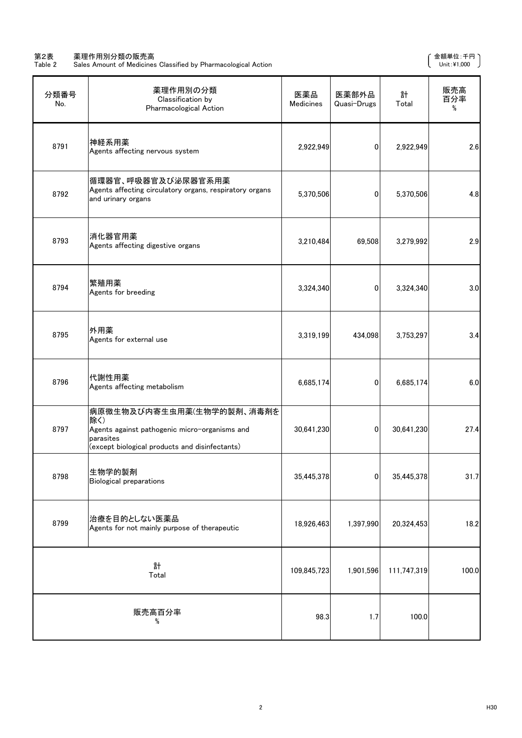第2表　薬理作用別分類の販売高
Table 2　Sales Amount of Medicines Classified by Pharmacological Action

（金額単位：千円　Unit: ¥1,000）

| 分類番号 No. | 薬理作用別の分類 Classification by Pharmacological Action | 医薬品 Medicines | 医薬部外品 Quasi-Drugs | 計 Total | 販売高百分率 % |
|---|---|---|---|---|---|
| 8791 | 神経系用薬 Agents affecting nervous system | 2,922,949 | 0 | 2,922,949 | 2.6 |
| 8792 | 循環器官、呼吸器官及び泌尿器官系用薬 Agents affecting circulatory organs, respiratory organs and urinary organs | 5,370,506 | 0 | 5,370,506 | 4.8 |
| 8793 | 消化器官用薬 Agents affecting digestive organs | 3,210,484 | 69,508 | 3,279,992 | 2.9 |
| 8794 | 繁殖用薬 Agents for breeding | 3,324,340 | 0 | 3,324,340 | 3.0 |
| 8795 | 外用薬 Agents for external use | 3,319,199 | 434,098 | 3,753,297 | 3.4 |
| 8796 | 代謝性用薬 Agents affecting metabolism | 6,685,174 | 0 | 6,685,174 | 6.0 |
| 8797 | 病原微生物及び内寄生虫用薬(生物学的製剤、消毒剤を除く) Agents against pathogenic micro-organisms and parasites (except biological products and disinfectants) | 30,641,230 | 0 | 30,641,230 | 27.4 |
| 8798 | 生物学的製剤 Biological preparations | 35,445,378 | 0 | 35,445,378 | 31.7 |
| 8799 | 治療を目的としない医薬品 Agents for not mainly purpose of therapeutic | 18,926,463 | 1,397,990 | 20,324,453 | 18.2 |
| 計 Total | | 109,845,723 | 1,901,596 | 111,747,319 | 100.0 |
| 販売高百分率 % | | 98.3 | 1.7 | 100.0 | |

H30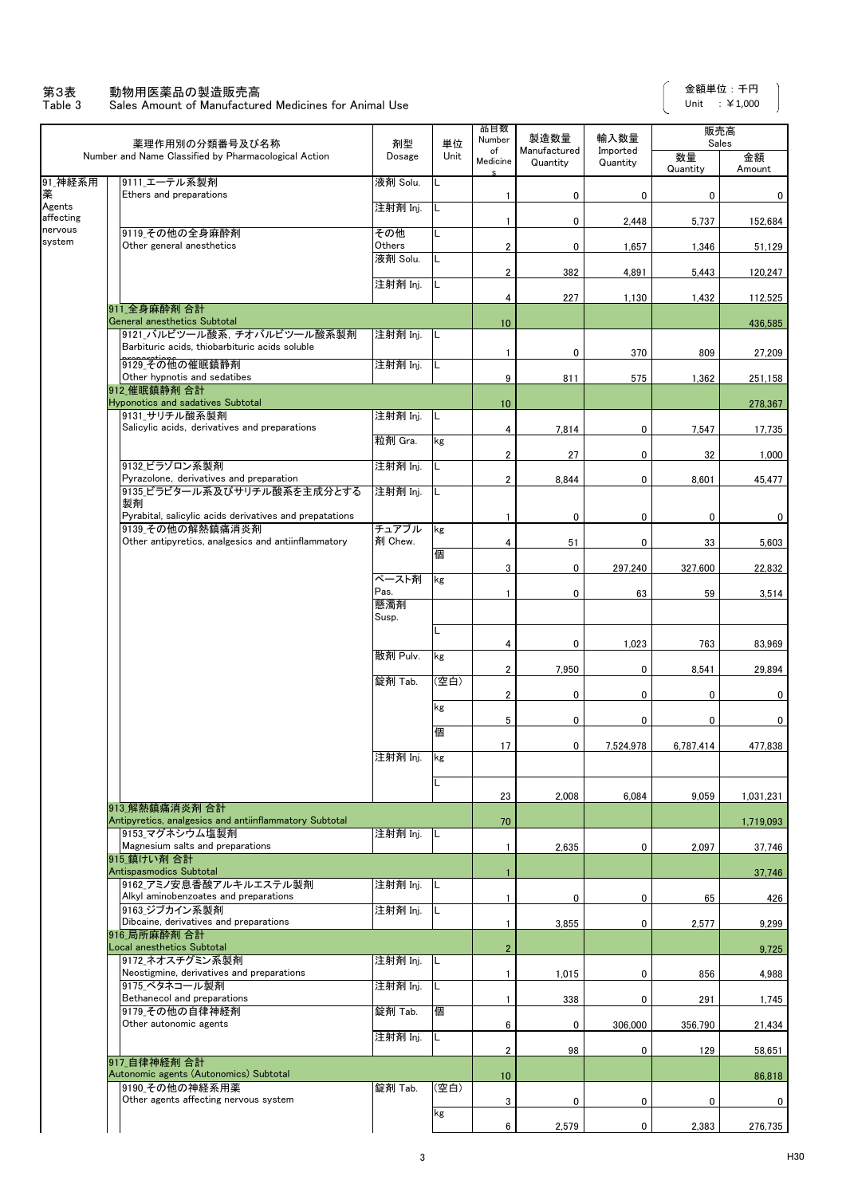第3表　動物用医薬品の製造販売高
Table 3　Sales Amount of Manufactured Medicines for Animal Use

金額単位：千円
Unit　：￥1,000

| 薬理作用別の分類番号及び名称 Number and Name Classified by Pharmacological Action | | | 剤型 Dosage | 単位 Unit | 品目数 Number of Medicines | 製造数量 Manufactured Quantity | 輸入数量 Imported Quantity | 販売高 Sales 数量 Quantity | 販売高 Sales 金額 Amount |
|---|---|---|---|---|---|---|---|---|---|
| 91_神経系用薬 Agents affecting nervous system | | 9111_エーテル系製剤 Ethers and preparations | 液剤 Solu. | L | 1 | 0 | 0 | 0 | 0 |
| | | | 注射剤 Inj. | L | 1 | 0 | 2,448 | 5,737 | 152,684 |
| | | 9119_その他の全身麻酔剤 Other general anesthetics | その他 Others | L | 2 | 0 | 1,657 | 1,346 | 51,129 |
| | | | 液剤 Solu. | L | 2 | 382 | 4,891 | 5,443 | 120,247 |
| | | | 注射剤 Inj. | L | 4 | 227 | 1,130 | 1,432 | 112,525 |
| | 911_全身麻酔剤 合計 General anesthetics Subtotal | | | | 10 | | | | 436,585 |
| | | 9121_バルビツール酸系，チオバルビツール酸系製剤 Barbituric acids, thiobarbituric acids soluble preparations | 注射剤 Inj. | L | 1 | 0 | 370 | 809 | 27,209 |
| | | 9129_その他の催眠鎮静剤 Other hypnotis and sedatibes | 注射剤 Inj. | L | 9 | 811 | 575 | 1,362 | 251,158 |
| | 912_催眠鎮静剤 合計 Hyponotics and sadatives Subtotal | | | | 10 | | | | 278,367 |
| | | 9131_サリチル酸系製剤 Salicylic acids, derivatives and preparations | 注射剤 Inj. | L | 4 | 7,814 | 0 | 7,547 | 17,735 |
| | | | 粒剤 Gra. | kg | 2 | 27 | 0 | 32 | 1,000 |
| | | 9132_ピラゾロン系製剤 Pyrazolone, derivatives and preparation | 注射剤 Inj. | L | 2 | 8,844 | 0 | 8,601 | 45,477 |
| | | 9135_ピラビタール系及びサリチル酸系を主成分とする製剤 Pyrabital, salicylic acids derivatives and prepatations | 注射剤 Inj. | L | 1 | 0 | 0 | 0 | 0 |
| | | 9139_その他の解熱鎮痛消炎剤 Other antipyretics, analgesics and antiinflammatory | チュアブル剤 Chew. | kg | 4 | 51 | 0 | 33 | 5,603 |
| | | | | 個 | 3 | 0 | 297,240 | 327,600 | 22,832 |
| | | | ペースト剤 Pas. | kg | 1 | 0 | 63 | 59 | 3,514 |
| | | | 懸濁剤 Susp. | | | | | | |
| | | | | L | 4 | 0 | 1,023 | 763 | 83,969 |
| | | | 散剤 Pulv. | kg | 2 | 7,950 | 0 | 8,541 | 29,894 |
| | | | 錠剤 Tab. | (空白) | 2 | 0 | 0 | 0 | 0 |
| | | | | kg | 5 | 0 | 0 | 0 | 0 |
| | | | | 個 | 17 | 0 | 7,524,978 | 6,787,414 | 477,838 |
| | | | 注射剤 Inj. | kg | | | | | |
| | | | | L | 23 | 2,008 | 6,084 | 9,059 | 1,031,231 |
| | 913_解熱鎮痛消炎剤 合計 Antipyretics, analgesics and antiinflammatory Subtotal | | | | 70 | | | | 1,719,093 |
| | | 9153_マグネシウム塩製剤 Magnesium salts and preparations | 注射剤 Inj. | L | 1 | 2,635 | 0 | 2,097 | 37,746 |
| | 915_鎮けい剤 合計 Antispasmodics Subtotal | | | | 1 | | | | 37,746 |
| | | 9162_アミノ安息香酸アルキルエステル製剤 Alkyl aminobenzoates and preparations | 注射剤 Inj. | L | 1 | 0 | 0 | 65 | 426 |
| | | 9163_ジブカイン系製剤 Dibcaine, derivatives and preparations | 注射剤 Inj. | L | 1 | 3,855 | 0 | 2,577 | 9,299 |
| | 916_局所麻酔剤 合計 Local anesthetics Subtotal | | | | 2 | | | | 9,725 |
| | | 9172_ネオスチグミン系製剤 Neostigmine, derivatives and preparations | 注射剤 Inj. | L | 1 | 1,015 | 0 | 856 | 4,988 |
| | | 9175_ベタネコール製剤 Bethanecol and preparations | 注射剤 Inj. | L | 1 | 338 | 0 | 291 | 1,745 |
| | | 9179_その他の自律神経剤 Other autonomic agents | 錠剤 Tab. | 個 | 6 | 0 | 306,000 | 356,790 | 21,434 |
| | | | 注射剤 Inj. | L | 2 | 98 | 0 | 129 | 58,651 |
| | 917_自律神経剤 合計 Autonomic agents (Autonomics) Subtotal | | | | 10 | | | | 86,818 |
| | | 9190_その他の神経系用薬 Other agents affecting nervous system | 錠剤 Tab. | (空白) | 3 | 0 | 0 | 0 | 0 |
| | | | | kg | 6 | 2,579 | 0 | 2,383 | 276,735 |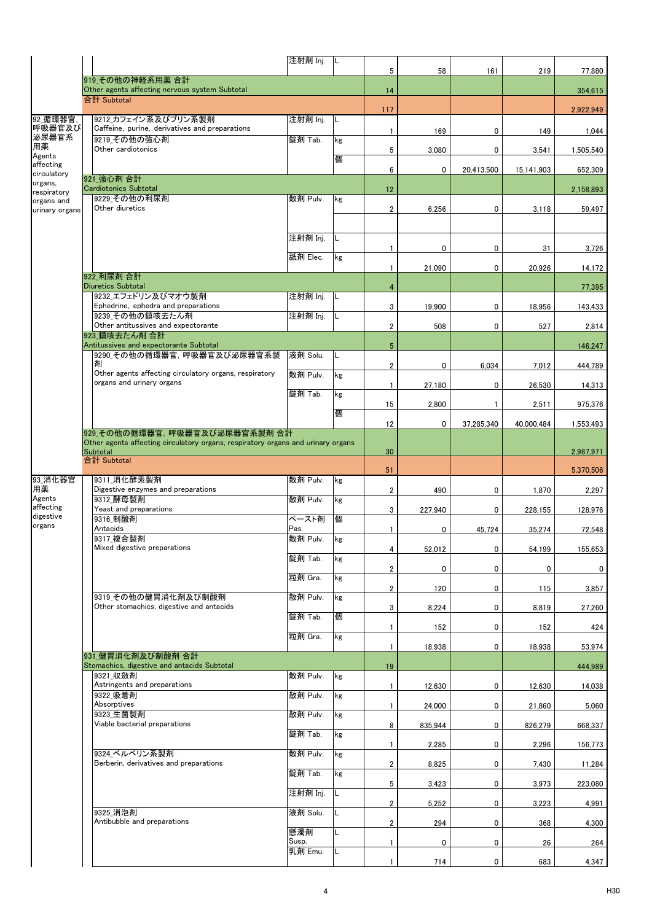| | | | | | | | | |
|---|---|---|---|---|---|---|---|---|
| | | 注射剤 Inj. | L | 5 | 58 | 161 | 219 | 77,880 |
| | 919_その他の神経系用薬 合計 Other agents affecting nervous system Subtotal | | | 14 | | | | 354,615 |
| | 合計 Subtotal | | | 117 | | | | 2,922,949 |
| 92_循環器官，呼吸器官及び泌尿器官系用薬 Agents affecting circulatory organs, respiratory organs and urinary organs | 9212_カフェイン系及びプリン系製剤 Caffeine, purine, derivatives and preparations | 注射剤 Inj. | L | 1 | 169 | 0 | 149 | 1,044 |
| | 9219_その他の強心剤 Other cardiotonics | 錠剤 Tab. | kg | 5 | 3,080 | 0 | 3,541 | 1,505,540 |
| | | | 個 | 6 | 0 | 20,413,500 | 15,141,903 | 652,309 |
| | 921_強心剤 合計 Cardiotonics Subtotal | | | 12 | | | | 2,158,893 |
| | 9229_その他の利尿剤 Other diuretics | 散剤 Pulv. | kg | 2 | 6,256 | 0 | 3,118 | 59,497 |
| | | 注射剤 Inj. | L | 1 | 0 | 0 | 31 | 3,726 |
| | | 舐剤 Elec. | kg | 1 | 21,090 | 0 | 20,926 | 14,172 |
| | 922_利尿剤 合計 Diuretics Subtotal | | | 4 | | | | 77,395 |
| | 9232_エフェドリン及びマオウ製剤 Ephedrine, ephedra and preparations | 注射剤 Inj. | L | 3 | 19,900 | 0 | 18,956 | 143,433 |
| | 9239_その他の鎮咳去たん剤 Other antitussives and expectorante | 注射剤 Inj. | L | 2 | 508 | 0 | 527 | 2,814 |
| | 923_鎮咳去たん剤 合計 Antitussives and expectorante Subtotal | | | 5 | | | | 146,247 |
| | 9290_その他の循環器官，呼吸器官及び泌尿器官系製剤 Other agents affecting circulatory organs, respiratory organs and urinary organs | 液剤 Solu. | L | 2 | 0 | 6,034 | 7,012 | 444,789 |
| | | 散剤 Pulv. | kg | 1 | 27,180 | 0 | 26,530 | 14,313 |
| | | 錠剤 Tab. | kg | 15 | 2,800 | 1 | 2,511 | 975,376 |
| | | | 個 | 12 | 0 | 37,285,340 | 40,000,484 | 1,553,493 |
| | 929_その他の循環器官，呼吸器官及び泌尿器官系製剤 合計 Other agents affecting circulatory organs, respiratory organs and urinary organs Subtotal | | | 30 | | | | 2,987,971 |
| | 合計 Subtotal | | | 51 | | | | 5,370,506 |
| 93_消化器官用薬 Agents affecting digestive organs | 9311_消化酵素製剤 Digestive enzymes and preparations | 散剤 Pulv. | kg | 2 | 490 | 0 | 1,870 | 2,297 |
| | 9312_酵母製剤 Yeast and preparations | 散剤 Pulv. | kg | 3 | 227,940 | 0 | 228,155 | 128,976 |
| | 9316_制酸剤 Antacids | ペースト剤 Pas. | 個 | 1 | 0 | 45,724 | 35,274 | 72,548 |
| | 9317_複合製剤 Mixed digestive preparations | 散剤 Pulv. | kg | 4 | 52,012 | 0 | 54,199 | 155,653 |
| | | 錠剤 Tab. | kg | 2 | 0 | 0 | 0 | 0 |
| | | 粒剤 Gra. | kg | 2 | 120 | 0 | 115 | 3,857 |
| | 9319_その他の健胃消化剤及び制酸剤 Other stomachics, digestive and antacids | 散剤 Pulv. | kg | 3 | 8,224 | 0 | 8,819 | 27,260 |
| | | 錠剤 Tab. | 個 | 1 | 152 | 0 | 152 | 424 |
| | | 粒剤 Gra. | kg | 1 | 18,938 | 0 | 18,938 | 53,974 |
| | 931_健胃消化剤及び制酸剤 合計 Stomachics, digestive and antacids Subtotal | | | 19 | | | | 444,989 |
| | 9321_収斂剤 Astringents and preparations | 散剤 Pulv. | kg | 1 | 12,630 | 0 | 12,630 | 14,038 |
| | 9322_吸着剤 Absorptives | 散剤 Pulv. | kg | 1 | 24,000 | 0 | 21,860 | 5,060 |
| | 9323_生菌製剤 Viable bacterial preparations | 散剤 Pulv. | kg | 8 | 835,944 | 0 | 826,279 | 668,337 |
| | | 錠剤 Tab. | kg | 1 | 2,285 | 0 | 2,296 | 156,773 |
| | 9324_ベルベリン系製剤 Berberin, derivatives and preparations | 散剤 Pulv. | kg | 2 | 8,825 | 0 | 7,430 | 11,284 |
| | | 錠剤 Tab. | kg | 5 | 3,423 | 0 | 3,973 | 223,080 |
| | | 注射剤 Inj. | L | 2 | 5,252 | 0 | 3,223 | 4,991 |
| | 9325_消泡剤 Antibubble and preparations | 液剤 Solu. | L | 2 | 294 | 0 | 368 | 4,300 |
| | | 懸濁剤 Susp. | L | 1 | 0 | 0 | 26 | 264 |
| | | 乳剤 Emu. | L | 1 | 714 | 0 | 683 | 4,347 |

H30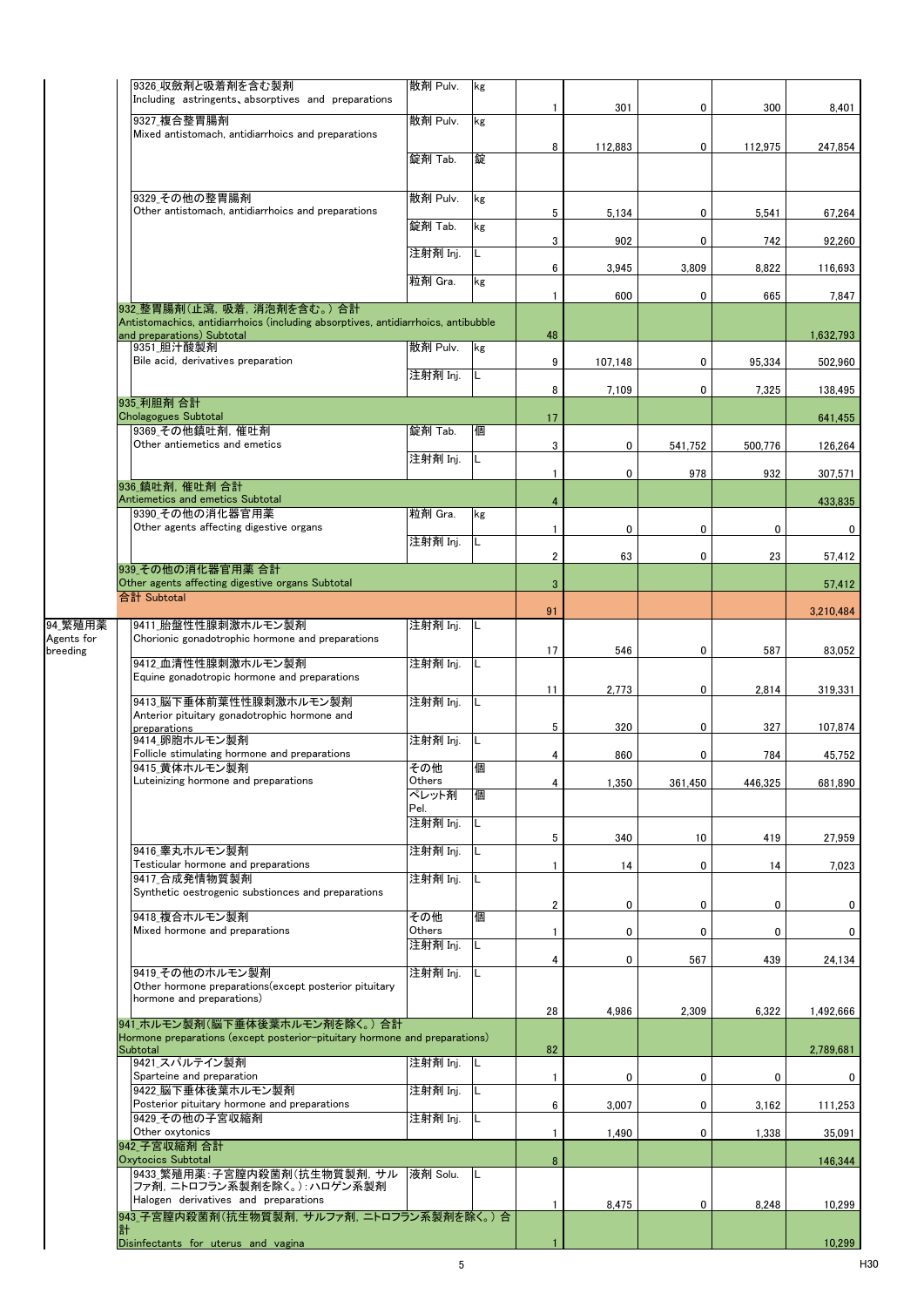| | | | | | | | | |
|---|---|---|---|---|---|---|---|---|
| | 9326_収斂剤と吸着剤を含む製剤 Including astringents、absorptives and preparations | 散剤 Pulv. | kg | 1 | 301 | 0 | 300 | 8,401 |
| | 9327_複合整胃腸剤 Mixed antistomach, antidiarrhoics and preparations | 散剤 Pulv. | kg | 8 | 112,883 | 0 | 112,975 | 247,854 |
| | | 錠剤 Tab. | 錠 | | | | | |
| | 9329_その他の整胃腸剤 Other antistomach, antidiarrhoics and preparations | 散剤 Pulv. | kg | 5 | 5,134 | 0 | 5,541 | 67,264 |
| | | 錠剤 Tab. | kg | 3 | 902 | 0 | 742 | 92,260 |
| | | 注射剤 Inj. | L | 6 | 3,945 | 3,809 | 8,822 | 116,693 |
| | | 粒剤 Gra. | kg | 1 | 600 | 0 | 665 | 7,847 |
| | 932_整胃腸剤(止瀉，吸着，消泡剤を含む。) 合計 Antistomachics, antidiarrhoics (including absorptives, antidiarrhoics, antibubble and preparations) Subtotal | | | 48 | | | | 1,632,793 |
| | 9351_胆汁酸製剤 Bile acid, derivatives preparation | 散剤 Pulv. | kg | 9 | 107,148 | 0 | 95,334 | 502,960 |
| | | 注射剤 Inj. | L | 8 | 7,109 | 0 | 7,325 | 138,495 |
| | 935_利胆剤 合計 Cholagogues Subtotal | | | 17 | | | | 641,455 |
| | 9369_その他鎮吐剤，催吐剤 Other antiemetics and emetics | 錠剤 Tab. | 個 | 3 | 0 | 541,752 | 500,776 | 126,264 |
| | | 注射剤 Inj. | L | 1 | 0 | 978 | 932 | 307,571 |
| | 936_鎮吐剤，催吐剤 合計 Antiemetics and emetics Subtotal | | | 4 | | | | 433,835 |
| | 9390_その他の消化器官用薬 Other agents affecting digestive organs | 粒剤 Gra. | kg | 1 | 0 | 0 | 0 | 0 |
| | | 注射剤 Inj. | L | 2 | 63 | 0 | 23 | 57,412 |
| | 939_その他の消化器官用薬 合計 Other agents affecting digestive organs Subtotal | | | 3 | | | | 57,412 |
| | 合計 Subtotal | | | 91 | | | | 3,210,484 |
| 94_繁殖用薬 Agents for breeding | 9411_胎盤性性腺刺激ホルモン製剤 Chorionic gonadotrophic hormone and preparations | 注射剤 Inj. | L | 17 | 546 | 0 | 587 | 83,052 |
| | 9412_血清性性腺刺激ホルモン製剤 Equine gonadotropic hormone and preparations | 注射剤 Inj. | L | 11 | 2,773 | 0 | 2,814 | 319,331 |
| | 9413_脳下垂体前葉性性腺刺激ホルモン製剤 Anterior pituitary gonadotrophic hormone and preparations | 注射剤 Inj. | L | 5 | 320 | 0 | 327 | 107,874 |
| | 9414_卵胞ホルモン製剤 Follicle stimulating hormone and preparations | 注射剤 Inj. | L | 4 | 860 | 0 | 784 | 45,752 |
| | 9415_黄体ホルモン製剤 Luteinizing hormone and preparations | その他 Others | 個 | 4 | 1,350 | 361,450 | 446,325 | 681,890 |
| | | ペレット剤 Pel. | 個 | | | | | |
| | | 注射剤 Inj. | L | 5 | 340 | 10 | 419 | 27,959 |
| | 9416_睾丸ホルモン製剤 Testicular hormone and preparations | 注射剤 Inj. | L | 1 | 14 | 0 | 14 | 7,023 |
| | 9417_合成発情物質製剤 Synthetic oestrogenic substionces and preparations | 注射剤 Inj. | L | 2 | 0 | 0 | 0 | 0 |
| | 9418_複合ホルモン製剤 Mixed hormone and preparations | その他 Others | 個 | 1 | 0 | 0 | 0 | 0 |
| | | 注射剤 Inj. | L | 4 | 0 | 567 | 439 | 24,134 |
| | 9419_その他のホルモン製剤 Other hormone preparations(except posterior pituitary hormone and preparations) | 注射剤 Inj. | L | 28 | 4,986 | 2,309 | 6,322 | 1,492,666 |
| | 941_ホルモン製剤(脳下垂体後葉ホルモン剤を除く。) 合計 Hormone preparations (except posterior-pituitary hormone and preparations) Subtotal | | | 82 | | | | 2,789,681 |
| | 9421_スパルテイン製剤 Sparteine and preparation | 注射剤 Inj. | L | 1 | 0 | 0 | 0 | 0 |
| | 9422_脳下垂体後葉ホルモン製剤 Posterior pituitary hormone and preparations | 注射剤 Inj. | L | 6 | 3,007 | 0 | 3,162 | 111,253 |
| | 9429_その他の子宮収縮剤 Other oxytocics | 注射剤 Inj. | L | 1 | 1,490 | 0 | 1,338 | 35,091 |
| | 942_子宮収縮剤 合計 Oxytocics Subtotal | | | 8 | | | | 146,344 |
| | 9433_繁殖用薬：子宮腟内殺菌剤(抗生物質製剤，サルファ剤，ニトロフラン系製剤を除く。)：ハロゲン系製剤 Halogen derivatives and preparations | 液剤 Solu. | L | 1 | 8,475 | 0 | 8,248 | 10,299 |
| | 943_子宮腟内殺菌剤(抗生物質製剤，サルファ剤，ニトロフラン系製剤を除く。) 合計 Disinfectants for uterus and vagina | | | 1 | | | | 10,299 |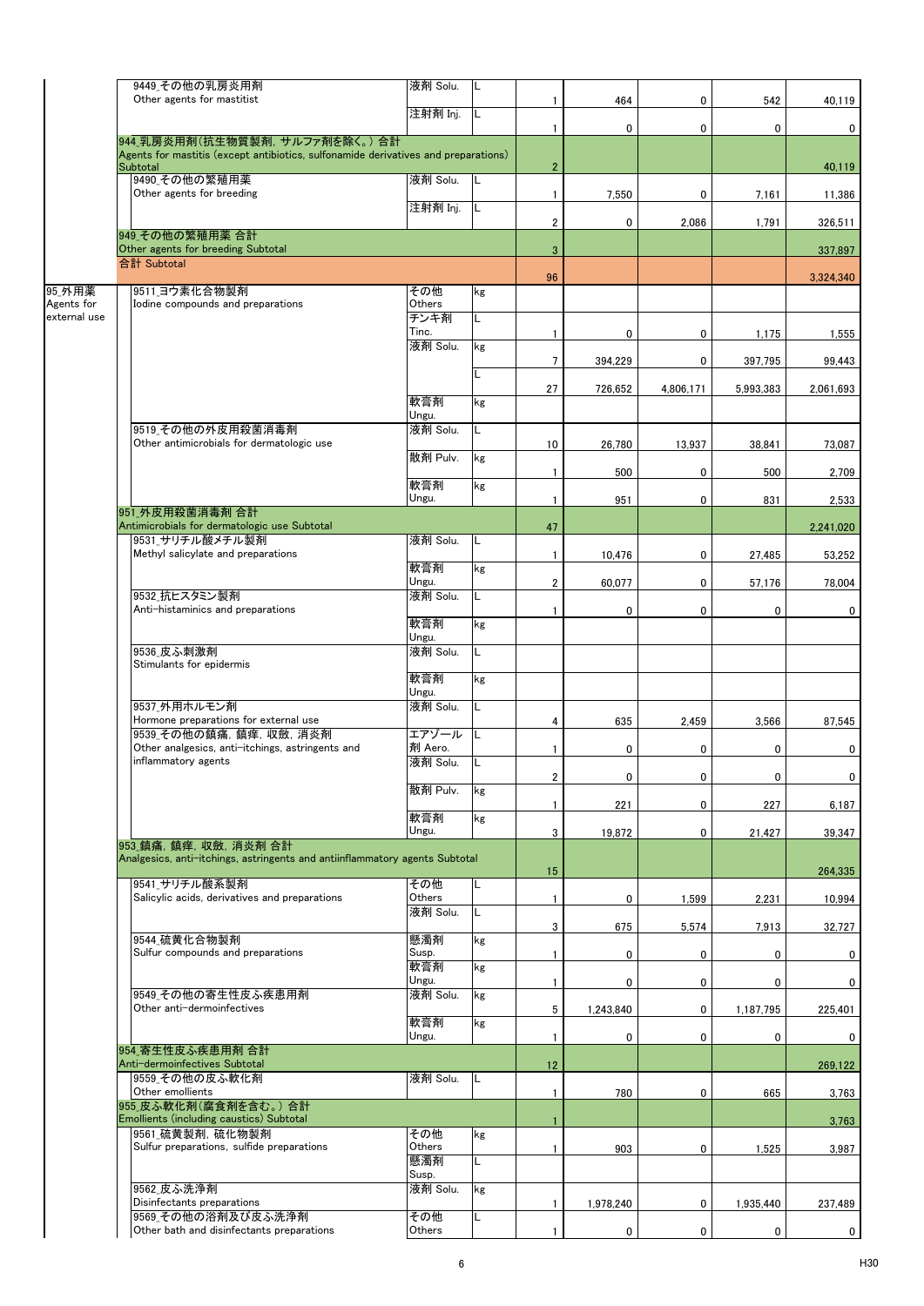| | | | | | | | | |
|---|---|---|---|---|---|---|---|---|
| | 9449_その他の乳房炎用剤 Other agents for mastitist | 液剤 Solu. | L | 1 | 464 | 0 | 542 | 40,119 |
| | | 注射剤 Inj. | L | 1 | 0 | 0 | 0 | 0 |
| | 944_乳房炎用剤(抗生物質製剤, サルファ剤を除く。) 合計 Agents for mastitis (except antibiotics, sulfonamide derivatives and preparations) Subtotal | | | 2 | | | | 40,119 |
| | 9490_その他の繁殖用薬 Other agents for breeding | 液剤 Solu. | L | 1 | 7,550 | 0 | 7,161 | 11,386 |
| | | 注射剤 Inj. | L | 2 | 0 | 2,086 | 1,791 | 326,511 |
| | 949_その他の繁殖用薬 合計 Other agents for breeding Subtotal | | | 3 | | | | 337,897 |
| | 合計 Subtotal | | | 96 | | | | 3,324,340 |
| 95_外用薬 Agents for external use | 9511_ヨウ素化合物製剤 Iodine compounds and preparations | その他 Others | kg | | | | | |
| | | チンキ剤 Tinc. | L | 1 | 0 | 0 | 1,175 | 1,555 |
| | | 液剤 Solu. | kg | 7 | 394,229 | 0 | 397,795 | 99,443 |
| | | | L | 27 | 726,652 | 4,806,171 | 5,993,383 | 2,061,693 |
| | | 軟膏剤 Ungu. | kg | | | | | |
| | 9519_その他の外皮用殺菌消毒剤 Other antimicrobials for dermatologic use | 液剤 Solu. | L | 10 | 26,780 | 13,937 | 38,841 | 73,087 |
| | | 散剤 Pulv. | kg | 1 | 500 | 0 | 500 | 2,709 |
| | | 軟膏剤 Ungu. | kg | 1 | 951 | 0 | 831 | 2,533 |
| | 951_外皮用殺菌消毒剤 合計 Antimicrobials for dermatologic use Subtotal | | | 47 | | | | 2,241,020 |
| | 9531_サリチル酸メチル製剤 Methyl salicylate and preparations | 液剤 Solu. | L | 1 | 10,476 | 0 | 27,485 | 53,252 |
| | | 軟膏剤 Ungu. | kg | 2 | 60,077 | 0 | 57,176 | 78,004 |
| | 9532_抗ヒスタミン製剤 Anti-histaminics and preparations | 液剤 Solu. | L | 1 | 0 | 0 | 0 | 0 |
| | | 軟膏剤 Ungu. | kg | | | | | |
| | 9536_皮ふ刺激剤 Stimulants for epidermis | 液剤 Solu. | L | | | | | |
| | | 軟膏剤 Ungu. | kg | | | | | |
| | 9537_外用ホルモン剤 Hormone preparations for external use | 液剤 Solu. | L | 4 | 635 | 2,459 | 3,566 | 87,545 |
| | 9539_その他の鎮痛, 鎮痒, 収斂, 消炎剤 Other analgesics, anti-itchings, astringents and inflammatory agents | エアゾール剤 Aero. | L | 1 | 0 | 0 | 0 | 0 |
| | | 液剤 Solu. | L | 2 | 0 | 0 | 0 | 0 |
| | | 散剤 Pulv. | kg | 1 | 221 | 0 | 227 | 6,187 |
| | | 軟膏剤 Ungu. | kg | 3 | 19,872 | 0 | 21,427 | 39,347 |
| | 953_鎮痛, 鎮痒, 収斂, 消炎剤 合計 Analgesics, anti-itchings, astringents and antiinflammatory agents Subtotal | | | 15 | | | | 264,335 |
| | 9541_サリチル酸系製剤 Salicylic acids, derivatives and preparations | その他 Others | L | 1 | 0 | 1,599 | 2,231 | 10,994 |
| | | 液剤 Solu. | L | 3 | 675 | 5,574 | 7,913 | 32,727 |
| | 9544_硫黄化合物製剤 Sulfur compounds and preparations | 懸濁剤 Susp. | kg | 1 | 0 | 0 | 0 | 0 |
| | | 軟膏剤 Ungu. | kg | 1 | 0 | 0 | 0 | 0 |
| | 9549_その他の寄生性皮ふ疾患用剤 Other anti-dermoinfectives | 液剤 Solu. | kg | 5 | 1,243,840 | 0 | 1,187,795 | 225,401 |
| | | 軟膏剤 Ungu. | kg | 1 | 0 | 0 | 0 | 0 |
| | 954_寄生性皮ふ疾患用剤 合計 Anti-dermoinfectives Subtotal | | | 12 | | | | 269,122 |
| | 9559_その他の皮ふ軟化剤 Other emollients | 液剤 Solu. | L | 1 | 780 | 0 | 665 | 3,763 |
| | 955_皮ふ軟化剤(腐食剤を含む。) 合計 Emollients (including caustics) Subtotal | | | 1 | | | | 3,763 |
| | 9561_硫黄製剤, 硫化物製剤 Sulfur preparations, sulfide preparations | その他 Others | kg | 1 | 903 | 0 | 1,525 | 3,987 |
| | | 懸濁剤 Susp. | L | | | | | |
| | 9562_皮ふ洗浄剤 Disinfectants preparations | 液剤 Solu. | kg | 1 | 1,978,240 | 0 | 1,935,440 | 237,489 |
| | 9569_その他の浴剤及び皮ふ洗浄剤 Other bath and disinfectants preparations | その他 Others | L | 1 | 0 | 0 | 0 | 0 |

H30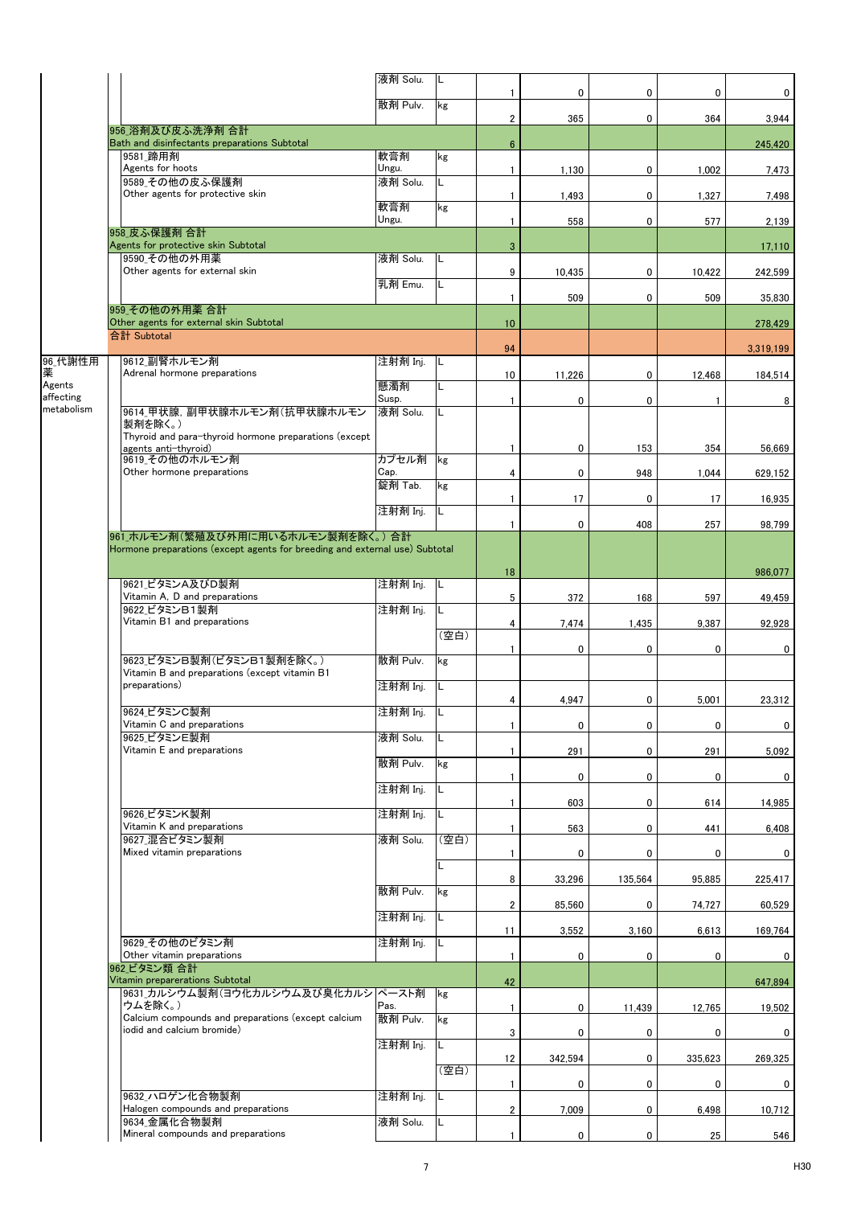| | | | | | | | | |
|---|---|---|---|---|---|---|---|---|
| | | 液剤 Solu. | L | 1 | 0 | 0 | 0 | 0 |
| | | 散剤 Pulv. | kg | 2 | 365 | 0 | 364 | 3,944 |
| | 956_浴剤及び皮ふ洗浄剤 合計<br>Bath and disinfectants preparations Subtotal | | | 6 | | | | 245,420 |
| | 9581_蹄用剤<br>Agents for hoots | 軟膏剤 Ungu. | kg | 1 | 1,130 | 0 | 1,002 | 7,473 |
| | 9589_その他の皮ふ保護剤<br>Other agents for protective skin | 液剤 Solu. | L | 1 | 1,493 | 0 | 1,327 | 7,498 |
| | | 軟膏剤 Ungu. | kg | 1 | 558 | 0 | 577 | 2,139 |
| | 958_皮ふ保護剤 合計<br>Agents for protective skin Subtotal | | | 3 | | | | 17,110 |
| | 9590_その他の外用薬<br>Other agents for external skin | 液剤 Solu. | L | 9 | 10,435 | 0 | 10,422 | 242,599 |
| | | 乳剤 Emu. | L | 1 | 509 | 0 | 509 | 35,830 |
| | 959_その他の外用薬 合計<br>Other agents for external skin Subtotal | | | 10 | | | | 278,429 |
| | 合計 Subtotal | | | 94 | | | | 3,319,199 |
| 96_代謝性用薬<br>Agents affecting metabolism | 9612_副腎ホルモン剤<br>Adrenal hormone preparations | 注射剤 Inj. | L | 10 | 11,226 | 0 | 12,468 | 184,514 |
| | | 懸濁剤 Susp. | L | 1 | 0 | 0 | 1 | 8 |
| | 9614_甲状腺、副甲状腺ホルモン剤(抗甲状腺ホルモン製剤を除く。)<br>Thyroid and para-thyroid hormone preparations (except agents anti-thyroid) | 液剤 Solu. | L | 1 | 0 | 153 | 354 | 56,669 |
| | 9619_その他のホルモン剤<br>Other hormone preparations | カプセル剤 Cap. | kg | 4 | 0 | 948 | 1,044 | 629,152 |
| | | 錠剤 Tab. | kg | 1 | 17 | 0 | 17 | 16,935 |
| | | 注射剤 Inj. | L | 1 | 0 | 408 | 257 | 98,799 |
| | 961_ホルモン剤(繁殖及び外用に用いるホルモン製剤を除く。) 合計<br>Hormone preparations (except agents for breeding and external use) Subtotal | | | 18 | | | | 986,077 |
| | 9621_ビタミンA及びD製剤<br>Vitamin A, D and preparations | 注射剤 Inj. | L | 5 | 372 | 168 | 597 | 49,459 |
| | 9622_ビタミンB1製剤<br>Vitamin B1 and preparations | 注射剤 Inj. | L | 4 | 7,474 | 1,435 | 9,387 | 92,928 |
| | | | (空白) | 1 | 0 | 0 | 0 | 0 |
| | 9623_ビタミンB製剤(ビタミンB1製剤を除く。)<br>Vitamin B and preparations (except vitamin B1 preparations) | 散剤 Pulv. | kg | | | | | |
| | | 注射剤 Inj. | L | 4 | 4,947 | 0 | 5,001 | 23,312 |
| | 9624_ビタミンC製剤<br>Vitamin C and preparations | 注射剤 Inj. | L | 1 | 0 | 0 | 0 | 0 |
| | 9625_ビタミンE製剤<br>Vitamin E and preparations | 液剤 Solu. | L | 1 | 291 | 0 | 291 | 5,092 |
| | | 散剤 Pulv. | kg | 1 | 0 | 0 | 0 | 0 |
| | | 注射剤 Inj. | L | 1 | 603 | 0 | 614 | 14,985 |
| | 9626_ビタミンK製剤<br>Vitamin K and preparations | 注射剤 Inj. | L | 1 | 563 | 0 | 441 | 6,408 |
| | 9627_混合ビタミン製剤<br>Mixed vitamin preparations | 液剤 Solu. | (空白) | 1 | 0 | 0 | 0 | 0 |
| | | | L | 8 | 33,296 | 135,564 | 95,885 | 225,417 |
| | | 散剤 Pulv. | kg | 2 | 85,560 | 0 | 74,727 | 60,529 |
| | | 注射剤 Inj. | L | 11 | 3,552 | 3,160 | 6,613 | 169,764 |
| | 9629_その他のビタミン剤<br>Other vitamin preparations | 注射剤 Inj. | L | 1 | 0 | 0 | 0 | 0 |
| | 962_ビタミン類 合計<br>Vitamin prepare­rations Subtotal | | | 42 | | | | 647,894 |
| | 9631_カルシウム製剤(ヨウ化カルシウム及び臭化カルシウムを除く。)<br>Calcium compounds and preparations (except calcium iodid and calcium bromide) | ペースト剤 Pas. | kg | 1 | 0 | 11,439 | 12,765 | 19,502 |
| | | 散剤 Pulv. | kg | 3 | 0 | 0 | 0 | 0 |
| | | 注射剤 Inj. | L | 12 | 342,594 | 0 | 335,623 | 269,325 |
| | | | (空白) | 1 | 0 | 0 | 0 | 0 |
| | 9632_ハロゲン化合物製剤<br>Halogen compounds and preparations | 注射剤 Inj. | L | 2 | 7,009 | 0 | 6,498 | 10,712 |
| | 9634_金属化合物製剤<br>Mineral compounds and preparations | 液剤 Solu. | L | 1 | 0 | 0 | 25 | 546 |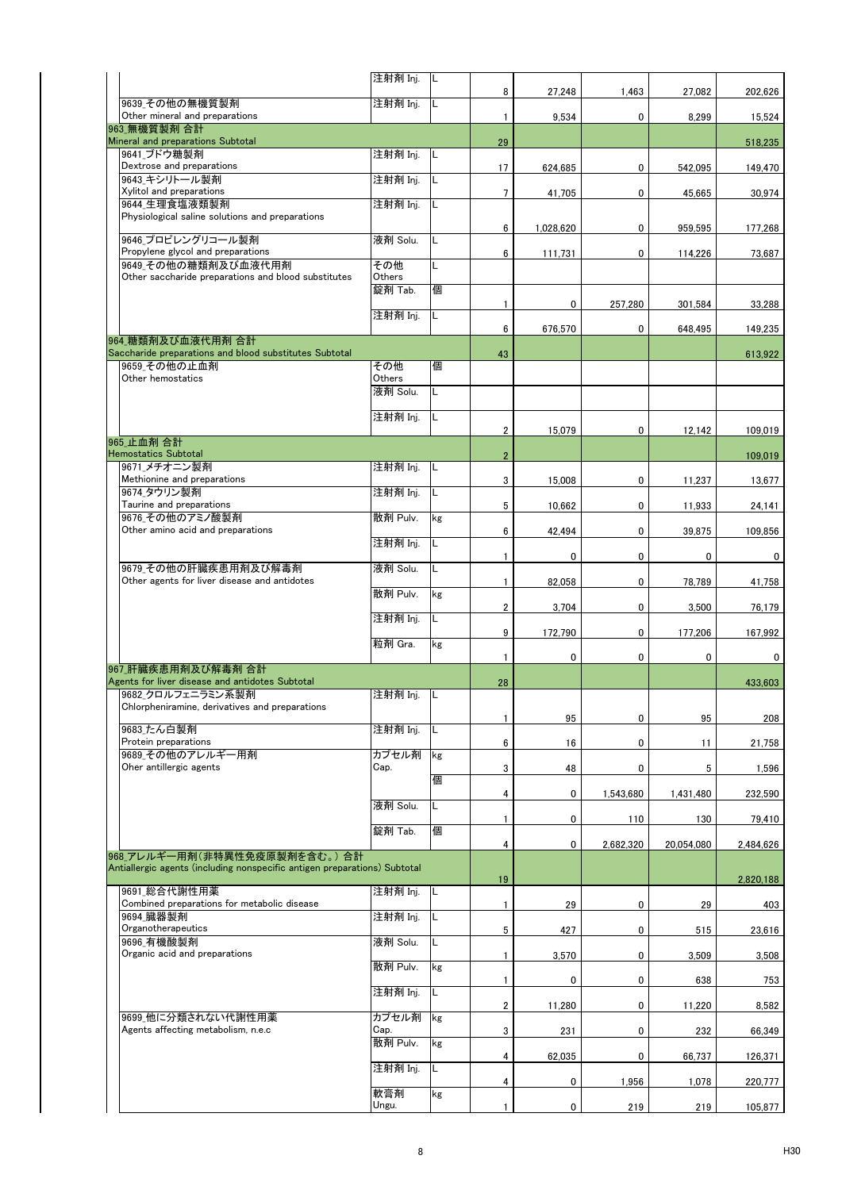| | | | | | | | |
|---|---|---|---|---|---|---|---|
| | 注射剤 Inj. | L | 8 | 27,248 | 1,463 | 27,082 | 202,626 |
| 9639_その他の無機質製剤 Other mineral and preparations | 注射剤 Inj. | L | 1 | 9,534 | 0 | 8,299 | 15,524 |
| 963_無機質製剤 合計 Mineral and preparations Subtotal | | | 29 | | | | 518,235 |
| 9641_ブドウ糖製剤 Dextrose and preparations | 注射剤 Inj. | L | 17 | 624,685 | 0 | 542,095 | 149,470 |
| 9643_キシリトール製剤 Xylitol and preparations | 注射剤 Inj. | L | 7 | 41,705 | 0 | 45,665 | 30,974 |
| 9644_生理食塩液類製剤 Physiological saline solutions and preparations | 注射剤 Inj. | L | 6 | 1,028,620 | 0 | 959,595 | 177,268 |
| 9646_プロピレングリコール製剤 Propylene glycol and preparations | 液剤 Solu. | L | 6 | 111,731 | 0 | 114,226 | 73,687 |
| 9649_その他の糖類剤及び血液代用剤 Other saccharide preparations and blood substitutes | その他 Others | L | | | | | |
| | 錠剤 Tab. | 個 | 1 | 0 | 257,280 | 301,584 | 33,288 |
| | 注射剤 Inj. | L | 6 | 676,570 | 0 | 648,495 | 149,235 |
| 964_糖類剤及び血液代用剤 合計 Saccharide preparations and blood substitutes Subtotal | | | 43 | | | | 613,922 |
| 9659_その他の止血剤 Other hemostatics | その他 Others | 個 | | | | | |
| | 液剤 Solu. | L | | | | | |
| | 注射剤 Inj. | L | 2 | 15,079 | 0 | 12,142 | 109,019 |
| 965_止血剤 合計 Hemostatics Subtotal | | | 2 | | | | 109,019 |
| 9671_メチオニン製剤 Methionine and preparations | 注射剤 Inj. | L | 3 | 15,008 | 0 | 11,237 | 13,677 |
| 9674_タウリン製剤 Taurine and preparations | 注射剤 Inj. | L | 5 | 10,662 | 0 | 11,933 | 24,141 |
| 9676_その他のアミノ酸製剤 Other amino acid and preparations | 散剤 Pulv. | kg | 6 | 42,494 | 0 | 39,875 | 109,856 |
| | 注射剤 Inj. | L | 1 | 0 | 0 | 0 | 0 |
| 9679_その他の肝臓疾患用剤及び解毒剤 Other agents for liver disease and antidotes | 液剤 Solu. | L | 1 | 82,058 | 0 | 78,789 | 41,758 |
| | 散剤 Pulv. | kg | 2 | 3,704 | 0 | 3,500 | 76,179 |
| | 注射剤 Inj. | L | 9 | 172,790 | 0 | 177,206 | 167,992 |
| | 粒剤 Gra. | kg | 1 | 0 | 0 | 0 | 0 |
| 967_肝臓疾患用剤及び解毒剤 合計 Agents for liver disease and antidotes Subtotal | | | 28 | | | | 433,603 |
| 9682_クロルフェニラミン系製剤 Chlorpheniramine, derivatives and preparations | 注射剤 Inj. | L | 1 | 95 | 0 | 95 | 208 |
| 9683_たん白製剤 Protein preparations | 注射剤 Inj. | L | 6 | 16 | 0 | 11 | 21,758 |
| 9689_その他のアレルギー用剤 Oher antillergic agents | カプセル剤 Cap. | kg | 3 | 48 | 0 | 5 | 1,596 |
| | | 個 | 4 | 0 | 1,543,680 | 1,431,480 | 232,590 |
| | 液剤 Solu. | L | 1 | 0 | 110 | 130 | 79,410 |
| | 錠剤 Tab. | 個 | 4 | 0 | 2,682,320 | 20,054,080 | 2,484,626 |
| 968_アレルギー用剤(非特異性免疫原製剤を含む。) 合計 Antiallergic agents (including nonspecific antigen preparations) Subtotal | | | 19 | | | | 2,820,188 |
| 9691_総合代謝性用薬 Combined preparations for metabolic disease | 注射剤 Inj. | L | 1 | 29 | 0 | 29 | 403 |
| 9694_臓器製剤 Organotherapeutics | 注射剤 Inj. | L | 5 | 427 | 0 | 515 | 23,616 |
| 9696_有機酸製剤 Organic acid and preparations | 液剤 Solu. | L | 1 | 3,570 | 0 | 3,509 | 3,508 |
| | 散剤 Pulv. | kg | 1 | 0 | 0 | 638 | 753 |
| | 注射剤 Inj. | L | 2 | 11,280 | 0 | 11,220 | 8,582 |
| 9699_他に分類されない代謝性用薬 Agents affecting metabolism, n.e.c | カプセル剤 Cap. | kg | 3 | 231 | 0 | 232 | 66,349 |
| | 散剤 Pulv. | kg | 4 | 62,035 | 0 | 66,737 | 126,371 |
| | 注射剤 Inj. | L | 4 | 0 | 1,956 | 1,078 | 220,777 |
| | 軟膏剤 Ungu. | kg | 1 | 0 | 219 | 219 | 105,877 |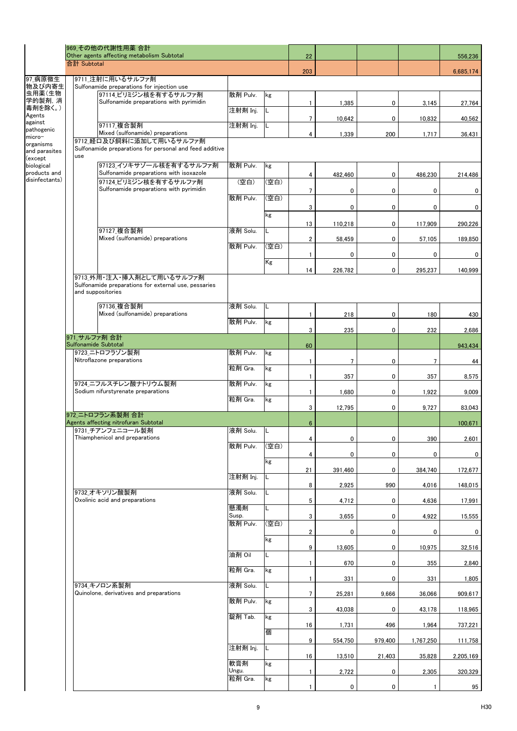| 分類 | 品目 | 剤型 | 単位 | 件数 | 数量1 | 数量2 | 数量3 | 金額 |
|---|---|---|---|---|---|---|---|---|
| | 969_その他の代謝性用薬 合計 Other agents affecting metabolism Subtotal | | | 22 | | | | 556,236 |
| | 合計 Subtotal | | | 203 | | | | 6,685,174 |
| 97_病原微生物及び内寄生虫用薬（生物学的製剤，消毒剤を除く。） Agents against pathogenic micro-organisms and parasites (except biological products and disinfectants) | 9711_注射に用いるサルファ剤 Sulfonamide preparations for injection use | | | | | | | |
| | 97114_ピリミジン核を有するサルファ剤 Sulfonamide preparations with pyrimidin | 散剤 Pulv. | kg | 1 | 1,385 | 0 | 3,145 | 27,764 |
| | | 注射剤 Inj. | L | 7 | 10,642 | 0 | 10,832 | 40,562 |
| | 97117_複合製剤 Mixed (sulfonamide) preparations | 注射剤 Inj. | L | 4 | 1,339 | 200 | 1,717 | 36,431 |
| | 9712_経口及び飼料に添加して用いるサルファ剤 Sulfonamide preparations for personal and feed additive use | | | | | | | |
| | 97123_イソキサゾール核を有するサルファ剤 Sulfonamide preparations with isoxazole | 散剤 Pulv. | kg | 4 | 482,460 | 0 | 486,230 | 214,486 |
| | 97124_ピリミジン核を有するサルファ剤 Sulfonamide preparations with pyrimidin | （空白） | （空白） | 7 | 0 | 0 | 0 | 0 |
| | | 散剤 Pulv. | （空白） | 3 | 0 | 0 | 0 | 0 |
| | | | kg | 13 | 110,218 | 0 | 117,909 | 290,226 |
| | 97127_複合製剤 Mixed (sulfonamide) preparations | 液剤 Solu. | L | 2 | 58,459 | 0 | 57,105 | 189,850 |
| | | 散剤 Pulv. | （空白） | 1 | 0 | 0 | 0 | 0 |
| | | | Kg | 14 | 226,782 | 0 | 295,237 | 140,999 |
| | 9713_外用・注入・挿入剤として用いるサルファ剤 Sulfonamide preparations for external use, pessaries and suppositories | | | | | | | |
| | 97136_複合製剤 Mixed (sulfonamide) preparations | 液剤 Solu. | L | 1 | 218 | 0 | 180 | 430 |
| | | 散剤 Pulv. | kg | 3 | 235 | 0 | 232 | 2,686 |
| | 971_サルファ剤 合計 Sulfonamide Subtotal | | | 60 | | | | 943,434 |
| | 9723_ニトロフラゾン製剤 Nitroflazone preparations | 散剤 Pulv. | kg | 1 | 7 | 0 | 7 | 44 |
| | | 粒剤 Gra. | kg | 1 | 357 | 0 | 357 | 8,575 |
| | 9724_ニフルスチレン酸ナトリウム製剤 Sodium nifurstyrenate preparations | 散剤 Pulv. | kg | 1 | 1,680 | 0 | 1,922 | 9,009 |
| | | 粒剤 Gra. | kg | 3 | 12,795 | 0 | 9,727 | 83,043 |
| | 972_ニトロフラン系製剤 合計 Agents affecting nitrofuran Subtotal | | | 6 | | | | 100,671 |
| | 9731_チアンフェニコール製剤 Thiamphenicol and preparations | 液剤 Solu. | L | 4 | 0 | 0 | 390 | 2,601 |
| | | 散剤 Pulv. | （空白） | 4 | 0 | 0 | 0 | 0 |
| | | | kg | 21 | 391,460 | 0 | 384,740 | 172,677 |
| | | 注射剤 Inj. | L | 8 | 2,925 | 990 | 4,016 | 148,015 |
| | 9732_オキソリン酸製剤 Oxolinic acid and preparations | 液剤 Solu. | L | 5 | 4,712 | 0 | 4,636 | 17,991 |
| | | 懸濁剤 Susp. | L | 3 | 3,655 | 0 | 4,922 | 15,555 |
| | | 散剤 Pulv. | （空白） | 2 | 0 | 0 | 0 | 0 |
| | | | kg | 9 | 13,605 | 0 | 10,975 | 32,516 |
| | | 油剤 Oil | L | 1 | 670 | 0 | 355 | 2,840 |
| | | 粒剤 Gra. | kg | 1 | 331 | 0 | 331 | 1,805 |
| | 9734_キノロン系製剤 Quinolone, derivatives and preparations | 液剤 Solu. | L | 7 | 25,281 | 9,666 | 36,066 | 909,617 |
| | | 散剤 Pulv. | kg | 3 | 43,038 | 0 | 43,178 | 118,965 |
| | | 錠剤 Tab. | kg | 16 | 1,731 | 496 | 1,964 | 737,221 |
| | | | 個 | 9 | 554,750 | 979,400 | 1,767,250 | 111,758 |
| | | 注射剤 Inj. | L | 16 | 13,510 | 21,403 | 35,828 | 2,205,169 |
| | | 軟膏剤 Ungu. | kg | 1 | 2,722 | 0 | 2,305 | 320,329 |
| | | 粒剤 Gra. | kg | 1 | 0 | 0 | 1 | 95 |

H30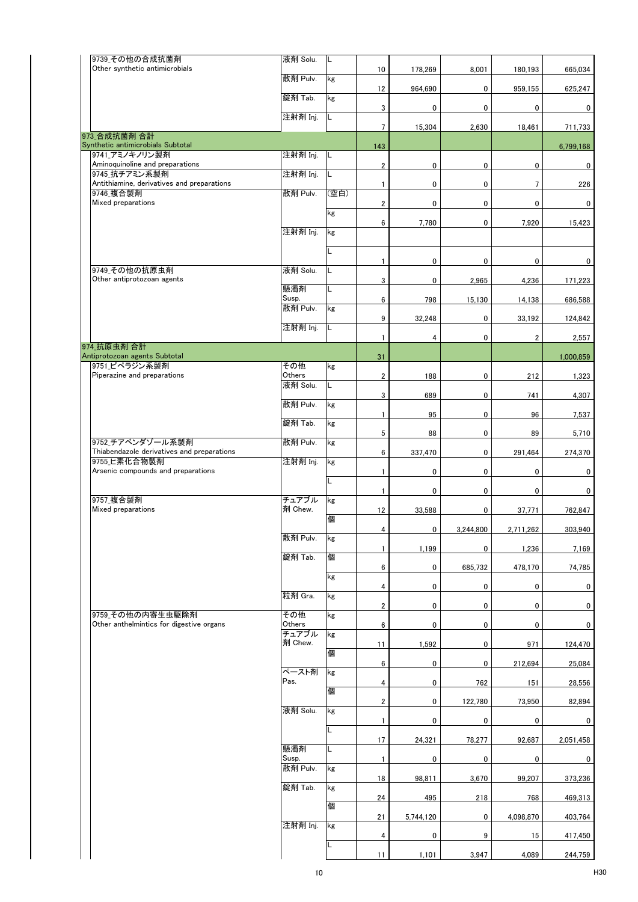| | | | | | | |
|---|---|---|---|---|---|---|
| 9739_その他の合成抗菌剤<br>Other synthetic antimicrobials | 液剤 Solu. | L | 10 | 178,269 | 8,001 | 180,193 | 665,034 |
| | 散剤 Pulv. | kg | 12 | 964,690 | 0 | 959,155 | 625,247 |
| | 錠剤 Tab. | kg | 3 | 0 | 0 | 0 | 0 |
| | 注射剤 Inj. | L | 7 | 15,304 | 2,630 | 18,461 | 711,733 |
| 973_合成抗菌剤 合計<br>Synthetic antimicrobials Subtotal | | | 143 | | | | 6,799,168 |
| 9741_アミノキノリン製剤<br>Aminoquinoline and preparations | 注射剤 Inj. | L | 2 | 0 | 0 | 0 | 0 |
| 9745_抗チアミン系製剤<br>Antithiamine, derivatives and preparations | 注射剤 Inj. | L | 1 | 0 | 0 | 7 | 226 |
| 9746_複合製剤<br>Mixed preparations | 散剤 Pulv. | (空白) | 2 | 0 | 0 | 0 | 0 |
| | | kg | 6 | 7,780 | 0 | 7,920 | 15,423 |
| | 注射剤 Inj. | kg | | | | | |
| | | L | 1 | 0 | 0 | 0 | 0 |
| 9749_その他の抗原虫剤<br>Other antiprotozoan agents | 液剤 Solu. | L | 3 | 0 | 2,965 | 4,236 | 171,223 |
| | 懸濁剤 Susp. | L | 6 | 798 | 15,130 | 14,138 | 686,588 |
| | 散剤 Pulv. | kg | 9 | 32,248 | 0 | 33,192 | 124,842 |
| | 注射剤 Inj. | L | 1 | 4 | 0 | 2 | 2,557 |
| 974_抗原虫剤 合計<br>Antiprotozoan agents Subtotal | | | 31 | | | | 1,000,859 |
| 9751_ピペラジン系製剤<br>Piperazine and preparations | その他 Others | kg | 2 | 188 | 0 | 212 | 1,323 |
| | 液剤 Solu. | L | 3 | 689 | 0 | 741 | 4,307 |
| | 散剤 Pulv. | kg | 1 | 95 | 0 | 96 | 7,537 |
| | 錠剤 Tab. | kg | 5 | 88 | 0 | 89 | 5,710 |
| 9752_チアベンダゾール系製剤<br>Thiabendazole derivatives and preparations | 散剤 Pulv. | kg | 6 | 337,470 | 0 | 291,464 | 274,370 |
| 9755_ヒ素化合物製剤<br>Arsenic compounds and preparations | 注射剤 Inj. | kg | 1 | 0 | 0 | 0 | 0 |
| | | L | 1 | 0 | 0 | 0 | 0 |
| 9757_複合製剤<br>Mixed preparations | チュアブル剤 Chew. | kg | 12 | 33,588 | 0 | 37,771 | 762,847 |
| | | 個 | 4 | 0 | 3,244,800 | 2,711,262 | 303,940 |
| | 散剤 Pulv. | kg | 1 | 1,199 | 0 | 1,236 | 7,169 |
| | 錠剤 Tab. | 個 | 6 | 0 | 685,732 | 478,170 | 74,785 |
| | | kg | 4 | 0 | 0 | 0 | 0 |
| | 粒剤 Gra. | kg | 2 | 0 | 0 | 0 | 0 |
| 9759_その他の内寄生虫駆除剤<br>Other anthelmintics for digestive organs | その他 Others | kg | 6 | 0 | 0 | 0 | 0 |
| | チュアブル剤 Chew. | kg | 11 | 1,592 | 0 | 971 | 124,470 |
| | | 個 | 6 | 0 | 0 | 212,694 | 25,084 |
| | ペースト剤 Pas. | kg | 4 | 0 | 762 | 151 | 28,556 |
| | | 個 | 2 | 0 | 122,780 | 73,950 | 82,894 |
| | 液剤 Solu. | kg | 1 | 0 | 0 | 0 | 0 |
| | | L | 17 | 24,321 | 78,277 | 92,687 | 2,051,458 |
| | 懸濁剤 Susp. | L | 1 | 0 | 0 | 0 | 0 |
| | 散剤 Pulv. | kg | 18 | 98,811 | 3,670 | 99,207 | 373,236 |
| | 錠剤 Tab. | kg | 24 | 495 | 218 | 768 | 469,313 |
| | | 個 | 21 | 5,744,120 | 0 | 4,098,870 | 403,764 |
| | 注射剤 Inj. | kg | 4 | 0 | 9 | 15 | 417,450 |
| | | L | 11 | 1,101 | 3,947 | 4,089 | 244,759 |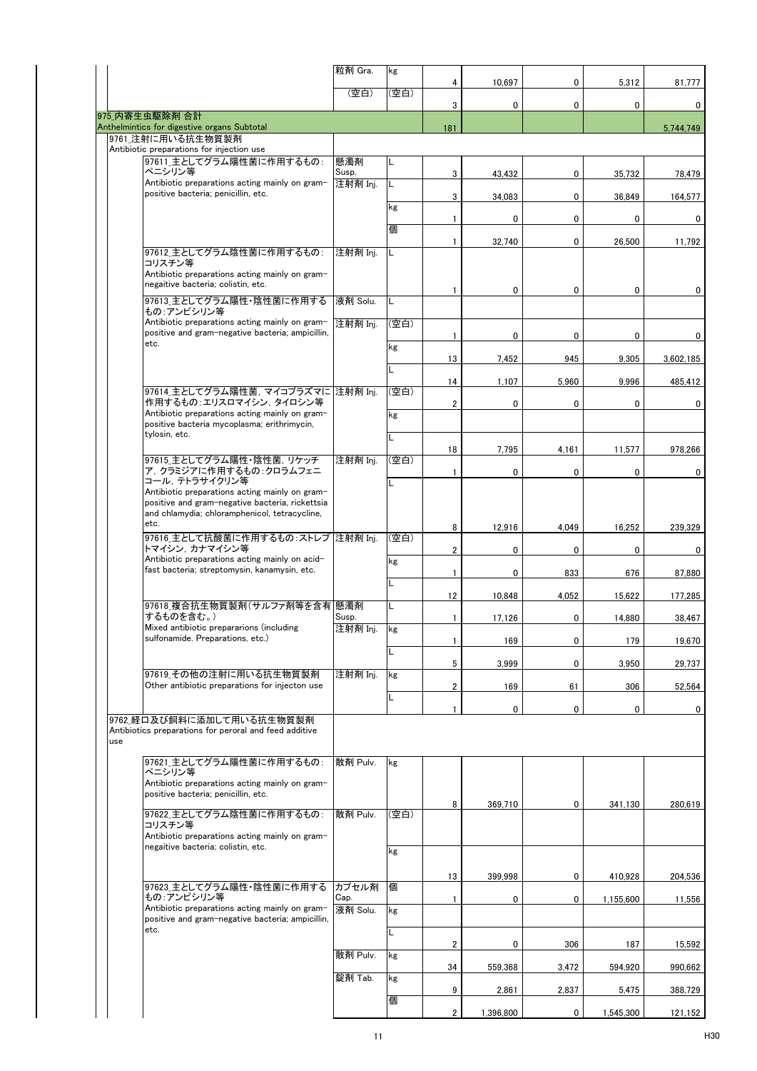| 分類 | 剤型 | 単位 | | | | | |
|---|---|---|---|---|---|---|---|
| | 粒剤 Gra. | kg | 4 | 10,697 | 0 | 5,312 | 81,777 |
| | （空白） | （空白） | 3 | 0 | 0 | 0 | 0 |
| 975_内寄生虫駆除剤 合計 Anthelmintics for digestive organs Subtotal | | | 181 | | | | 5,744,749 |
| 9761_注射に用いる抗生物質製剤 Antibiotic preparations for injection use | | | | | | | |
| 97611_主としてグラム陽性菌に作用するもの：ペニシリン等 Antibiotic preparations acting mainly on gram-positive bacteria; penicillin, etc. | 懸濁剤 Susp. | L | 3 | 43,432 | 0 | 35,732 | 78,479 |
| | 注射剤 Inj. | L | 3 | 34,083 | 0 | 36,849 | 164,577 |
| | | kg | 1 | 0 | 0 | 0 | 0 |
| | | 個 | 1 | 32,740 | 0 | 26,500 | 11,792 |
| 97612_主としてグラム陰性菌に作用するもの：コリスチン等 Antibiotic preparations acting mainly on gram-negative bacteria; colistin, etc. | 注射剤 Inj. | L | 1 | 0 | 0 | 0 | 0 |
| 97613_主としてグラム陽性・陰性菌に作用するもの：アンピシリン等 Antibiotic preparations acting mainly on gram-positive and gram-negative bacteria; ampicillin, etc. | 液剤 Solu. | L | | | | | |
| | 注射剤 Inj. | （空白） | 1 | 0 | 0 | 0 | 0 |
| | | kg | 13 | 7,452 | 945 | 9,305 | 3,602,185 |
| | | L | 14 | 1,107 | 5,960 | 9,996 | 485,412 |
| 97614_主としてグラム陽性菌，マイコプラズマに作用するもの：エリスロマイシン，タイロシン等 Antibiotic preparations acting mainly on gram-positive bacteria mycoplasma; erithrimycin, tylosin, etc. | 注射剤 Inj. | （空白） | 2 | 0 | 0 | 0 | 0 |
| | | kg | | | | | |
| | | L | 18 | 7,795 | 4,161 | 11,577 | 978,266 |
| 97615_主としてグラム陽性・陰性菌，リケッチア，クラミジアに作用するもの：クロラムフェニコール，テトラサイクリン等 Antibiotic preparations acting mainly on gram-positive and gram-negative bacteria, rickettsia and chlamydia; chloramphenicol, tetracycline, etc. | 注射剤 Inj. | （空白） | 1 | 0 | 0 | 0 | 0 |
| | | L | 8 | 12,916 | 4,049 | 16,252 | 239,329 |
| 97616_主として抗酸菌に作用するもの：ストレプトマイシン，カナマイシン等 Antibiotic preparations acting mainly on acid-fast bacteria; streptomysin, kanamysin, etc. | 注射剤 Inj. | （空白） | 2 | 0 | 0 | 0 | 0 |
| | | kg | 1 | 0 | 833 | 676 | 87,880 |
| | | L | 12 | 10,848 | 4,052 | 15,622 | 177,285 |
| 97618_複合抗生物質製剤（サルファ剤等を含有するものを含む。） Mixed antibiotic preparations (including sulfonamide. Preparations, etc.) | 懸濁剤 Susp. | L | 1 | 17,126 | 0 | 14,880 | 38,467 |
| | 注射剤 Inj. | kg | 1 | 169 | 0 | 179 | 19,670 |
| | | L | 5 | 3,999 | 0 | 3,950 | 29,737 |
| 97619_その他の注射に用いる抗生物質製剤 Other antibiotic preparations for injecton use | 注射剤 Inj. | kg | 2 | 169 | 61 | 306 | 52,564 |
| | | L | 1 | 0 | 0 | 0 | 0 |
| 9762_経口及び飼料に添加して用いる抗生物質製剤 Antibiotics preparations for peroral and feed additive use | | | | | | | |
| 97621_主としてグラム陽性菌に作用するもの：ペニシリン等 Antibiotic preparations acting mainly on gram-positive bacteria; penicillin, etc. | 散剤 Pulv. | kg | 8 | 369,710 | 0 | 341,130 | 280,619 |
| 97622_主としてグラム陰性菌に作用するもの：コリスチン等 Antibiotic preparations acting mainly on gram-negative bacteria; colistin, etc. | 散剤 Pulv. | （空白） | | | | | |
| | | kg | 13 | 399,998 | 0 | 410,928 | 204,536 |
| 97623_主としてグラム陽性・陰性菌に作用するもの：アンピシリン等 Antibiotic preparations acting mainly on gram-positive and gram-negative bacteria; ampicillin, etc. | カプセル剤 Cap. | 個 | 1 | 0 | 0 | 1,155,600 | 11,556 |
| | 液剤 Solu. | kg | | | | | |
| | | L | 2 | 0 | 306 | 187 | 15,592 |
| | 散剤 Pulv. | kg | 34 | 559,368 | 3,472 | 594,920 | 990,662 |
| | 錠剤 Tab. | kg | 9 | 2,861 | 2,837 | 5,475 | 388,729 |
| | | 個 | 2 | 1,396,800 | 0 | 1,545,300 | 121,152 |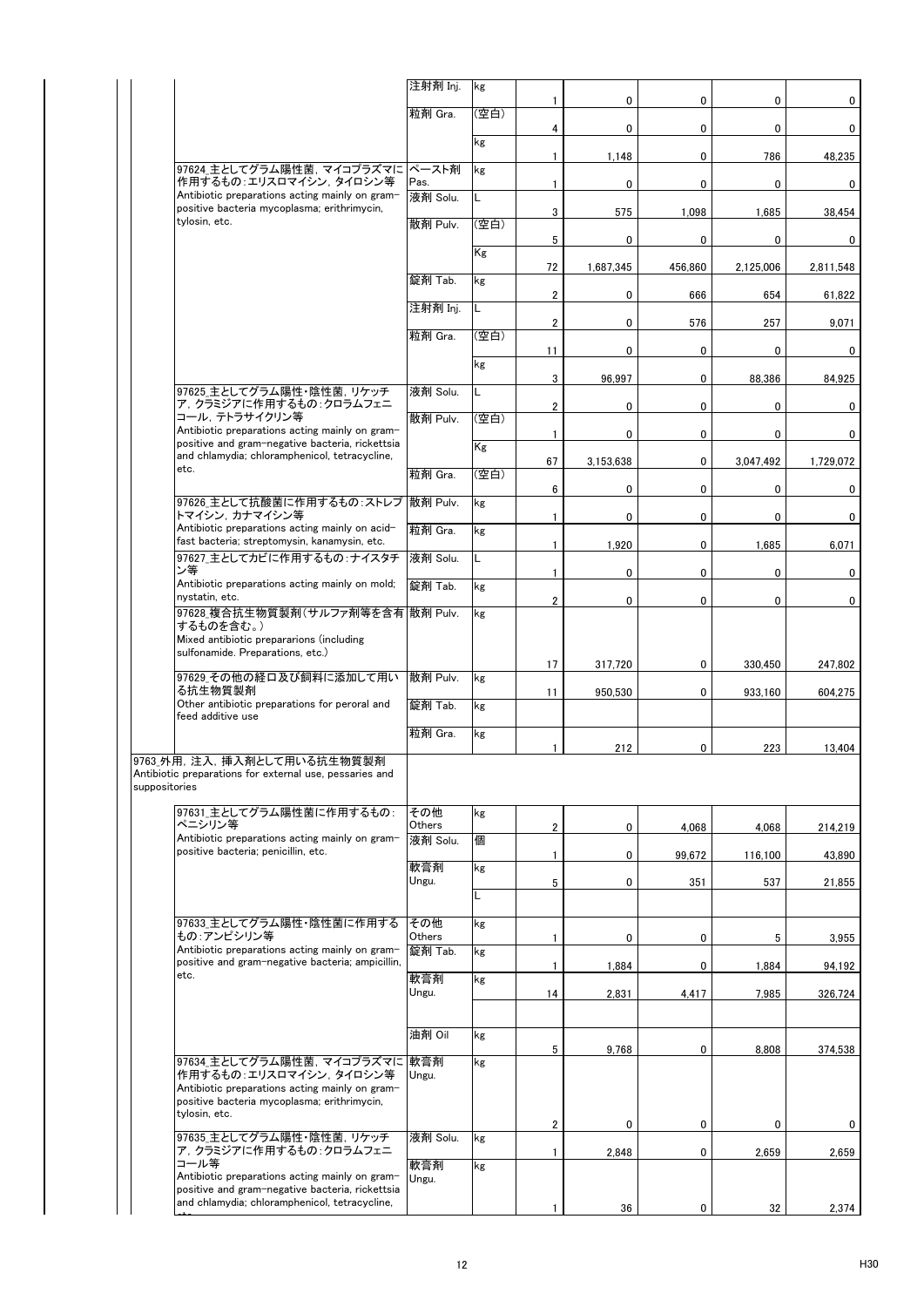| 区分 | 剤形 | 単位 | | | | | |
|---|---|---|---|---|---|---|---|
| | 注射剤 Inj. | kg | 1 | 0 | 0 | 0 | 0 |
| | 粒剤 Gra. | (空白) | 4 | 0 | 0 | 0 | 0 |
| | | kg | 1 | 1,148 | 0 | 786 | 48,235 |
| 97624_主としてグラム陽性菌，マイコプラズマに作用するもの：エリスロマイシン，タイロシン等 Antibiotic preparations acting mainly on gram-positive bacteria mycoplasma; erithrimycin, tylosin, etc. | ペースト剤 Pas. | kg | 1 | 0 | 0 | 0 | 0 |
| | 液剤 Solu. | L | 3 | 575 | 1,098 | 1,685 | 38,454 |
| | 散剤 Pulv. | (空白) | 5 | 0 | 0 | 0 | 0 |
| | | Kg | 72 | 1,687,345 | 456,860 | 2,125,006 | 2,811,548 |
| | 錠剤 Tab. | kg | 2 | 0 | 666 | 654 | 61,822 |
| | 注射剤 Inj. | L | 2 | 0 | 576 | 257 | 9,071 |
| | 粒剤 Gra. | (空白) | 11 | 0 | 0 | 0 | 0 |
| | | kg | 3 | 96,997 | 0 | 88,386 | 84,925 |
| 97625_主としてグラム陽性・陰性菌，リケッチア，クラミジアに作用するもの：クロラムフェニコール，テトラサイクリン等 Antibiotic preparations acting mainly on gram-positive and gram-negative bacteria, rickettsia and chlamydia; chloramphenicol, tetracycline, etc. | 液剤 Solu. | L | 2 | 0 | 0 | 0 | 0 |
| | 散剤 Pulv. | (空白) | 1 | 0 | 0 | 0 | 0 |
| | | Kg | 67 | 3,153,638 | 0 | 3,047,492 | 1,729,072 |
| | 粒剤 Gra. | (空白) | 6 | 0 | 0 | 0 | 0 |
| 97626_主として抗酸菌に作用するもの：ストレプトマイシン，カナマイシン等 Antibiotic preparations acting mainly on acid-fast bacteria; streptomysin, kanamysin, etc. | 散剤 Pulv. | kg | 1 | 0 | 0 | 0 | 0 |
| | 粒剤 Gra. | kg | 1 | 1,920 | 0 | 1,685 | 6,071 |
| 97627_主としてカビに作用するもの：ナイスタチン等 Antibiotic preparations acting mainly on mold; nystatin, etc. | 液剤 Solu. | L | 1 | 0 | 0 | 0 | 0 |
| | 錠剤 Tab. | kg | 2 | 0 | 0 | 0 | 0 |
| 97628_複合抗生物質製剤（サルファ剤等を含有するものを含む。） Mixed antibiotic prepararions (including sulfonamide. Preparations, etc.) | 散剤 Pulv. | kg | 17 | 317,720 | 0 | 330,450 | 247,802 |
| 97629_その他の経口及び飼料に添加して用いる抗生物質製剤 Other antibiotic preparations for peroral and feed additive use | 散剤 Pulv. | kg | 11 | 950,530 | 0 | 933,160 | 604,275 |
| | 錠剤 Tab. | kg | | | | | |
| | 粒剤 Gra. | kg | 1 | 212 | 0 | 223 | 13,404 |
| **9763_外用，注入，挿入剤として用いる抗生物質製剤 Antibiotic preparations for external use, pessaries and suppositories** | | | | | | | |
| 97631_主としてグラム陽性菌に作用するもの：ペニシリン等 Antibiotic preparations acting mainly on gram-positive bacteria; penicillin, etc. | その他 Others | kg | 2 | 0 | 4,068 | 4,068 | 214,219 |
| | 液剤 Solu. | 個 | 1 | 0 | 99,672 | 116,100 | 43,890 |
| | 軟膏剤 Ungu. | kg | 5 | 0 | 351 | 537 | 21,855 |
| | | L | | | | | |
| 97633_主としてグラム陽性・陰性菌に作用するもの：アンピシリン等 Antibiotic preparations acting mainly on gram-positive and gram-negative bacteria; ampicillin, etc. | その他 Others | kg | 1 | 0 | 0 | 5 | 3,955 |
| | 錠剤 Tab. | kg | 1 | 1,884 | 0 | 1,884 | 94,192 |
| | 軟膏剤 Ungu. | kg | 14 | 2,831 | 4,417 | 7,985 | 326,724 |
| | 油剤 Oil | kg | 5 | 9,768 | 0 | 8,808 | 374,538 |
| 97634_主としてグラム陽性菌，マイコプラズマに作用するもの：エリスロマイシン，タイロシン等 Antibiotic preparations acting mainly on gram-positive bacteria mycoplasma; erithrimycin, tylosin, etc. | 軟膏剤 Ungu. | kg | 2 | 0 | 0 | 0 | 0 |
| 97635_主としてグラム陽性・陰性菌，リケッチア，クラミジアに作用するもの：クロラムフェニコール等 Antibiotic preparations acting mainly on gram-positive and gram-negative bacteria, rickettsia and chlamydia; chloramphenicol, tetracycline, etc. | 液剤 Solu. | kg | 1 | 2,848 | 0 | 2,659 | 2,659 |
| | 軟膏剤 Ungu. | kg | 1 | 36 | 0 | 32 | 2,374 |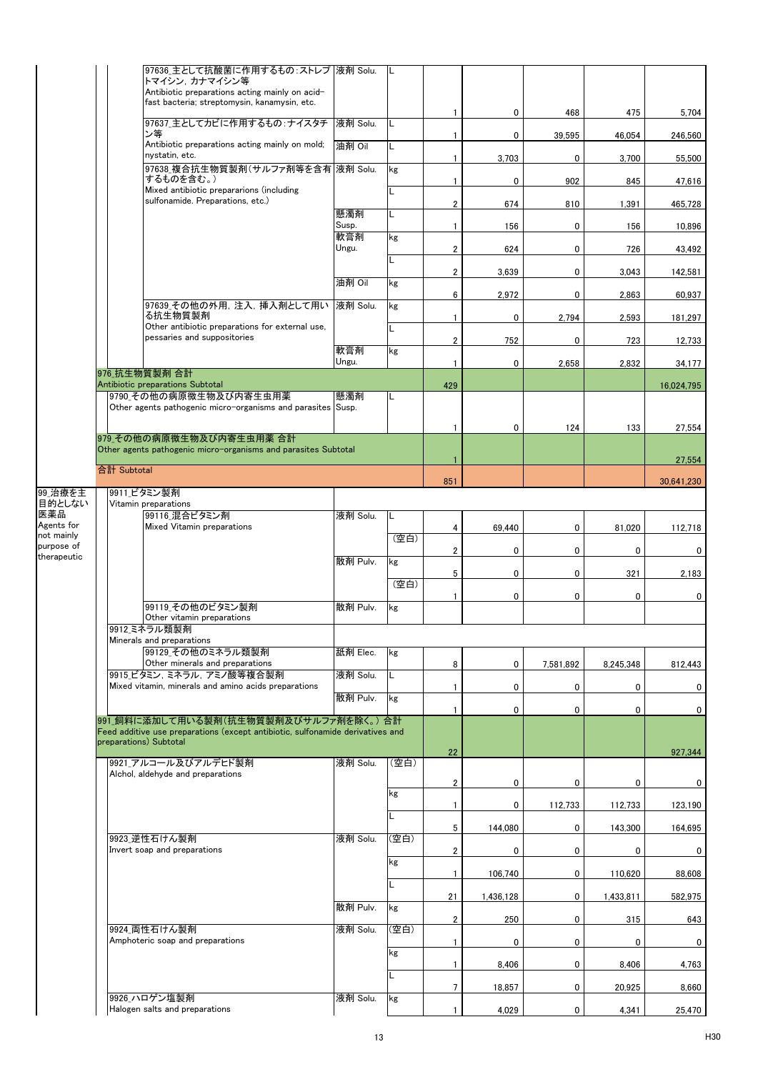| | | | 剤型 | 単位 | | | | | |
|---|---|---|---|---|---|---|---|---|---|
| | | 97636_主として抗酸菌に作用するもの：ストレプトマイシン，カナマイシン等 Antibiotic preparations acting mainly on acid-fast bacteria; streptomysin, kanamysin, etc. | 液剤 Solu. | L | 1 | 0 | 468 | 475 | 5,704 |
| | | 97637_主としてカビに作用するもの：ナイスタチン等 Antibiotic preparations acting mainly on mold; nystatin, etc. | 液剤 Solu. | L | 1 | 0 | 39,595 | 46,054 | 246,560 |
| | | | 油剤 Oil | L | 1 | 3,703 | 0 | 3,700 | 55,500 |
| | | 97638_複合抗生物質製剤（サルファ剤等を含有するものを含む。） Mixed antibiotic prepararions (including sulfonamide. Preparations, etc.) | 液剤 Solu. | kg | 1 | 0 | 902 | 845 | 47,616 |
| | | | | L | 2 | 674 | 810 | 1,391 | 465,728 |
| | | | 懸濁剤 Susp. | L | 1 | 156 | 0 | 156 | 10,896 |
| | | | 軟膏剤 Ungu. | kg | 2 | 624 | 0 | 726 | 43,492 |
| | | | | L | 2 | 3,639 | 0 | 3,043 | 142,581 |
| | | | 油剤 Oil | kg | 6 | 2,972 | 0 | 2,863 | 60,937 |
| | | 97639_その他の外用，注入，挿入剤として用いる抗生物質製剤 Other antibiotic preparations for external use, pessaries and suppositories | 液剤 Solu. | kg | 1 | 0 | 2,794 | 2,593 | 181,297 |
| | | | | L | 2 | 752 | 0 | 723 | 12,733 |
| | | | 軟膏剤 Ungu. | kg | 1 | 0 | 2,658 | 2,832 | 34,177 |
| | 976_抗生物質製剤 合計 Antibiotic preparations Subtotal | | | | 429 | | | | 16,024,795 |
| | 9790_その他の病原微生物及び内寄生虫用薬 Other agents pathogenic micro-organisms and parasites | | 懸濁剤 Susp. | L | 1 | 0 | 124 | 133 | 27,554 |
| | 979_その他の病原微生物及び内寄生虫用薬 合計 Other agents pathogenic micro-organisms and parasites Subtotal | | | | 1 | | | | 27,554 |
| | 合計 Subtotal | | | | 851 | | | | 30,641,230 |
| 99_治療を主目的としない医薬品 Agents for not mainly purpose of therapeutic | 9911_ビタミン製剤 Vitamin preparations | | | | | | | | |
| | | 99116_混合ビタミン剤 Mixed Vitamin preparations | 液剤 Solu. | L | 4 | 69,440 | 0 | 81,020 | 112,718 |
| | | | | (空白) | 2 | 0 | 0 | 0 | 0 |
| | | | 散剤 Pulv. | kg | 5 | 0 | 0 | 321 | 2,183 |
| | | | | (空白) | 1 | 0 | 0 | 0 | 0 |
| | | 99119_その他のビタミン製剤 Other vitamin preparations | 散剤 Pulv. | kg | | | | | |
| | 9912_ミネラル類製剤 Minerals and preparations | | | | | | | | |
| | | 99129_その他のミネラル類製剤 Other minerals and preparations | 舐剤 Elec. | kg | 8 | 0 | 7,581,892 | 8,245,348 | 812,443 |
| | 9915_ビタミン，ミネラル，アミノ酸等複合製剤 Mixed vitamin, minerals and amino acids preparations | | 液剤 Solu. | L | 1 | 0 | 0 | 0 | 0 |
| | | | 散剤 Pulv. | kg | 1 | 0 | 0 | 0 | 0 |
| | 991_飼料に添加して用いる製剤（抗生物質製剤及びサルファ剤を除く。）合計 Feed additive use preparations (except antibiotic, sulfonamide derivatives and preparations) Subtotal | | | | 22 | | | | 927,344 |
| | 9921_アルコール及びアルデヒド製剤 Alchol, aldehyde and preparations | | 液剤 Solu. | (空白) | 2 | 0 | 0 | 0 | 0 |
| | | | | kg | 1 | 0 | 112,733 | 112,733 | 123,190 |
| | | | | L | 5 | 144,080 | 0 | 143,300 | 164,695 |
| | 9923_逆性石けん製剤 Invert soap and preparations | | 液剤 Solu. | (空白) | 2 | 0 | 0 | 0 | 0 |
| | | | | kg | 1 | 106,740 | 0 | 110,620 | 88,608 |
| | | | | L | 21 | 1,436,128 | 0 | 1,433,811 | 582,975 |
| | | | 散剤 Pulv. | kg | 2 | 250 | 0 | 315 | 643 |
| | 9924_両性石けん製剤 Amphoteric soap and preparations | | 液剤 Solu. | (空白) | 1 | 0 | 0 | 0 | 0 |
| | | | | kg | 1 | 8,406 | 0 | 8,406 | 4,763 |
| | | | | L | 7 | 18,857 | 0 | 20,925 | 8,660 |
| | 9926_ハロゲン塩製剤 Halogen salts and preparations | | 液剤 Solu. | kg | 1 | 4,029 | 0 | 4,341 | 25,470 |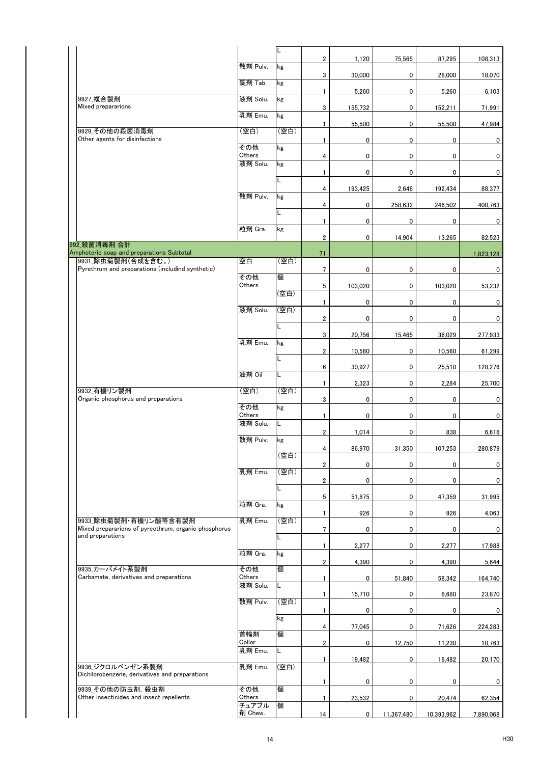| | | L | 2 | 1,120 | 75,565 | 87,295 | 108,313 |
|---|---|---|---|---|---|---|---|
| | 散剤 Pulv. | kg | 3 | 30,000 | 0 | 28,000 | 18,070 |
| | 錠剤 Tab. | kg | 1 | 5,260 | 0 | 5,260 | 6,103 |
| 9927_複合製剤 Mixed preprarions | 液剤 Solu. | kg | 3 | 155,732 | 0 | 152,211 | 71,991 |
| | 乳剤 Emu. | kg | 1 | 55,500 | 0 | 55,500 | 47,984 |
| 9929_その他の殺菌消毒剤 Other agents for disinfections | (空白) | (空白) | 1 | 0 | 0 | 0 | 0 |
| | その他 Others | kg | 4 | 0 | 0 | 0 | 0 |
| | 液剤 Solu. | kg | 1 | 0 | 0 | 0 | 0 |
| | | L | 4 | 193,425 | 2,646 | 192,434 | 88,377 |
| | 散剤 Pulv. | kg | 4 | 0 | 258,632 | 246,502 | 400,763 |
| | | L | 1 | 0 | 0 | 0 | 0 |
| | 粒剤 Gra. | kg | 2 | 0 | 14,904 | 13,265 | 82,523 |
| 992_殺菌消毒剤 合計 Amphoteric soap and preparations Subtotal | | | 71 | | | | 1,823,128 |
| 9931_除虫菊製剤(合成を含む。) Pyrethrum and preparations (includind synthetic) | 空白 | (空白) | 7 | 0 | 0 | 0 | 0 |
| | その他 Others | 個 | 5 | 103,020 | 0 | 103,020 | 53,232 |
| | | (空白) | 1 | 0 | 0 | 0 | 0 |
| | 液剤 Solu. | (空白) | 2 | 0 | 0 | 0 | 0 |
| | | L | 3 | 20,756 | 15,465 | 36,029 | 277,933 |
| | 乳剤 Emu. | kg | 2 | 10,560 | 0 | 10,560 | 61,299 |
| | | L | 6 | 30,927 | 0 | 25,510 | 128,276 |
| | 油剤 Oil | L | 1 | 2,323 | 0 | 2,284 | 25,700 |
| 9932_有機リン製剤 Organic phosphorus and preparations | (空白) | (空白) | 3 | 0 | 0 | 0 | 0 |
| | その他 Others | kg | 1 | 0 | 0 | 0 | 0 |
| | 液剤 Solu. | L | 2 | 1,014 | 0 | 838 | 6,616 |
| | 散剤 Pulv. | kg | 4 | 86,970 | 31,350 | 107,253 | 280,879 |
| | | (空白) | 2 | 0 | 0 | 0 | 0 |
| | 乳剤 Emu. | (空白) | 2 | 0 | 0 | 0 | 0 |
| | | L | 5 | 51,875 | 0 | 47,359 | 31,995 |
| | 粒剤 Gra. | kg | 1 | 926 | 0 | 926 | 4,063 |
| 9933_除虫菊製剤・有機リン酸等含有製剤 Mixed preprarions of pyrecthrum, organic phosphorus and preparations | 乳剤 Emu. | (空白) | 7 | 0 | 0 | 0 | 0 |
| | | L | 1 | 2,277 | 0 | 2,277 | 17,988 |
| | 粒剤 Gra. | kg | 2 | 4,390 | 0 | 4,390 | 5,644 |
| 9935_カーバメイト系製剤 Carbamate, derivatives and preparations | その他 Others | 個 | 1 | 0 | 51,840 | 58,342 | 164,740 |
| | 液剤 Solu. | L | 1 | 15,710 | 0 | 8,680 | 23,870 |
| | 散剤 Pulv. | (空白) | 1 | 0 | 0 | 0 | 0 |
| | | kg | 4 | 77,045 | 0 | 71,626 | 224,283 |
| | 首輪剤 Collor | 個 | 2 | 0 | 12,750 | 11,230 | 10,763 |
| | 乳剤 Emu. | L | 1 | 19,482 | 0 | 19,482 | 20,170 |
| 9936_ジクロルベンゼン系製剤 Dichilorobenzene, derivatives and preparations | 乳剤 Emu. | (空白) | 1 | 0 | 0 | 0 | 0 |
| 9939_その他の防虫剤, 殺虫剤 Other insecticides and insect repellents | その他 Others | 個 | 1 | 23,532 | 0 | 20,474 | 62,354 |
| | チュアブル剤 Chew. | 個 | 14 | 0 | 11,367,480 | 10,393,962 | 7,890,068 |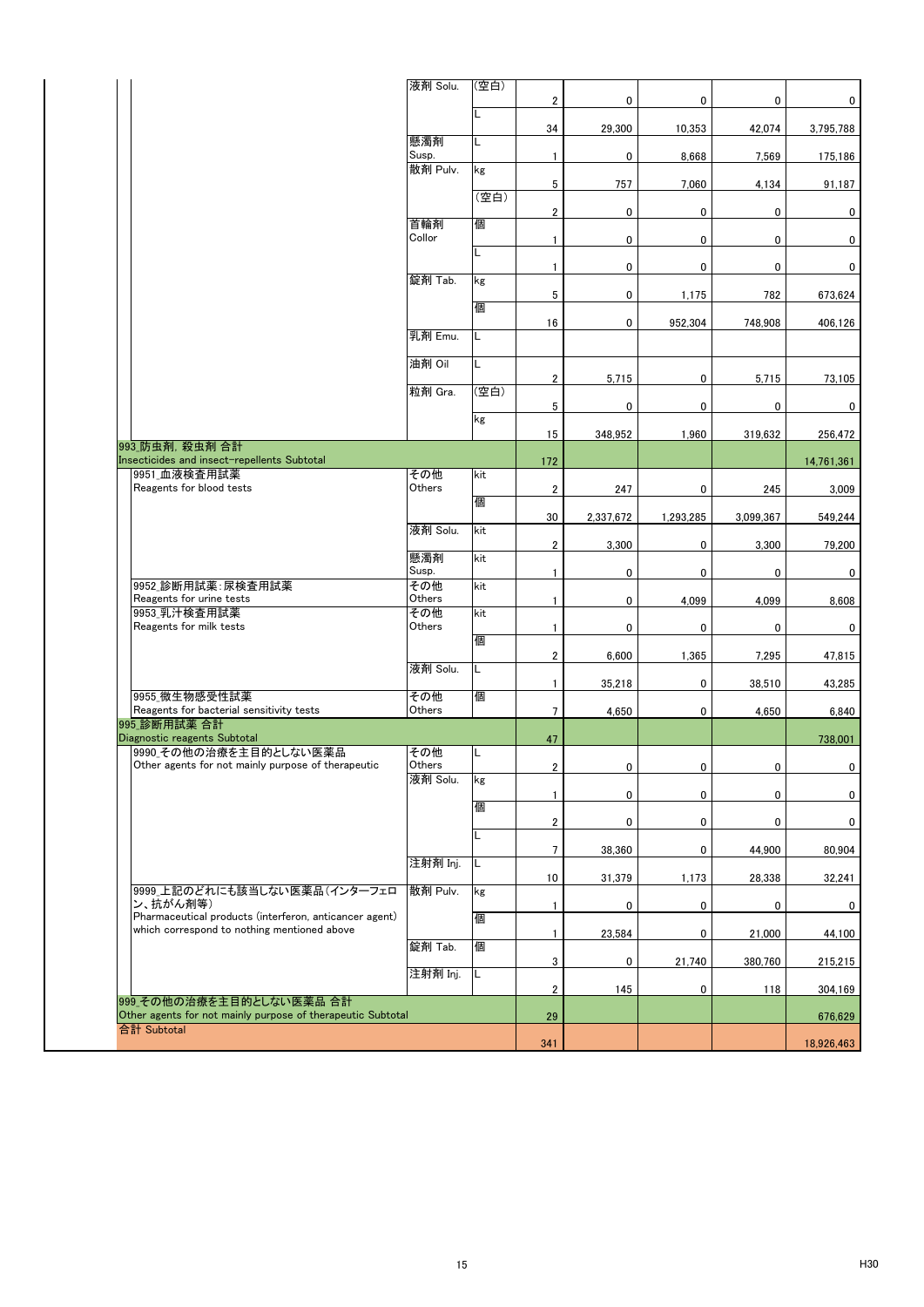| 区分 | 剤型 | 単位 | 件数 | | | | 金額 |
|---|---|---|---|---|---|---|---|
| | 液剤 Solu. | (空白) | 2 | 0 | 0 | 0 | 0 |
| | | L | 34 | 29,300 | 10,353 | 42,074 | 3,795,788 |
| | 懸濁剤 Susp. | L | 1 | 0 | 8,668 | 7,569 | 175,186 |
| | 散剤 Pulv. | kg | 5 | 757 | 7,060 | 4,134 | 91,187 |
| | | (空白) | 2 | 0 | 0 | 0 | 0 |
| | 首輪剤 Collor | 個 | 1 | 0 | 0 | 0 | 0 |
| | | L | 1 | 0 | 0 | 0 | 0 |
| | 錠剤 Tab. | kg | 5 | 0 | 1,175 | 782 | 673,624 |
| | | 個 | 16 | 0 | 952,304 | 748,908 | 406,126 |
| | 乳剤 Emu. | L | | | | | |
| | 油剤 Oil | L | 2 | 5,715 | 0 | 5,715 | 73,105 |
| | 粒剤 Gra. | (空白) | 5 | 0 | 0 | 0 | 0 |
| | | kg | 15 | 348,952 | 1,960 | 319,632 | 256,472 |
| 993_防虫剤, 殺虫剤 合計 Insecticides and insect-repellents Subtotal | | | 172 | | | | 14,761,361 |
| 9951_血液検査用試薬 Reagents for blood tests | その他 Others | kit | 2 | 247 | 0 | 245 | 3,009 |
| | | 個 | 30 | 2,337,672 | 1,293,285 | 3,099,367 | 549,244 |
| | 液剤 Solu. | kit | 2 | 3,300 | 0 | 3,300 | 79,200 |
| | 懸濁剤 Susp. | kit | 1 | 0 | 0 | 0 | 0 |
| 9952_診断用試薬:尿検査用試薬 Reagents for urine tests | その他 Others | kit | 1 | 0 | 4,099 | 4,099 | 8,608 |
| 9953_乳汁検査用試薬 Reagents for milk tests | その他 Others | kit | 1 | 0 | 0 | 0 | 0 |
| | | 個 | 2 | 6,600 | 1,365 | 7,295 | 47,815 |
| | 液剤 Solu. | L | 1 | 35,218 | 0 | 38,510 | 43,285 |
| 9955_微生物感受性試薬 Reagents for bacterial sensitivity tests | その他 Others | 個 | 7 | 4,650 | 0 | 4,650 | 6,840 |
| 995_診断用試薬 合計 Diagnostic reagents Subtotal | | | 47 | | | | 738,001 |
| 9990_その他の治療を主目的としない医薬品 Other agents for not mainly purpose of therapeutic | その他 Others | L | 2 | 0 | 0 | 0 | 0 |
| | 液剤 Solu. | kg | 1 | 0 | 0 | 0 | 0 |
| | | 個 | 2 | 0 | 0 | 0 | 0 |
| | | L | 7 | 38,360 | 0 | 44,900 | 80,904 |
| | 注射剤 Inj. | L | 10 | 31,379 | 1,173 | 28,338 | 32,241 |
| 9999_上記のどれにも該当しない医薬品(インターフェロン、抗がん剤等) Pharmaceutical products (interferon, anticancer agent) which correspond to nothing mentioned above | 散剤 Pulv. | kg | 1 | 0 | 0 | 0 | 0 |
| | | 個 | 1 | 23,584 | 0 | 21,000 | 44,100 |
| | 錠剤 Tab. | 個 | 3 | 0 | 21,740 | 380,760 | 215,215 |
| | 注射剤 Inj. | L | 2 | 145 | 0 | 118 | 304,169 |
| 999_その他の治療を主目的としない医薬品 合計 Other agents for not mainly purpose of therapeutic Subtotal | | | 29 | | | | 676,629 |
| 合計 Subtotal | | | 341 | | | | 18,926,463 |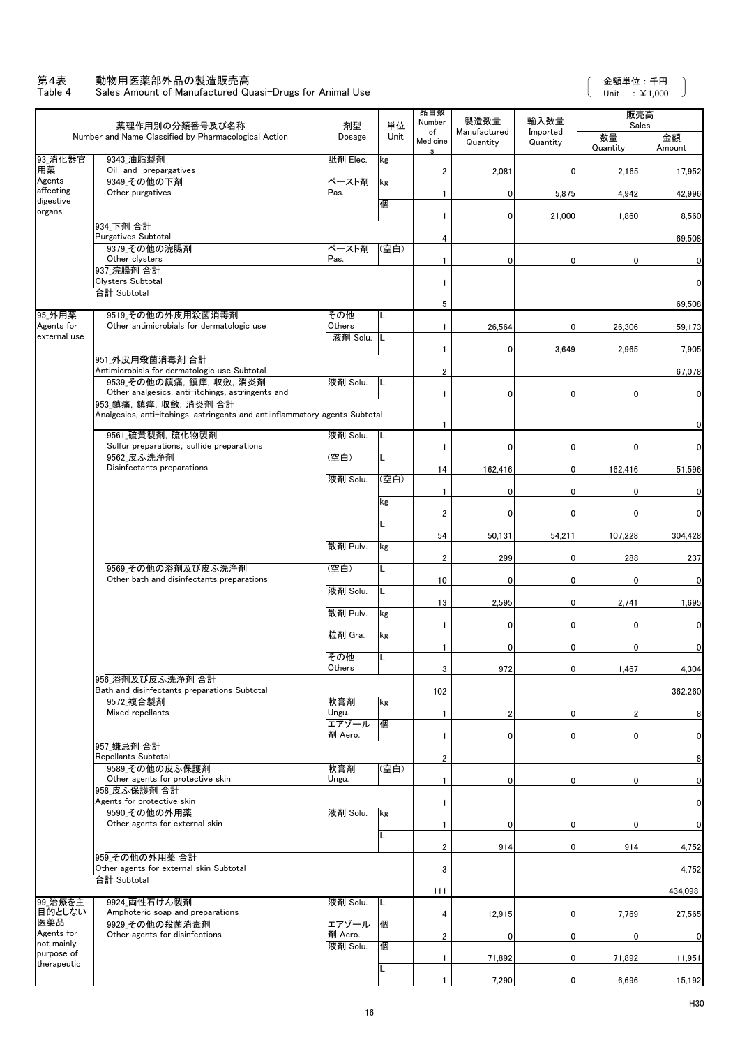# 第4表　動物用医薬部外品の製造販売高
# Table 4　Sales Amount of Manufactured Quasi-Drugs for Animal Use

（金額単位：千円　Unit ：¥1,000）

| | 薬理作用別の分類番号及び名称 Number and Name Classified by Pharmacological Action | 剤型 Dosage | 単位 Unit | 品目数 Number of Medicines | 製造数量 Manufactured Quantity | 輸入数量 Imported Quantity | 販売高 Sales 数量 Quantity | 金額 Amount |
|---|---|---|---|---|---|---|---|---|
| 93_消化器官用薬 Agents affecting digestive organs | 9343_油脂製剤 Oil and prepargatives | 舐剤 Elec. | kg | 2 | 2,081 | 0 | 2,165 | 17,952 |
| | 9349_その他の下剤 Other purgatives | ペースト剤 Pas. | kg | 1 | 0 | 5,875 | 4,942 | 42,996 |
| | | | 個 | 1 | 0 | 21,000 | 1,860 | 8,560 |
| | 934_下剤 合計 Purgatives Subtotal | | | 4 | | | | 69,508 |
| | 9379_その他の浣腸剤 Other clysters | ペースト剤 Pas. | (空白) | 1 | 0 | 0 | 0 | 0 |
| | 937_浣腸剤 合計 Clysters Subtotal | | | 1 | | | | 0 |
| | 合計 Subtotal | | | 5 | | | | 69,508 |
| 95_外用薬 Agents for external use | 9519_その他の外皮用殺菌消毒剤 Other antimicrobials for dermatologic use | その他 Others | L | 1 | 26,564 | 0 | 26,306 | 59,173 |
| | | 液剤 Solu. | L | 1 | 0 | 3,649 | 2,965 | 7,905 |
| | 951_外皮用殺菌消毒剤 合計 Antimicrobials for dermatologic use Subtotal | | | 2 | | | | 67,078 |
| | 9539_その他の鎮痛，鎮痒，収斂，消炎剤 Other analgesics, anti-itchings, astringents and | 液剤 Solu. | L | 1 | 0 | 0 | 0 | 0 |
| | 953_鎮痛，鎮痒，収斂，消炎剤 合計 Analgesics, anti-itchings, astringents and antiinflammatory agents Subtotal | | | 1 | | | | 0 |
| | 9561_硫黄製剤，硫化物製剤 Sulfur preparations, sulfide preparations | 液剤 Solu. | L | 1 | 0 | 0 | 0 | 0 |
| | 9562_皮ふ洗浄剤 Disinfectants preparations | (空白) | L | 14 | 162,416 | 0 | 162,416 | 51,596 |
| | | 液剤 Solu. | (空白) | 1 | 0 | 0 | 0 | 0 |
| | | | kg | 2 | 0 | 0 | 0 | 0 |
| | | | L | 54 | 50,131 | 54,211 | 107,228 | 304,428 |
| | | 散剤 Pulv. | kg | 2 | 299 | 0 | 288 | 237 |
| | 9569_その他の浴剤及び皮ふ洗浄剤 Other bath and disinfectants preparations | (空白) | L | 10 | 0 | 0 | 0 | 0 |
| | | 液剤 Solu. | L | 13 | 2,595 | 0 | 2,741 | 1,695 |
| | | 散剤 Pulv. | kg | 1 | 0 | 0 | 0 | 0 |
| | | 粒剤 Gra. | kg | 1 | 0 | 0 | 0 | 0 |
| | | その他 Others | L | 3 | 972 | 0 | 1,467 | 4,304 |
| | 956_浴剤及び皮ふ洗浄剤 合計 Bath and disinfectants preparations Subtotal | | | 102 | | | | 362,260 |
| | 9572_複合製剤 Mixed repellants | 軟膏剤 Ungu. | kg | 1 | 2 | 0 | 2 | 8 |
| | | エアゾール剤 Aero. | 個 | 1 | 0 | 0 | 0 | 0 |
| | 957_嫌忌剤 合計 Repellants Subtotal | | | 2 | | | | 8 |
| | 9589_その他の皮ふ保護剤 Other agents for protective skin | 軟膏剤 Ungu. | (空白) | 1 | 0 | 0 | 0 | 0 |
| | 958_皮ふ保護剤 合計 Agents for protective skin | | | 1 | | | | 0 |
| | 9590_その他の外用薬 Other agents for external skin | 液剤 Solu. | kg | 1 | 0 | 0 | 0 | 0 |
| | | | L | 2 | 914 | 0 | 914 | 4,752 |
| | 959_その他の外用薬 合計 Other agents for external skin Subtotal | | | 3 | | | | 4,752 |
| | 合計 Subtotal | | | 111 | | | | 434,098 |
| 99_治療を主目的としない医薬品 Agents for not mainly purpose of therapeutic | 9924_両性石けん製剤 Amphoteric soap and preparations | 液剤 Solu. | L | 4 | 12,915 | 0 | 7,769 | 27,565 |
| | 9929_その他の殺菌消毒剤 Other agents for disinfections | エアゾール剤 Aero. | 個 | 2 | 0 | 0 | 0 | 0 |
| | | 液剤 Solu. | 個 | 1 | 71,892 | 0 | 71,892 | 11,951 |
| | | | L | 1 | 7,290 | 0 | 6,696 | 15,192 |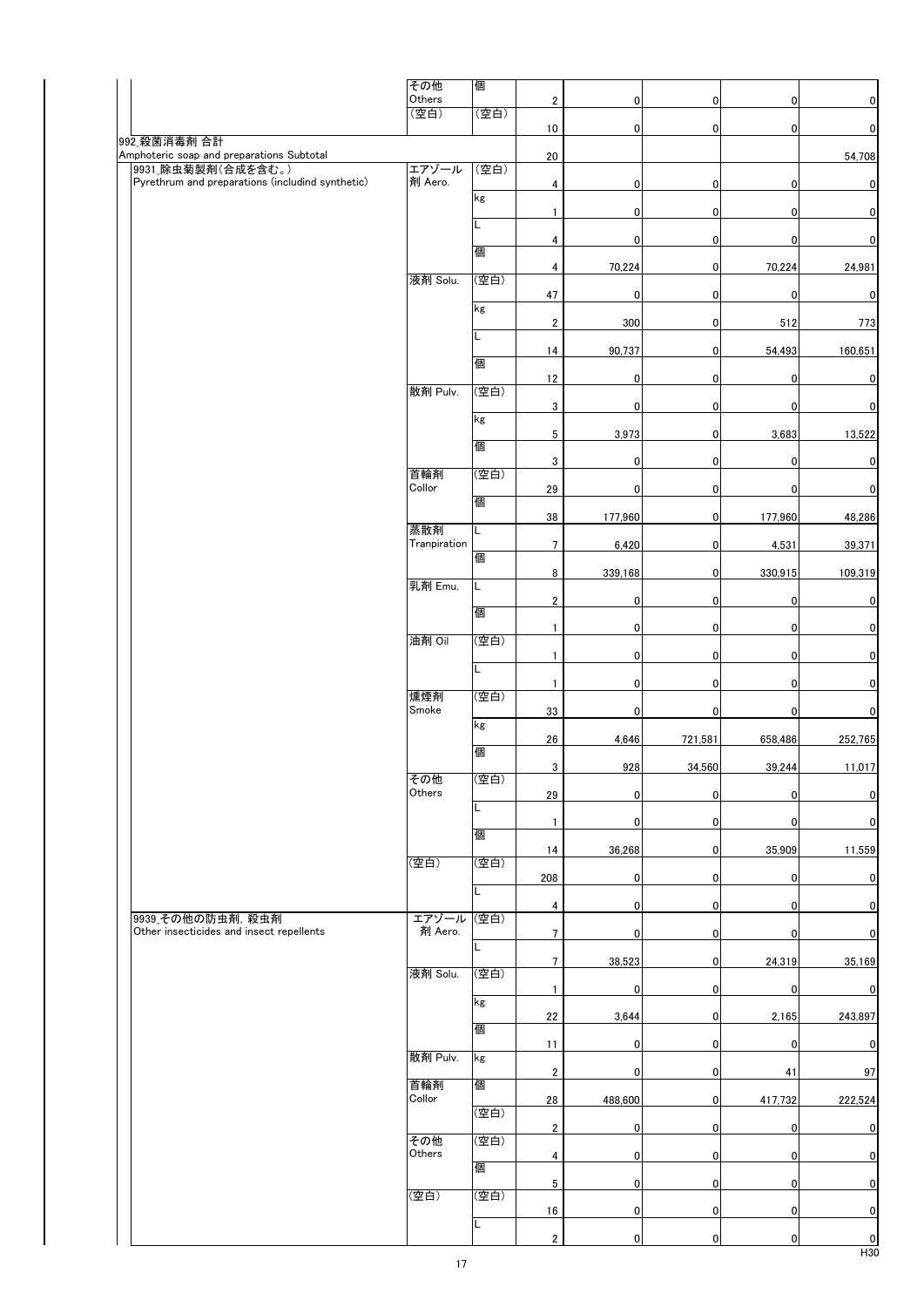| | | | | | | | |
|---|---|---|---|---|---|---|---|
| | その他 Others | 個 | 2 | 0 | 0 | 0 | 0 |
| | (空白) | (空白) | 10 | 0 | 0 | 0 | 0 |
| 992_殺菌消毒剤 合計 Amphoteric soap and preparations Subtotal | | | 20 | | | | 54,708 |
| 9931_除虫菊製剤(合成を含む。) Pyrethrum and preparations (includind synthetic) | エアゾール剤 Aero. | (空白) | 4 | 0 | 0 | 0 | 0 |
| | | kg | 1 | 0 | 0 | 0 | 0 |
| | | L | 4 | 0 | 0 | 0 | 0 |
| | | 個 | 4 | 70,224 | 0 | 70,224 | 24,981 |
| | 液剤 Solu. | (空白) | 47 | 0 | 0 | 0 | 0 |
| | | kg | 2 | 300 | 0 | 512 | 773 |
| | | L | 14 | 90,737 | 0 | 54,493 | 160,651 |
| | | 個 | 12 | 0 | 0 | 0 | 0 |
| | 散剤 Pulv. | (空白) | 3 | 0 | 0 | 0 | 0 |
| | | kg | 5 | 3,973 | 0 | 3,683 | 13,522 |
| | | 個 | 3 | 0 | 0 | 0 | 0 |
| | 首輪剤 Collor | (空白) | 29 | 0 | 0 | 0 | 0 |
| | | 個 | 38 | 177,960 | 0 | 177,960 | 48,286 |
| | 蒸散剤 Tranpiration | L | 7 | 6,420 | 0 | 4,531 | 39,371 |
| | | 個 | 8 | 339,168 | 0 | 330,915 | 109,319 |
| | 乳剤 Emu. | L | 2 | 0 | 0 | 0 | 0 |
| | | 個 | 1 | 0 | 0 | 0 | 0 |
| | 油剤 Oil | (空白) | 1 | 0 | 0 | 0 | 0 |
| | | L | 1 | 0 | 0 | 0 | 0 |
| | 燻煙剤 Smoke | (空白) | 33 | 0 | 0 | 0 | 0 |
| | | kg | 26 | 4,646 | 721,581 | 658,486 | 252,765 |
| | | 個 | 3 | 928 | 34,560 | 39,244 | 11,017 |
| | その他 Others | (空白) | 29 | 0 | 0 | 0 | 0 |
| | | L | 1 | 0 | 0 | 0 | 0 |
| | | 個 | 14 | 36,268 | 0 | 35,909 | 11,559 |
| | (空白) | (空白) | 208 | 0 | 0 | 0 | 0 |
| | | L | 4 | 0 | 0 | 0 | 0 |
| 9939_その他の防虫剤, 殺虫剤 Other insecticides and insect repellents | エアゾール剤 Aero. | (空白) | 7 | 0 | 0 | 0 | 0 |
| | | L | 7 | 38,523 | 0 | 24,319 | 35,169 |
| | 液剤 Solu. | (空白) | 1 | 0 | 0 | 0 | 0 |
| | | kg | 22 | 3,644 | 0 | 2,165 | 243,897 |
| | | 個 | 11 | 0 | 0 | 0 | 0 |
| | 散剤 Pulv. | kg | 2 | 0 | 0 | 41 | 97 |
| | 首輪剤 Collor | 個 | 28 | 488,600 | 0 | 417,732 | 222,524 |
| | | (空白) | 2 | 0 | 0 | 0 | 0 |
| | その他 Others | (空白) | 4 | 0 | 0 | 0 | 0 |
| | | 個 | 5 | 0 | 0 | 0 | 0 |
| | (空白) | (空白) | 16 | 0 | 0 | 0 | 0 |
| | | L | 2 | 0 | 0 | 0 | 0 |

H30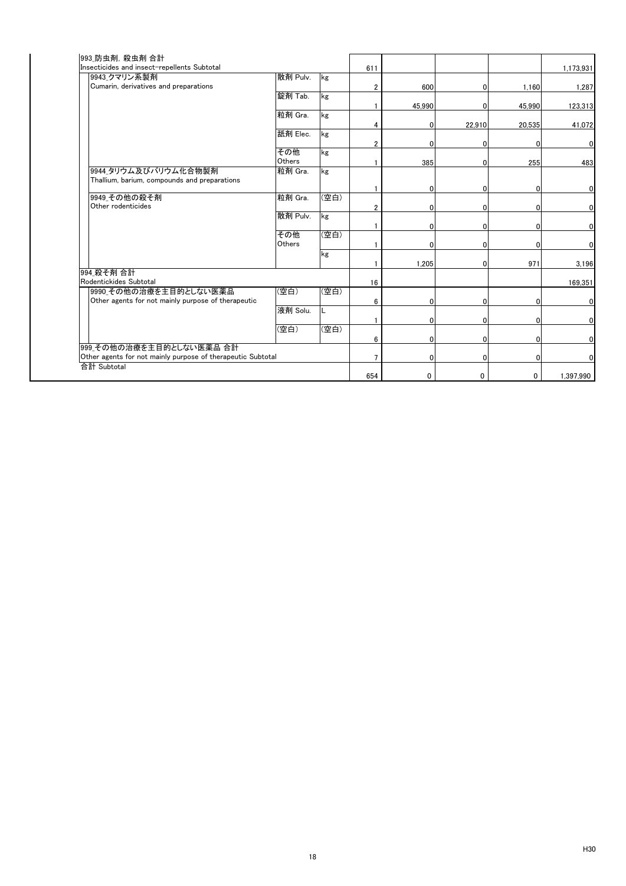| 品目 | 剤型 | 単位 | 件数 | | | | |
|---|---|---|---|---|---|---|---|
| 993_防虫剤, 殺虫剤 合計<br>Insecticides and insect-repellents Subtotal | | | 611 | | | | 1,173,931 |
| 9943_クマリン系製剤<br>Cumarin, derivatives and preparations | 散剤 Pulv. | kg | 2 | 600 | 0 | 1,160 | 1,287 |
| | 錠剤 Tab. | kg | 1 | 45,990 | 0 | 45,990 | 123,313 |
| | 粒剤 Gra. | kg | 4 | 0 | 22,910 | 20,535 | 41,072 |
| | 舐剤 Elec. | kg | 2 | 0 | 0 | 0 | 0 |
| | その他 Others | kg | 1 | 385 | 0 | 255 | 483 |
| 9944_タリウム及びバリウム化合物製剤<br>Thallium, barium, compounds and preparations | 粒剤 Gra. | kg | 1 | 0 | 0 | 0 | 0 |
| 9949_その他の殺そ剤<br>Other rodenticides | 粒剤 Gra. | (空白) | 2 | 0 | 0 | 0 | 0 |
| | 散剤 Pulv. | kg | 1 | 0 | 0 | 0 | 0 |
| | その他 Others | (空白) | 1 | 0 | 0 | 0 | 0 |
| | | kg | 1 | 1,205 | 0 | 971 | 3,196 |
| 994_殺そ剤 合計<br>Rodentickides Subtotal | | | 16 | | | | 169,351 |
| 9990_その他の治療を主目的としない医薬品<br>Other agents for not mainly purpose of therapeutic | (空白) | (空白) | 6 | 0 | 0 | 0 | 0 |
| | 液剤 Solu. | L | 1 | 0 | 0 | 0 | 0 |
| | (空白) | (空白) | 6 | 0 | 0 | 0 | 0 |
| 999_その他の治療を主目的としない医薬品 合計<br>Other agents for not mainly purpose of therapeutic Subtotal | | | 7 | 0 | 0 | 0 | 0 |
| 合計 Subtotal | | | 654 | 0 | 0 | 0 | 1,397,990 |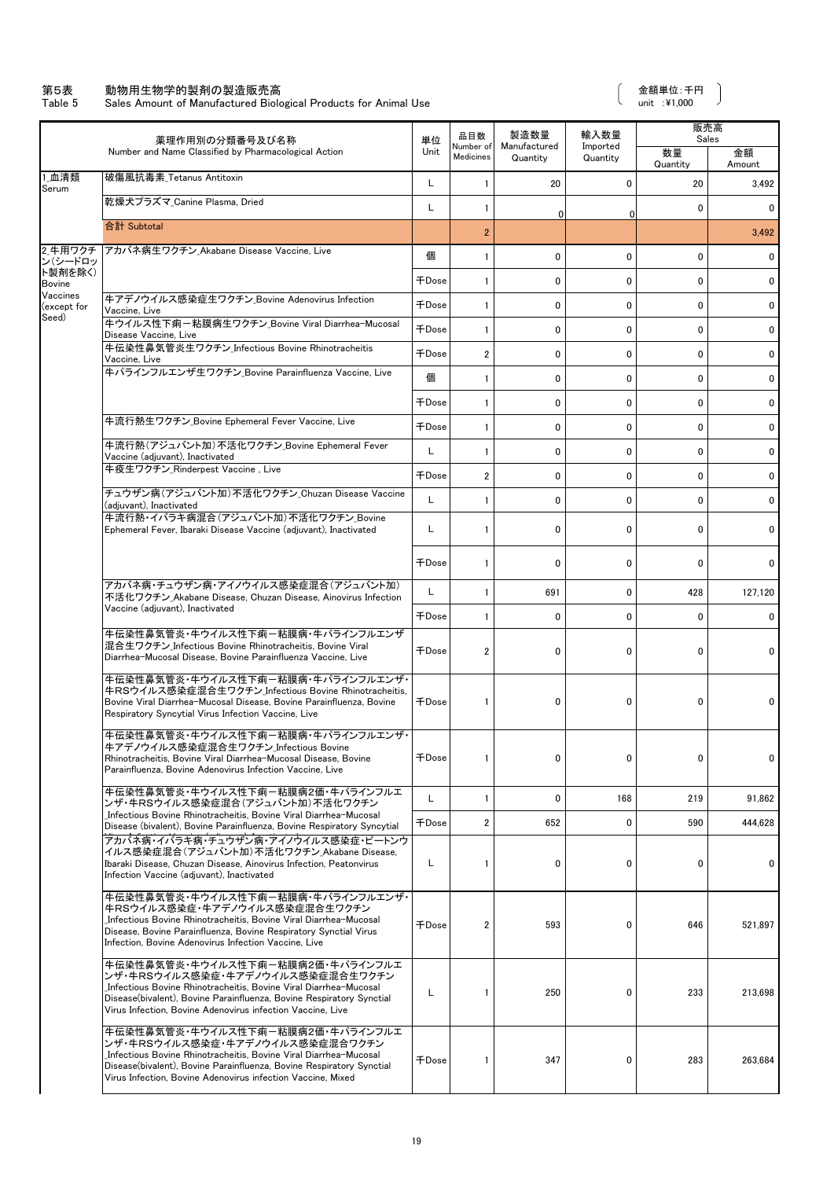第5表　動物用生物学的製剤の製造販売高
Table 5　Sales Amount of Manufactured Biological Products for Animal Use

（金額単位：千円 unit ：¥1,000）

| 薬理作用別の分類番号及び名称 Number and Name Classified by Pharmacological Action | | 単位 Unit | 品目数 Number of Medicines | 製造数量 Manufactured Quantity | 輸入数量 Imported Quantity | 販売高 Sales | |
|---|---|---|---|---|---|---|---|
| | | | | | | 数量 Quantity | 金額 Amount |
| 1_血清類 Serum | 破傷風抗毒素_Tetanus Antitoxin | L | 1 | 20 | 0 | 20 | 3,492 |
| | 乾燥犬プラズマ_Canine Plasma, Dried | L | 1 | 0 | 0 | 0 | 0 |
| | 合計 Subtotal | | 2 | | | | 3,492 |
| 2_牛用ワクチン(シードロット製剤を除く) Bovine Vaccines (except for Seed) | アカバネ病生ワクチン_Akabane Disease Vaccine, Live | 個 | 1 | 0 | 0 | 0 | 0 |
| | | 千Dose | 1 | 0 | 0 | 0 | 0 |
| | 牛アデノウイルス感染症生ワクチン_Bovine Adenovirus Infection Vaccine, Live | 千Dose | 1 | 0 | 0 | 0 | 0 |
| | 牛ウイルス性下痢－粘膜病生ワクチン_Bovine Viral Diarrhea-Mucosal Disease Vaccine, Live | 千Dose | 1 | 0 | 0 | 0 | 0 |
| | 牛伝染性鼻気管炎生ワクチン_Infectious Bovine Rhinotracheitis Vaccine, Live | 千Dose | 2 | 0 | 0 | 0 | 0 |
| | 牛パラインフルエンザ生ワクチン_Bovine Parainfluenza Vaccine, Live | 個 | 1 | 0 | 0 | 0 | 0 |
| | | 千Dose | 1 | 0 | 0 | 0 | 0 |
| | 牛流行熱生ワクチン_Bovine Ephemeral Fever Vaccine, Live | 千Dose | 1 | 0 | 0 | 0 | 0 |
| | 牛流行熱(アジュバント加)不活化ワクチン_Bovine Ephemeral Fever Vaccine (adjuvant), Inactivated | L | 1 | 0 | 0 | 0 | 0 |
| | 牛疫生ワクチン_Rinderpest Vaccine , Live | 千Dose | 2 | 0 | 0 | 0 | 0 |
| | チュウザン病(アジュバント加)不活化ワクチン_Chuzan Disease Vaccine (adjuvant), Inactivated | L | 1 | 0 | 0 | 0 | 0 |
| | 牛流行熱・イバラキ病混合(アジュバント加)不活化ワクチン_Bovine Ephemeral Fever, Ibaraki Disease Vaccine (adjuvant), Inactivated | L | 1 | 0 | 0 | 0 | 0 |
| | | 千Dose | 1 | 0 | 0 | 0 | 0 |
| | アカバネ病・チュウザン病・アイノウイルス感染症混合(アジュバント加)不活化ワクチン_Akabane Disease, Chuzan Disease, Ainovirus Infection Vaccine (adjuvant), Inactivated | L | 1 | 691 | 0 | 428 | 127,120 |
| | | 千Dose | 1 | 0 | 0 | 0 | 0 |
| | 牛伝染性鼻気管炎・牛ウイルス性下痢－粘膜病・牛パラインフルエンザ混合生ワクチン_Infectious Bovine Rhinotracheitis, Bovine Viral Diarrhea-Mucosal Disease, Bovine Parainfluenza Vaccine, Live | 千Dose | 2 | 0 | 0 | 0 | 0 |
| | 牛伝染性鼻気管炎・牛ウイルス性下痢－粘膜病・牛パラインフルエンザ・牛RSウイルス感染症混合生ワクチン_Infectious Bovine Rhinotracheitis, Bovine Viral Diarrhea-Mucosal Disease, Bovine Parainfluenza, Bovine Respiratory Syncytial Virus Infection Vaccine, Live | 千Dose | 1 | 0 | 0 | 0 | 0 |
| | 牛伝染性鼻気管炎・牛ウイルス性下痢－粘膜病・牛パラインフルエンザ・牛アデノウイルス感染症混合生ワクチン_Infectious Bovine Rhinotracheitis, Bovine Viral Diarrhea-Mucosal Disease, Bovine Parainfluenza, Bovine Adenovirus Infection Vaccine, Live | 千Dose | 1 | 0 | 0 | 0 | 0 |
| | 牛伝染性鼻気管炎・牛ウイルス性下痢－粘膜病2価・牛パラインフルエンザ・牛RSウイルス感染症混合(アジュバント加)不活化ワクチン_Infectious Bovine Rhinotracheitis, Bovine Viral Diarrhea-Mucosal Disease (bivalent), Bovine Parainfluenza, Bovine Respiratory Syncytial | L | 1 | 0 | 168 | 219 | 91,862 |
| | | 千Dose | 2 | 652 | 0 | 590 | 444,628 |
| | アカバネ病・イバラキ病・チュウザン病・アイノウイルス感染症・ピートンウイルス感染症混合(アジュバント加)不活化ワクチン_Akabane Disease, Ibaraki Disease, Chuzan Disease, Ainovirus Infection, Peatonvirus Infection Vaccine (adjuvant), Inactivated | L | 1 | 0 | 0 | 0 | 0 |
| | 牛伝染性鼻気管炎・牛ウイルス性下痢－粘膜病・牛パラインフルエンザ・牛RSウイルス感染症・牛アデノウイルス感染症混合生ワクチン_Infectious Bovine Rhinotracheitis, Bovine Viral Diarrhea-Mucosal Disease, Bovine Parainfluenza, Bovine Respiratory Synctial Virus Infection, Bovine Adenovirus Infection Vaccine, Live | 千Dose | 2 | 593 | 0 | 646 | 521,897 |
| | 牛伝染性鼻気管炎・牛ウイルス性下痢－粘膜病2価・牛パラインフルエンザ・牛RSウイルス感染症・牛アデノウイルス感染症混合生ワクチン_Infectious Bovine Rhinotracheitis, Bovine Viral Diarrhea-Mucosal Disease(bivalent), Bovine Parainfluenza, Bovine Respiratory Synctial Virus Infection, Bovine Adenovirus infection Vaccine, Live | L | 1 | 250 | 0 | 233 | 213,698 |
| | 牛伝染性鼻気管炎・牛ウイルス性下痢－粘膜病2価・牛パラインフルエンザ・牛RSウイルス感染症・牛アデノウイルス感染症混合ワクチン_Infectious Bovine Rhinotracheitis, Bovine Viral Diarrhea-Mucosal Disease(bivalent), Bovine Parainfluenza, Bovine Respiratory Synctial Virus Infection, Bovine Adenovirus infection Vaccine, Mixed | 千Dose | 1 | 347 | 0 | 283 | 263,684 |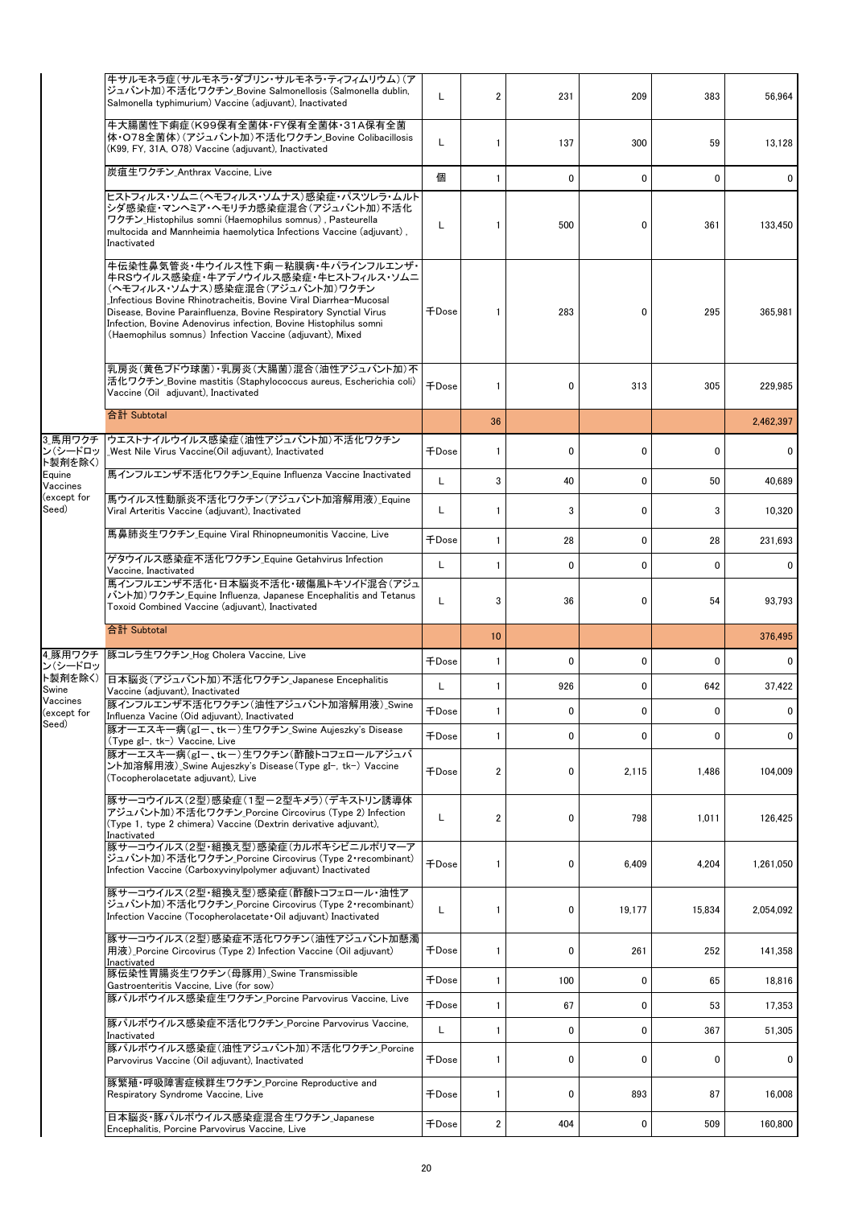| | | | | | | | |
|---|---|---|---|---|---|---|---|
| | 牛サルモネラ症（サルモネラ・ダブリン・サルモネラ・ティフィムリウム）（アジュバント加）不活化ワクチン_Bovine Salmonellosis (Salmonella dublin, Salmonella typhimurium) Vaccine (adjuvant), Inactivated | L | 2 | 231 | 209 | 383 | 56,964 |
| | 牛大腸菌性下痢症（K99保有全菌体・FY保有全菌体・31A保有全菌体・O78全菌体）（アジュバント加）不活化ワクチン_Bovine Colibacillosis (K99, FY, 31A, O78) Vaccine (adjuvant), Inactivated | L | 1 | 137 | 300 | 59 | 13,128 |
| | 炭疽生ワクチン_Anthrax Vaccine, Live | 個 | 1 | 0 | 0 | 0 | 0 |
| | ヒストフィルス・ソムニ（ヘモフィルス・ソムナス）感染症・パスツレラ・ムルトシダ感染症・マンヘミア・ヘモリチカ感染症混合（アジュバント加）不活化ワクチン_Histophilus somni (Haemophilus somnus) , Pasteurella multocida and Mannheimia haemolytica Infections Vaccine (adjuvant) , Inactivated | L | 1 | 500 | 0 | 361 | 133,450 |
| | 牛伝染性鼻気管炎・牛ウイルス性下痢－粘膜病・牛パラインフルエンザ・牛RSウイルス感染症・牛アデノウイルス感染症・牛ヒストフィルス・ソムニ（ヘモフィルス・ソムナス）感染症混合（アジュバント加）ワクチン_Infectious Bovine Rhinotracheitis, Bovine Viral Diarrhea-Mucosal Disease, Bovine Parainfluenza, Bovine Respiratory Syncytial Virus Infection, Bovine Adenovirus infection, Bovine Histophilus somni (Haemophilus somnus) Infection Vaccine (adjuvant), Mixed | 千Dose | 1 | 283 | 0 | 295 | 365,981 |
| | 乳房炎（黄色ブドウ球菌）・乳房炎（大腸菌）混合（油性アジュバント加）不活化ワクチン_Bovine mastitis (Staphylococcus aureus, Escherichia coli) Vaccine (Oil adjuvant), Inactivated | 千Dose | 1 | 0 | 313 | 305 | 229,985 |
| | 合計 Subtotal | | 36 | | | | 2,462,397 |
| 3_馬用ワクチン（シードロット製剤を除く） Equine Vaccines (except for Seed) | ウエストナイルウイルス感染症（油性アジュバント加）不活化ワクチン_West Nile Virus Vaccine(Oil adjuvant), Inactivated | 千Dose | 1 | 0 | 0 | 0 | 0 |
| | 馬インフルエンザ不活化ワクチン_Equine Influenza Vaccine Inactivated | L | 3 | 40 | 0 | 50 | 40,689 |
| | 馬ウイルス性動脈炎不活化ワクチン（アジュバント加溶解用液）_Equine Viral Arteritis Vaccine (adjuvant), Inactivated | L | 1 | 3 | 0 | 3 | 10,320 |
| | 馬鼻肺炎生ワクチン_Equine Viral Rhinopneumonitis Vaccine, Live | 千Dose | 1 | 28 | 0 | 28 | 231,693 |
| | ゲタウイルス感染症不活化ワクチン_Equine Getahvirus Infection Vaccine, Inactivated | L | 1 | 0 | 0 | 0 | 0 |
| | 馬インフルエンザ不活化・日本脳炎不活化・破傷風トキソイド混合（アジュバント加）ワクチン_Equine Influenza, Japanese Encephalitis and Tetanus Toxoid Combined Vaccine (adjuvant), Inactivated | L | 3 | 36 | 0 | 54 | 93,793 |
| | 合計 Subtotal | | 10 | | | | 376,495 |
| 4_豚用ワクチン（シードロット製剤を除く） Swine Vaccines (except for Seed) | 豚コレラ生ワクチン_Hog Cholera Vaccine, Live | 千Dose | 1 | 0 | 0 | 0 | 0 |
| | 日本脳炎（アジュバント加）不活化ワクチン_Japanese Encephalitis Vaccine (adjuvant), Inactivated | L | 1 | 926 | 0 | 642 | 37,422 |
| | 豚インフルエンザ不活化ワクチン（油性アジュバント加溶解用液）_Swine Influenza Vacine (Oid adjuvant), Inactivated | 千Dose | 1 | 0 | 0 | 0 | 0 |
| | 豚オーエスキー病（gI－、tk－）生ワクチン_Swine Aujeszky's Disease (Type gI-, tk-) Vaccine, Live | 千Dose | 1 | 0 | 0 | 0 | 0 |
| | 豚オーエスキー病（gI－、tk－）生ワクチン（酢酸トコフェロールアジュバント加溶解用液）_Swine Aujeszky's Disease (Type gI-, tk-) Vaccine (Tocopherolacetate adjuvant), Live | 千Dose | 2 | 0 | 2,115 | 1,486 | 104,009 |
| | 豚サーコウイルス（2型）感染症（1型－2型キメラ）（デキストリン誘導体アジュバント加）不活化ワクチン_Porcine Circovirus (Type 2) Infection (Type 1, type 2 chimera) Vaccine (Dextrin derivative adjuvant), Inactivated | L | 2 | 0 | 798 | 1,011 | 126,425 |
| | 豚サーコウイルス（2型・組換え型）感染症（カルボキシビニルポリマーアジュバント加）不活化ワクチン_Porcine Circovirus (Type 2・recombinant) Infection Vaccine (Carboxyvinylpolymer adjuvant) Inactivated | 千Dose | 1 | 0 | 6,409 | 4,204 | 1,261,050 |
| | 豚サーコウイルス（2型・組換え型）感染症（酢酸トコフェロール・油性アジュバント加）不活化ワクチン_Porcine Circovirus (Type 2・recombinant) Infection Vaccine (Tocopherolacetate・Oil adjuvant) Inactivated | L | 1 | 0 | 19,177 | 15,834 | 2,054,092 |
| | 豚サーコウイルス（2型）感染症不活化ワクチン（油性アジュバント加懸濁用液）_Porcine Circovirus (Type 2) Infection Vaccine (Oil adjuvant) Inactivated | 千Dose | 1 | 0 | 261 | 252 | 141,358 |
| | 豚伝染性胃腸炎生ワクチン（母豚用）_Swine Transmissible Gastroenteritis Vaccine, Live (for sow) | 千Dose | 1 | 100 | 0 | 65 | 18,816 |
| | 豚パルボウイルス感染症生ワクチン_Porcine Parvovirus Vaccine, Live | 千Dose | 1 | 67 | 0 | 53 | 17,353 |
| | 豚パルボウイルス感染症不活化ワクチン_Porcine Parvovirus Vaccine, Inactivated | L | 1 | 0 | 0 | 367 | 51,305 |
| | 豚パルボウイルス感染症（油性アジュバント加）不活化ワクチン_Porcine Parvovirus Vaccine (Oil adjuvant), Inactivated | 千Dose | 1 | 0 | 0 | 0 | 0 |
| | 豚繁殖・呼吸障害症候群生ワクチン_Porcine Reproductive and Respiratory Syndrome Vaccine, Live | 千Dose | 1 | 0 | 893 | 87 | 16,008 |
| | 日本脳炎・豚パルボウイルス感染症混合生ワクチン_Japanese Encephalitis, Porcine Parvovirus Vaccine, Live | 千Dose | 2 | 404 | 0 | 509 | 160,800 |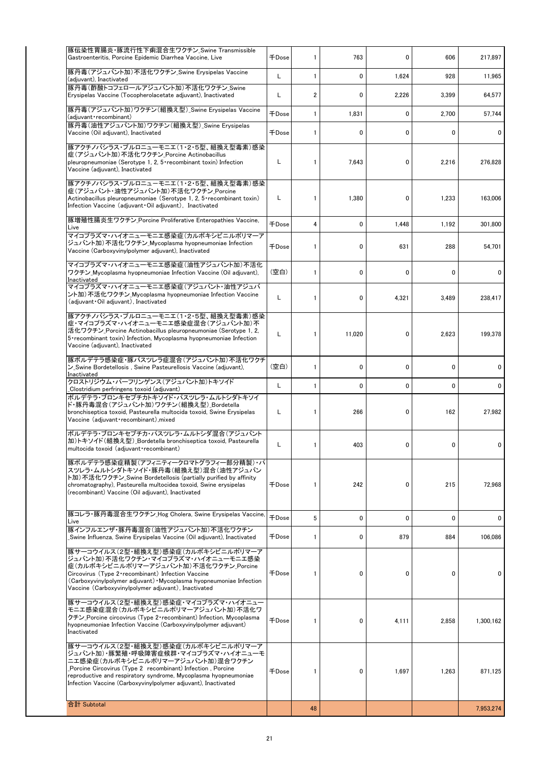| | | | | | | |
|---|---|---|---|---|---|---|
| 豚伝染性胃腸炎・豚流行性下痢混合生ワクチン_Swine Transmissible Gastroenteritis, Porcine Epidemic Diarrhea Vaccine, Live | 千Dose | 1 | 763 | 0 | 606 | 217,897 |
| 豚丹毒(アジュバント加)不活化ワクチン_Swine Erysipelas Vaccine (adjuvant), Inactivated | L | 1 | 0 | 1,624 | 928 | 11,965 |
| 豚丹毒(酢酸トコフェロールアジュバント加)不活化ワクチン_Swine Erysipelas Vaccine (Tocopherolacetate adjuvant), Inactivated | L | 2 | 0 | 2,226 | 3,399 | 64,577 |
| 豚丹毒(アジュバント加)ワクチン(組換え型)_Swine Erysipelas Vaccine (adjuvant・recombinant) | 千Dose | 1 | 1,831 | 0 | 2,700 | 57,744 |
| 豚丹毒(油性アジュバント加)ワクチン(組換え型)_Swine Erysipelas Vaccine (Oil adjuvant), Inactivated | 千Dose | 1 | 0 | 0 | 0 | 0 |
| 豚アクチノバシラス・プルロニューモニエ(1・2・5型、組換え型毒素)感染症(アジュバント加)不活化ワクチン_Porcine Actinobacillus pleuropneumoniae (Serotype 1, 2, 5・recombinant toxin) Infection Vaccine (adjuvant), Inactivated | L | 1 | 7,643 | 0 | 2,216 | 276,828 |
| 豚アクチノバシラス・プルロニューモニエ(1・2・5型、組換え型毒素)感染症(アジュバント・油性アジュバント加)不活化ワクチン_Porcine Actinobacillus pleuropneumoniae (Serotype 1, 2, 5・recombinant toxin) Infection Vaccine (adjuvant・Oil adjuvant), Inactivated | L | 1 | 1,380 | 0 | 1,233 | 163,006 |
| 豚増殖性腸炎生ワクチン_Porcine Proliferative Enteropathies Vaccine, Live | 千Dose | 4 | 0 | 1,448 | 1,192 | 301,800 |
| マイコプラズマ・ハイオニューモニエ感染症(カルボキシビニルポリマーアジュバント加)不活化ワクチン_Mycoplasma hyopneumoniae Infection Vaccine (Carboxyvinylpolymer adjuvant), Inactivated | 千Dose | 1 | 0 | 631 | 288 | 54,701 |
| マイコプラズマ・ハイオニューモニエ感染症(油性アジュバント加)不活化ワクチン_Mycoplasma hyopneumoniae Infection Vaccine (Oil adjuvant), Inactivated | (空白) | 1 | 0 | 0 | 0 | 0 |
| マイコプラズマ・ハイオニューモニエ感染症(アジュバント・油性アジュバント加)不活化ワクチン_Mycoplasma hyopneumoniae Infection Vaccine (adjuvant・Oil adjuvant), Inactivated | L | 1 | 0 | 4,321 | 3,489 | 238,417 |
| 豚アクチノバシラス・プルロニューモニエ(1・2・5型、組換え型毒素)感染症・マイコプラズマ・ハイオニューモニエ感染症混合(アジュバント加)不活化ワクチン_Porcine Actinobacillus pleuropneumoniae (Serotype 1, 2, 5・recombinant toxin) Infection, Mycoplasma hyopneumoniae Infection Vaccine (adjuvant), Inactivated | L | 1 | 11,020 | 0 | 2,623 | 199,378 |
| 豚ボルデテラ感染症・豚パスツレラ症混合(アジュバント加)不活化ワクチン_Swine Bordetellosis , Swine Pasteurellosis Vaccine (adjuvant), Inactivated | (空白) | 1 | 0 | 0 | 0 | 0 |
| クロストリジウム・パーフリンゲンス(アジュバント加)トキソイド_Clostridium perfringens toxoid (adjuvant) | L | 1 | 0 | 0 | 0 | 0 |
| ボルデテラ・ブロンキセプチカトキソイド・パスツレラ・ムルトシダトキソイド・豚丹毒混合(アジュバント加)ワクチン(組換え型)_Bordetella bronchiseptica toxoid, Pasteurella multocida toxoid, Swine Erysipelas Vaccine (adjuvant・recombinant),mixed | L | 1 | 266 | 0 | 162 | 27,982 |
| ボルデテラ・ブロンキセプチカ・パスツレラ・ムルトシダ混合(アジュバント加)トキソイド(組換え型)_Bordetella bronchiseptica toxoid, Pasteurella multocida toxoid (adjuvant・recombinant) | L | 1 | 403 | 0 | 0 | 0 |
| 豚ボルデテラ感染症精製(アフィニティークロマトグラフィー部分精製)・パスツレラ・ムルトシダトキソイド・豚丹毒(組換え型)混合(油性アジュバント加)不活化ワクチン_Swine Bordetellosis (partially purified by affinity chromatography), Pasteurella multocidea toxoid, Swine erysipelas (recombinant) Vaccine (Oil adjuvant), Inactivated | 千Dose | 1 | 242 | 0 | 215 | 72,968 |
| 豚コレラ・豚丹毒混合生ワクチン_Hog Cholera, Swine Erysipelas Vaccine, Live | 千Dose | 5 | 0 | 0 | 0 | 0 |
| 豚インフルエンザ・豚丹毒混合(油性アジュバント加)不活化ワクチン_Swine Influenza, Swine Erysipelas Vaccine (Oil adjuvant), Inactivated | 千Dose | 1 | 0 | 879 | 884 | 106,086 |
| 豚サーコウイルス(2型・組換え型)感染症(カルボキシビニルポリマーアジュバント加)不活化ワクチン・マイコプラズマ・ハイオニューモニエ感染症(カルボキシビニルポリマーアジュバント加)不活化ワクチン_Porcine Circovirus (Type 2・recombinant) Infection Vaccine (Carboxyvinylpolymer adjuvant)・Mycoplasma hyopneumoniae Infection Vaccine (Carboxyvinylpolymer adjuvant), Inactivated | 千Dose | 1 | 0 | 0 | 0 | 0 |
| 豚サーコウイルス(2型・組換え型)感染症・マイコプラズマ・ハイオニューモニエ感染症混合(カルボキシビニルポリマーアジュバント加)不活化ワクチン_Porcine circovirus (Type 2・recombinant) Infection, Mycoplasma hyopneumoniae Infection Vaccine (Carboxyvinylpolymer adjuvant) Inactivated | 千Dose | 1 | 0 | 4,111 | 2,858 | 1,300,162 |
| 豚サーコウイルス(2型・組換え型)感染症(カルボキシビニルポリマーアジュバント加)・豚繁殖・呼吸障害症候群・マイコプラズマ・ハイオニューモニエ感染症(カルボキシビニルポリマーアジュバント加)混合ワクチン_Porcine Circovirus (Type 2 recombinant) Infection , Porcine reproductive and respiratory syndrome, Mycoplasma hyopneumoniae Infection Vaccine (Carboxyvinylpolymer adjuvant), Inactivated | 千Dose | 1 | 0 | 1,697 | 1,263 | 871,125 |
| 合計 Subtotal | | 48 | | | | 7,953,274 |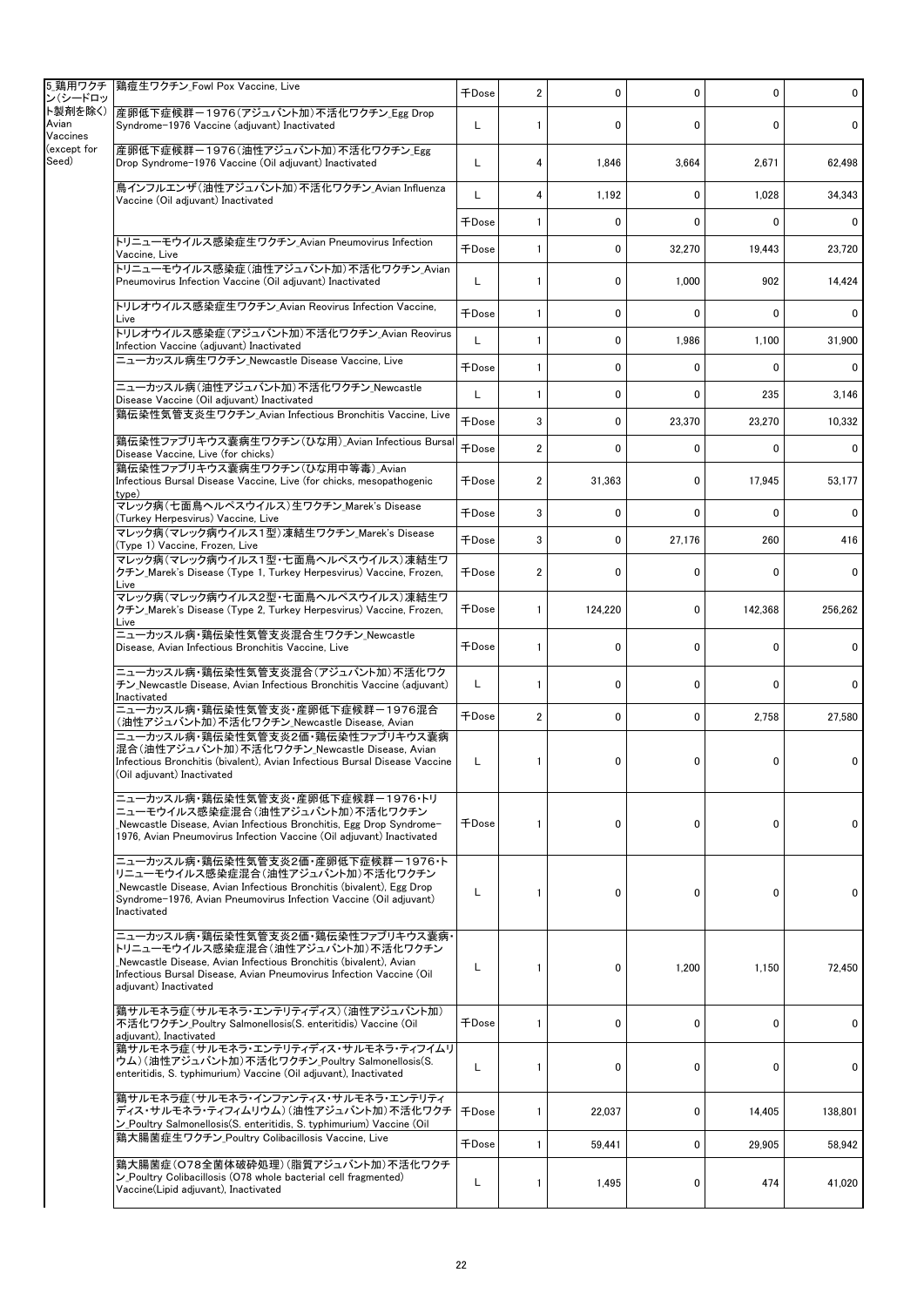| | | | | | | | |
|---|---|---|---|---|---|---|---|
| 5_鶏用ワクチン(シードロット製剤を除く) Avian Vaccines (except for Seed) | 鶏痘生ワクチン_Fowl Pox Vaccine, Live | 千Dose | 2 | 0 | 0 | 0 | 0 |
| | 産卵低下症候群－1976(アジュバント加)不活化ワクチン_Egg Drop Syndrome-1976 Vaccine (adjuvant) Inactivated | L | 1 | 0 | 0 | 0 | 0 |
| | 産卵低下症候群－1976(油性アジュバント加)不活化ワクチン_Egg Drop Syndrome-1976 Vaccine (Oil adjuvant) Inactivated | L | 4 | 1,846 | 3,664 | 2,671 | 62,498 |
| | 鳥インフルエンザ(油性アジュバント加)不活化ワクチン_Avian Influenza Vaccine (Oil adjuvant) Inactivated | L | 4 | 1,192 | 0 | 1,028 | 34,343 |
| | | 千Dose | 1 | 0 | 0 | 0 | 0 |
| | トリニューモウイルス感染症生ワクチン_Avian Pneumovirus Infection Vaccine, Live | 千Dose | 1 | 0 | 32,270 | 19,443 | 23,720 |
| | トリニューモウイルス感染症(油性アジュバント加)不活化ワクチン_Avian Pneumovirus Infection Vaccine (Oil adjuvant) Inactivated | L | 1 | 0 | 1,000 | 902 | 14,424 |
| | トリレオウイルス感染症生ワクチン_Avian Reovirus Infection Vaccine, Live | 千Dose | 1 | 0 | 0 | 0 | 0 |
| | トリレオウイルス感染症(アジュバント加)不活化ワクチン_Avian Reovirus Infection Vaccine (adjuvant) Inactivated | L | 1 | 0 | 1,986 | 1,100 | 31,900 |
| | ニューカッスル病生ワクチン_Newcastle Disease Vaccine, Live | 千Dose | 1 | 0 | 0 | 0 | 0 |
| | ニューカッスル病(油性アジュバント加)不活化ワクチン_Newcastle Disease Vaccine (Oil adjuvant) Inactivated | L | 1 | 0 | 0 | 235 | 3,146 |
| | 鶏伝染性気管支炎生ワクチン_Avian Infectious Bronchitis Vaccine, Live | 千Dose | 3 | 0 | 23,370 | 23,270 | 10,332 |
| | 鶏伝染性ファブリキウス嚢病生ワクチン(ひな用)_Avian Infectious Bursal Disease Vaccine, Live (for chicks) | 千Dose | 2 | 0 | 0 | 0 | 0 |
| | 鶏伝染性ファブリキウス嚢病生ワクチン(ひな用中等毒)_Avian Infectious Bursal Disease Vaccine, Live (for chicks, mesopathogenic type) | 千Dose | 2 | 31,363 | 0 | 17,945 | 53,177 |
| | マレック病(七面鳥ヘルペスウイルス)生ワクチン_Marek's Disease (Turkey Herpesvirus) Vaccine, Live | 千Dose | 3 | 0 | 0 | 0 | 0 |
| | マレック病(マレック病ウイルス1型)凍結生ワクチン_Marek's Disease (Type 1) Vaccine, Frozen, Live | 千Dose | 3 | 0 | 27,176 | 260 | 416 |
| | マレック病(マレック病ウイルス1型・七面鳥ヘルペスウイルス)凍結生ワクチン_Marek's Disease (Type 1, Turkey Herpesvirus) Vaccine, Frozen, Live | 千Dose | 2 | 0 | 0 | 0 | 0 |
| | マレック病(マレック病ウイルス2型・七面鳥ヘルペスウイルス)凍結生ワクチン_Marek's Disease (Type 2, Turkey Herpesvirus) Vaccine, Frozen, Live | 千Dose | 1 | 124,220 | 0 | 142,368 | 256,262 |
| | ニューカッスル病・鶏伝染性気管支炎混合生ワクチン_Newcastle Disease, Avian Infectious Bronchitis Vaccine, Live | 千Dose | 1 | 0 | 0 | 0 | 0 |
| | ニューカッスル病・鶏伝染性気管支炎混合(アジュバント加)不活化ワクチン_Newcastle Disease, Avian Infectious Bronchitis Vaccine (adjuvant) Inactivated | L | 1 | 0 | 0 | 0 | 0 |
| | ニューカッスル病・鶏伝染性気管支炎・産卵低下症候群－1976混合(油性アジュバント加)不活化ワクチン_Newcastle Disease, Avian | 千Dose | 2 | 0 | 0 | 2,758 | 27,580 |
| | ニューカッスル病・鶏伝染性気管支炎2価・鶏伝染性ファブリキウス嚢病混合(油性アジュバント加)不活化ワクチン_Newcastle Disease, Avian Infectious Bronchitis (bivalent), Avian Infectious Bursal Disease Vaccine (Oil adjuvant) Inactivated | L | 1 | 0 | 0 | 0 | 0 |
| | ニューカッスル病・鶏伝染性気管支炎・産卵低下症候群－1976・トリニューモウイルス感染症混合(油性アジュバント加)不活化ワクチン_Newcastle Disease, Avian Infectious Bronchitis, Egg Drop Syndrome-1976, Avian Pneumovirus Infection Vaccine (Oil adjuvant) Inactivated | 千Dose | 1 | 0 | 0 | 0 | 0 |
| | ニューカッスル病・鶏伝染性気管支炎2価・産卵低下症候群－1976・トリニューモウイルス感染症混合(油性アジュバント加)不活化ワクチン_Newcastle Disease, Avian Infectious Bronchitis (bivalent), Egg Drop Syndrome-1976, Avian Pneumovirus Infection Vaccine (Oil adjuvant) Inactivated | L | 1 | 0 | 0 | 0 | 0 |
| | ニューカッスル病・鶏伝染性気管支炎2価・鶏伝染性ファブリキウス嚢病・トリニューモウイルス感染症混合(油性アジュバント加)不活化ワクチン_Newcastle Disease, Avian Infectious Bronchitis (bivalent), Avian Infectious Bursal Disease, Avian Pneumovirus Infection Vaccine (Oil adjuvant) Inactivated | L | 1 | 0 | 1,200 | 1,150 | 72,450 |
| | 鶏サルモネラ症(サルモネラ・エンテリティディス)(油性アジュバント加)不活化ワクチン_Poultry Salmonellosis(S. enteritidis) Vaccine (Oil adjuvant), Inactivated | 千Dose | 1 | 0 | 0 | 0 | 0 |
| | 鶏サルモネラ症(サルモネラ・エンテリティディス・サルモネラ・ティフイムリウム)(油性アジュバント加)不活化ワクチン_Poultry Salmonellosis(S. enteritidis, S. typhimurium) Vaccine (Oil adjuvant), Inactivated | L | 1 | 0 | 0 | 0 | 0 |
| | 鶏サルモネラ症(サルモネラ・インファンティス・サルモネラ・エンテリティディス・サルモネラ・ティフィムリウム)(油性アジュバント加)不活化ワクチン_Poultry Salmonellosis(S. enteritidis, S. typhimurium) Vaccine (Oil | 千Dose | 1 | 22,037 | 0 | 14,405 | 138,801 |
| | 鶏大腸菌症生ワクチン_Poultry Colibacillosis Vaccine, Live | 千Dose | 1 | 59,441 | 0 | 29,905 | 58,942 |
| | 鶏大腸菌症(O78全菌体破砕処理)(脂質アジュバント加)不活化ワクチン_Poultry Colibacillosis (O78 whole bacterial cell fragmented) Vaccine(Lipid adjuvant), Inactivated | L | 1 | 1,495 | 0 | 474 | 41,020 |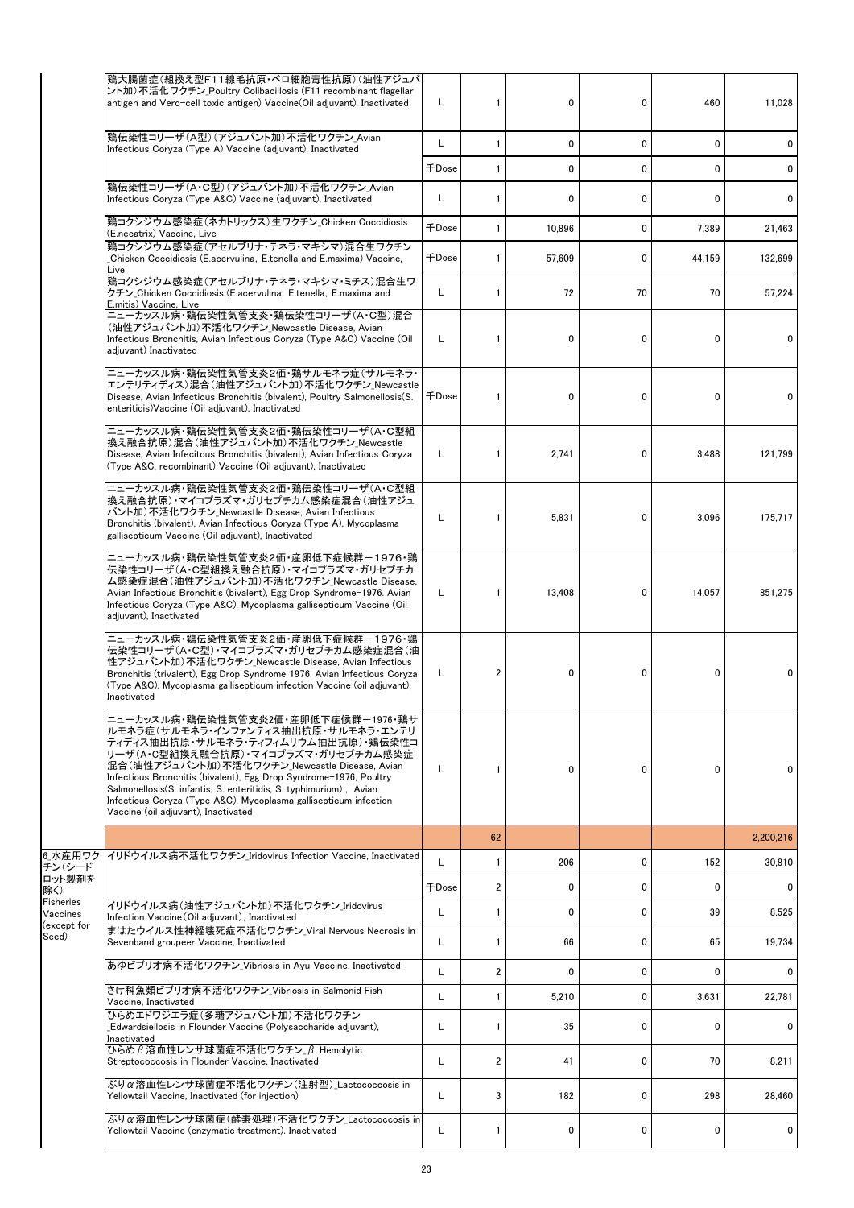| | | | | | | | |
|---|---|---|---|---|---|---|---|
| | 鶏大腸菌症（組換え型F11線毛抗原・ベロ細胞毒性抗原）（油性アジュバント加）不活化ワクチン_Poultry Colibacillosis (F11 recombinant flagellar antigen and Vero-cell toxic antigen) Vaccine(Oil adjuvant), Inactivated | L | 1 | 0 | 0 | 460 | 11,028 |
| | 鶏伝染性コリーザ（A型）（アジュバント加）不活化ワクチン_Avian Infectious Coryza (Type A) Vaccine (adjuvant), Inactivated | L | 1 | 0 | 0 | 0 | 0 |
| | | 千Dose | 1 | 0 | 0 | 0 | 0 |
| | 鶏伝染性コリーザ（A・C型）（アジュバント加）不活化ワクチン_Avian Infectious Coryza (Type A&C) Vaccine (adjuvant), Inactivated | L | 1 | 0 | 0 | 0 | 0 |
| | 鶏コクシジウム感染症（ネカトリックス）生ワクチン_Chicken Coccidiosis (E.necatrix) Vaccine, Live | 千Dose | 1 | 10,896 | 0 | 7,389 | 21,463 |
| | 鶏コクシジウム感染症（アセルブリナ・テネラ・マキシマ）混合生ワクチン_Chicken Coccidiosis (E.acervulina, E.tenella and E.maxima) Vaccine, Live | 千Dose | 1 | 57,609 | 0 | 44,159 | 132,699 |
| | 鶏コクシジウム感染症（アセルブリナ・テネラ・マキシマ・ミチス）混合生ワクチン_Chicken Coccidiosis (E.acervulina, E.tenella, E.maxima and E.mitis) Vaccine, Live | L | 1 | 72 | 70 | 70 | 57,224 |
| | ニューカッスル病・鶏伝染性気管支炎・鶏伝染性コリーザ（A・C型）混合（油性アジュバント加）不活化ワクチン_Newcastle Disease, Avian Infectious Bronchitis, Avian Infectious Coryza (Type A&C) Vaccine (Oil adjuvant) Inactivated | L | 1 | 0 | 0 | 0 | 0 |
| | ニューカッスル病・鶏伝染性気管支炎2価・鶏サルモネラ症（サルモネラ・エンテリティディス）混合（油性アジュバント加）不活化ワクチン_Newcastle Disease, Avian Infectious Bronchitis (bivalent), Poultry Salmonellosis(S. enteritidis)Vaccine (Oil adjuvant), Inactivated | 千Dose | 1 | 0 | 0 | 0 | 0 |
| | ニューカッスル病・鶏伝染性気管支炎2価・鶏伝染性コリーザ（A・C型組換え融合抗原）混合（油性アジュバント加）不活化ワクチン_Newcastle Disease, Avian Infecitous Bronchitis (bivalent), Avian Infectious Coryza (Type A&C, recombinant) Vaccine (Oil adjuvant), Inactivated | L | 1 | 2,741 | 0 | 3,488 | 121,799 |
| | ニューカッスル病・鶏伝染性気管支炎2価・鶏伝染性コリーザ（A・C型組換え融合抗原）・マイコプラズマ・ガリセプチカム感染症混合（油性アジュバント加）不活化ワクチン_Newcastle Disease, Avian Infectious Bronchitis (bivalent), Avian Infectious Coryza (Type A), Mycoplasma gallisepticum Vaccine (Oil adjuvant), Inactivated | L | 1 | 5,831 | 0 | 3,096 | 175,717 |
| | ニューカッスル病・鶏伝染性気管支炎2価・産卵低下症候群－1976・鶏伝染性コリーザ（A・C型組換え融合抗原）・マイコプラズマ・ガリセプチカム感染症混合（油性アジュバント加）不活化ワクチン_Newcastle Disease, Avian Infectious Bronchitis (bivalent), Egg Drop Syndrome-1976. Avian Infectious Coryza (Type A&C), Mycoplasma gallisepticum Vaccine (Oil adjuvant), Inactivated | L | 1 | 13,408 | 0 | 14,057 | 851,275 |
| | ニューカッスル病・鶏伝染性気管支炎2価・産卵低下症候群－1976・鶏伝染性コリーザ（A・C型）・マイコプラズマ・ガリセプチカム感染症混合（油性アジュバント加）不活化ワクチン_Newcastle Disease, Avian Infectious Bronchitis (trivalent), Egg Drop Syndrome 1976, Avian Infectious Coryza (Type A&C), Mycoplasma gallisepticum infection Vaccine (oil adjuvant), Inactivated | L | 2 | 0 | 0 | 0 | 0 |
| | ニューカッスル病・鶏伝染性気管支炎2価・産卵低下症候群－1976・鶏サルモネラ症（サルモネラ・インファンティス抽出抗原・サルモネラ・エンテリティディス抽出抗原・サルモネラ・ティフィムリウム抽出抗原）・鶏伝染性コリーザ（A・C型組換え融合抗原）・マイコプラズマ・ガリセプチカム感染症混合（油性アジュバント加）不活化ワクチン_Newcastle Disease, Avian Infectious Bronchitis (bivalent), Egg Drop Syndrome-1976, Poultry Salmonellosis(S. infantis, S. enteritidis, S. typhimurium) , Avian Infectious Coryza (Type A&C), Mycoplasma gallisepticum infection Vaccine (oil adjuvant), Inactivated | L | 1 | 0 | 0 | 0 | 0 |
| | | | 62 | | | | 2,200,216 |
| 6.水産用ワクチン（シードロット製剤を除く） Fisheries Vaccines (except for Seed) | イリドウイルス病不活化ワクチン_Iridovirus Infection Vaccine, Inactivated | L | 1 | 206 | 0 | 152 | 30,810 |
| | | 千Dose | 2 | 0 | 0 | 0 | 0 |
| | イリドウイルス病（油性アジュバント加）不活化ワクチン_Iridovirus Infection Vaccine(Oil adjuvant), Inactivated | L | 1 | 0 | 0 | 39 | 8,525 |
| | まはたウイルス性神経壊死症不活化ワクチン_Viral Nervous Necrosis in Sevenband groupeer Vaccine, Inactivated | L | 1 | 66 | 0 | 65 | 19,734 |
| | あゆビブリオ病不活化ワクチン_Vibriosis in Ayu Vaccine, Inactivated | L | 2 | 0 | 0 | 0 | 0 |
| | さけ科魚類ビブリオ病不活化ワクチン_Vibriosis in Salmonid Fish Vaccine, Inactivated | L | 1 | 5,210 | 0 | 3,631 | 22,781 |
| | ひらめエドワジエラ症（多糖アジュバント加）不活化ワクチン_Edwardsiellosis in Flounder Vaccine (Polysaccharide adjuvant), Inactivated | L | 1 | 35 | 0 | 0 | 0 |
| | ひらめβ溶血性レンサ球菌症不活化ワクチン_β Hemolytic Streptococcosis in Flounder Vaccine, Inactivated | L | 2 | 41 | 0 | 70 | 8,211 |
| | ぶりα溶血性レンサ球菌症不活化ワクチン（注射型）_Lactococcosis in Yellowtail Vaccine, Inactivated (for injection) | L | 3 | 182 | 0 | 298 | 28,460 |
| | ぶりα溶血性レンサ球菌症（酵素処理）不活化ワクチン_Lactococcosis in Yellowtail Vaccine (enzymatic treatment). Inactivated | L | 1 | 0 | 0 | 0 | 0 |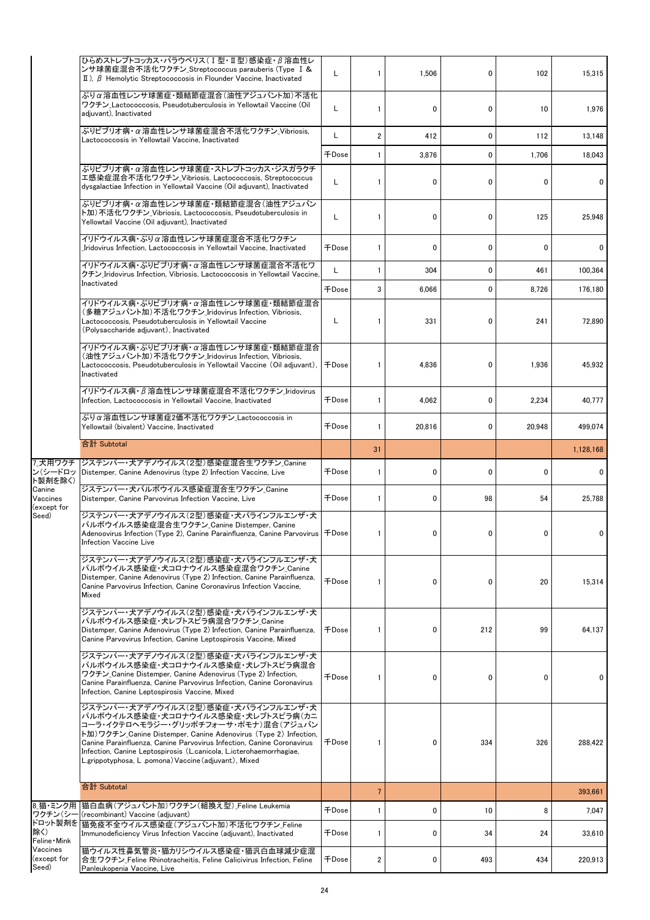| | | | | | | |
|---|---|---|---|---|---|---|
| | ひらめストレプトコッカス・パラウベリス（Ⅰ型・Ⅱ型）感染症・β溶血性レンサ球菌症混合不活化ワクチン_Streptococcus parauberis (Type Ⅰ & Ⅱ), β Hemolytic Streptococcosis in Flounder Vaccine, Inactivated | L | 1 | 1,506 | 0 | 102 | 15,315 |
| | ぶりα溶血性レンサ球菌症・類結節症混合（油性アジュバント加）不活化ワクチン_Lactococcosis, Pseudotuberculosis in Yellowtail Vaccine (Oil adjuvant), Inactivated | L | 1 | 0 | 0 | 10 | 1,976 |
| | ぶりビブリオ病・α溶血性レンサ球菌症混合不活化ワクチン_Vibriosis, Lactococcosis in Yellowtail Vaccine, Inactivated | L | 2 | 412 | 0 | 112 | 13,148 |
| | | 千Dose | 1 | 3,876 | 0 | 1,706 | 18,043 |
| | ぶりビブリオ病・α溶血性レンサ球菌症・ストレプトコッカス・ジスガラクチエ感染症混合不活化ワクチン_Vibriosis, Lactococcosis, Streptococcus dysgalactiae Infection in Yellowtail Vaccine (Oil adjuvant), Inactivated | L | 1 | 0 | 0 | 0 | 0 |
| | ぶりビブリオ病・α溶血性レンサ球菌症・類結節症混合（油性アジュバント加）不活化ワクチン_Vibriosis, Lactococcosis, Pseudotuberculosis in Yellowtail Vaccine (Oil adjuvant), Inactivated | L | 1 | 0 | 0 | 125 | 25,948 |
| | イリドウイルス病・ぶりα溶血性レンサ球菌症混合不活化ワクチン_Iridovirus Infection, Lactococcosis in Yellowtail Vaccine, Inactivated | 千Dose | 1 | 0 | 0 | 0 | 0 |
| | イリドウイルス病・ぶりビブリオ病・α溶血性レンサ球菌症混合不活化ワクチン_Iridovirus Infection, Vibriosis, Lactococcosis in Yellowtail Vaccine, Inactivated | L | 1 | 304 | 0 | 461 | 100,364 |
| | | 千Dose | 3 | 6,066 | 0 | 8,726 | 176,180 |
| | イリドウイルス病・ぶりビブリオ病・α溶血性レンサ球菌症・類結節症混合（多糖アジュバント加）不活化ワクチン_Iridovirus Infection, Vibriosis, Lactococcosis, Pseudotuberculosis in Yellowtail Vaccine (Polysaccharide adjuvant), Inactivated | L | 1 | 331 | 0 | 241 | 72,890 |
| | イリドウイルス病・ぶりビブリオ病・α溶血性レンサ球菌症・類結節症混合（油性アジュバント加）不活化ワクチン_Iridovirus Infection, Vibriosis, Lactococcosis, Pseudotuberculosis in Yellowtail Vaccine (Oil adjuvant), Inactivated | 千Dose | 1 | 4,836 | 0 | 1,936 | 45,932 |
| | イリドウイルス病・β溶血性レンサ球菌症混合不活化ワクチン_Iridovirus Infection, Lactococcosis in Yellowtail Vaccine, Inactivated | 千Dose | 1 | 4,062 | 0 | 2,234 | 40,777 |
| | ぶりα溶血性レンサ球菌症2価不活化ワクチン_Lactococcosis in Yellowtail (bivalent) Vaccine, Inactivated | 千Dose | 1 | 20,816 | 0 | 20,948 | 499,074 |
| | 合計 Subtotal | | 31 | | | | 1,128,168 |
| 7.犬用ワクチン(シードロット製剤を除く) Canine Vaccines (except for Seed) | ジステンパー・犬アデノウイルス（2型）感染症混合生ワクチン_Canine Distemper, Canine Adenovirus (type 2) Infection Vaccine, Live | 千Dose | 1 | 0 | 0 | 0 | 0 |
| | ジステンパー・犬パルボウイルス感染症混合生ワクチン_Canine Distemper, Canine Parvovirus Infection Vaccine, Live | 千Dose | 1 | 0 | 98 | 54 | 25,788 |
| | ジステンパー・犬アデノウイルス（2型）感染症・犬パラインフルエンザ・犬パルボウイルス感染症混合生ワクチン_Canine Distemper, Canine Adenoovirus Infection (Type 2), Canine Parainfluenza, Canine Parvovirus Infection Vaccine Live | 千Dose | 1 | 0 | 0 | 0 | 0 |
| | ジステンパー・犬アデノウイルス（2型）感染症・犬パラインフルエンザ・犬パルボウイルス感染症・犬コロナウイルス感染症混合ワクチン_Canine Distemper, Canine Adenovirus (Type 2) Infection, Canine Parainfluenza, Canine Parvovirus Infection, Canine Coronavirus Infection Vaccine, Mixed | 千Dose | 1 | 0 | 0 | 20 | 15,314 |
| | ジステンパー・犬アデノウイルス（2型）感染症・犬パラインフルエンザ・犬パルボウイルス感染症・犬レプトスピラ病混合ワクチン_Canine Distemper, Canine Adenovirus (Type 2) Infection, Canine Parainfluenza, Canine Parvovirus Infection, Canine Leptospirosis Vaccine, Mixed | 千Dose | 1 | 0 | 212 | 99 | 64,137 |
| | ジステンパー・犬アデノウイルス（2型）感染症・犬パラインフルエンザ・犬パルボウイルス感染症・犬コロナウイルス感染症・犬レプトスピラ病混合ワクチン_Canine Distemper, Canine Adenovirus (Type 2) Infection, Canine Parainfluenza, Canine Parvovirus Infection, Canine Coronavirus Infection, Canine Leptospirosis Vaccine, Mixed | 千Dose | 1 | 0 | 0 | 0 | 0 |
| | ジステンパー・犬アデノウイルス（2型）感染症・犬パラインフルエンザ・犬パルボウイルス感染症・犬コロナウイルス感染症・犬レプトスピラ病（カニコーラ・イクテロヘモラジー・グリッポチフォーサ・ポモナ）混合（アジュバント加）ワクチン_Canine Distemper, Canine Adenovirus (Type 2) Infection, Canine Parainfluenza, Canine Parvovirus Infection, Canine Coronavirus Infection, Canine Leptospirosis (L.canicola, L.icterohaemorrhagiae, L.grippotyphosa, L .pomona) Vaccine (adjuvant), Mixed | 千Dose | 1 | 0 | 334 | 326 | 288,422 |
| | 合計 Subtotal | | 7 | | | | 393,661 |
| 8.猫・ミンク用ワクチン(シードロット製剤を除く) Feline・Mink Vaccines (except for Seed) | 猫白血病（アジュバント加）ワクチン（組換え型）_Feline Leukemia (recombinant) Vaccine (adjuvant) | 千Dose | 1 | 0 | 10 | 8 | 7,047 |
| | 猫免疫不全ウイルス感染症（アジュバント加）不活化ワクチン_Feline Immunodeficiency Virus Infection Vaccine (adjuvant), Inactivated | 千Dose | 1 | 0 | 34 | 24 | 33,610 |
| | 猫ウイルス性鼻気管炎・猫カリシウイルス感染症・猫汎白血球減少症混合生ワクチン_Feline Rhinotracheitis, Feline Calicivirus Infection, Feline Panleukopenia Vaccine, Live | 千Dose | 2 | 0 | 493 | 434 | 220,913 |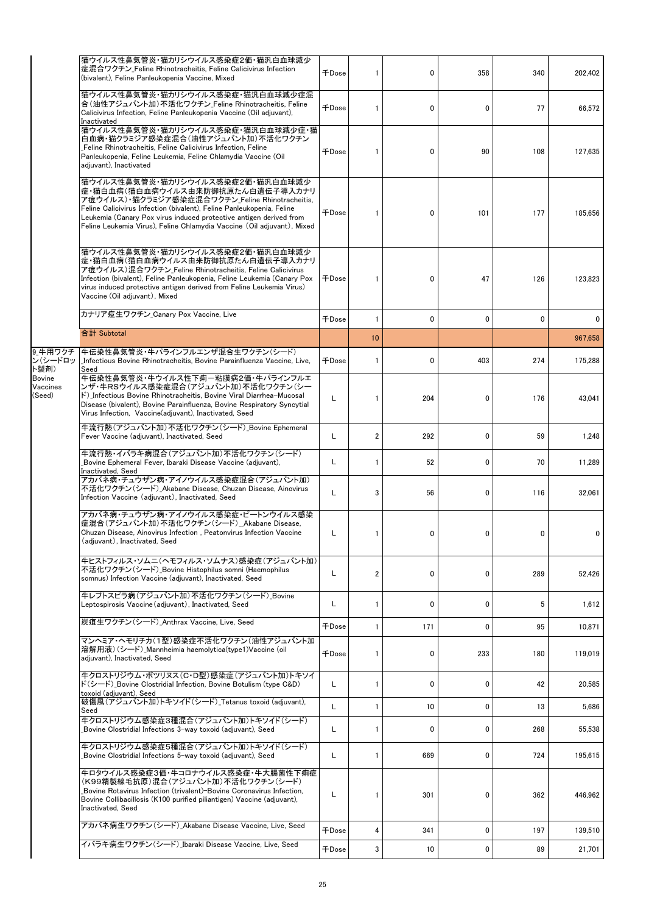| | | | | | | | |
|---|---|---|---|---|---|---|---|
| | 猫ウイルス性鼻気管炎・猫カリシウイルス感染症2価・猫汎白血球減少症混合ワクチン_Feline Rhinotracheitis, Feline Calicivirus Infection (bivalent), Feline Panleukopenia Vaccine, Mixed | 千Dose | 1 | 0 | 358 | 340 | 202,402 |
| | 猫ウイルス性鼻気管炎・猫カリシウイルス感染症・猫汎白血球減少症混合(油性アジュバント加)不活化ワクチン_Feline Rhinotracheitis, Feline Calicivirus Infection, Feline Panleukopenia Vaccine (Oil adjuvant), Inactivated | 千Dose | 1 | 0 | 0 | 77 | 66,572 |
| | 猫ウイルス性鼻気管炎・猫カリシウイルス感染症・猫汎白血球減少症・猫白血病・猫クラミジア感染症混合(油性アジュバント加)不活化ワクチン_Feline Rhinotracheitis, Feline Calicivirus Infection, Feline Panleukopenia, Feline Leukemia, Feline Chlamydia Vaccine (Oil adjuvant), Inactivated | 千Dose | 1 | 0 | 90 | 108 | 127,635 |
| | 猫ウイルス性鼻気管炎・猫カリシウイルス感染症2価・猫汎白血球減少症・猫白血病(猫白血病ウイルス由来防御抗原たん白遺伝子導入カナリア痘ウイルス)・猫クラミジア感染症混合ワクチン_Feline Rhinotracheitis, Feline Calicivirus Infection (bivalent), Feline Panleukopenia, Feline Leukemia (Canary Pox virus induced protective antigen derived from Feline Leukemia Virus), Feline Chlamydia Vaccine (Oil adjuvant), Mixed | 千Dose | 1 | 0 | 101 | 177 | 185,656 |
| | 猫ウイルス性鼻気管炎・猫カリシウイルス感染症2価・猫汎白血球減少症・猫白血病(猫白血病ウイルス由来防御抗原たん白遺伝子導入カナリア痘ウイルス)混合ワクチン_Feline Rhinotracheitis, Feline Calicivirus Infection (bivalent), Feline Panleukopenia, Feline Leukemia (Canary Pox virus induced protective antigen derived from Feline Leukemia Virus) Vaccine (Oil adjuvant), Mixed | 千Dose | 1 | 0 | 47 | 126 | 123,823 |
| | カナリア痘生ワクチン_Canary Pox Vaccine, Live | 千Dose | 1 | 0 | 0 | 0 | 0 |
| | 合計 Subtotal | | 10 | | | | 967,658 |
| 9_牛用ワクチン(シードロット製剤) Bovine Vaccines (Seed) | 牛伝染性鼻気管炎・牛パラインフルエンザ混合生ワクチン(シード)_Infectious Bovine Rhinotracheitis, Bovine Parainfluenza Vaccine, Live, Seed | 千Dose | 1 | 0 | 403 | 274 | 175,288 |
| | 牛伝染性鼻気管炎・牛ウイルス性下痢-粘膜病2価・牛パラインフルエンザ・牛RSウイルス感染症混合(アジュバント加)不活化ワクチン(シード)_Infectious Bovine Rhinotracheitis, Bovine Viral Diarrhea-Mucosal Disease (bivalent), Bovine Parainfluenza, Bovine Respiratory Syncytial Virus Infection, Vaccine(adjuvant), Inactivated, Seed | L | 1 | 204 | 0 | 176 | 43,041 |
| | 牛流行熱(アジュバント加)不活化ワクチン(シード)_Bovine Ephemeral Fever Vaccine (adjuvant), Inactivated, Seed | L | 2 | 292 | 0 | 59 | 1,248 |
| | 牛流行熱・イバラキ病混合(アジュバント加)不活化ワクチン(シード)_Bovine Ephemeral Fever, Ibaraki Disease Vaccine (adjuvant), Inactivated, Seed | L | 1 | 52 | 0 | 70 | 11,289 |
| | アカバネ病・チュウザン病・アイノウイルス感染症混合(アジュバント加)不活化ワクチン(シード)_Akabane Disease, Chuzan Disease, Ainovirus Infection Vaccine (adjuvant), Inactivated, Seed | L | 3 | 56 | 0 | 116 | 32,061 |
| | アカバネ病・チュウザン病・アイノウイルス感染症・ピートンウイルス感染症混合(アジュバント加)不活化ワクチン(シード)_Akabane Disease, Chuzan Disease, Ainovirus Infection , Peatonvirus Infection Vaccine (adjuvant), Inactivated, Seed | L | 1 | 0 | 0 | 0 | 0 |
| | 牛ヒストフィルス・ソムニ(ヘモフィルス・ソムナス)感染症(アジュバント加)不活化ワクチン(シード)_Bovine Histophilus somni (Haemophilus somnus) Infection Vaccine (adjuvant), Inactivated, Seed | L | 2 | 0 | 0 | 289 | 52,426 |
| | 牛レプトスピラ病(アジュバント加)不活化ワクチン(シード)_Bovine Leptospirosis Vaccine (adjuvant), Inactivated, Seed | L | 1 | 0 | 0 | 5 | 1,612 |
| | 炭疽生ワクチン(シード)_Anthrax Vaccine, Live, Seed | 千Dose | 1 | 171 | 0 | 95 | 10,871 |
| | マンヘミア・ヘモリチカ(1型)感染症不活化ワクチン(油性アジュバント加溶解用液)(シード)_Mannheimia haemolytica(type1)Vaccine (oil adjuvant), Inactivated, Seed | 千Dose | 1 | 0 | 233 | 180 | 119,019 |
| | 牛クロストリジウム・ボツリヌス(C・D型)感染症(アジュバント加)トキソイド(シード)_Bovine Clostridial Infection, Bovine Botulism (type C&D) toxoid (adjuvant), Seed | L | 1 | 0 | 0 | 42 | 20,585 |
| | 破傷風(アジュバント加)トキソイド(シード)_Tetanus toxoid (adjuvant), Seed | L | 1 | 10 | 0 | 13 | 5,686 |
| | 牛クロストリジウム感染症3種混合(アジュバント加)トキソイド(シード)_Bovine Clostridial Infections 3-way toxoid (adjuvant), Seed | L | 1 | 0 | 0 | 268 | 55,538 |
| | 牛クロストリジウム感染症5種混合(アジュバント加)トキソイド(シード)_Bovine Clostridial Infections 5-way toxoid (adjuvant), Seed | L | 1 | 669 | 0 | 724 | 195,615 |
| | 牛ロタウイルス感染症3価・牛コロナウイルス感染症・牛大腸菌性下痢症(K99精製線毛抗原)混合(アジュバント加)不活化ワクチン(シード)_Bovine Rotavirus Infection (trivalent)-Bovine Coronavirus Infection, Bovine Collibacillosis (K100 purified piliantigen) Vaccine (adjuvant), Inactivated, Seed | L | 1 | 301 | 0 | 362 | 446,962 |
| | アカバネ病生ワクチン(シード)_Akabane Disease Vaccine, Live, Seed | 千Dose | 4 | 341 | 0 | 197 | 139,510 |
| | イバラキ病生ワクチン(シード)_Ibaraki Disease Vaccine, Live, Seed | 千Dose | 3 | 10 | 0 | 89 | 21,701 |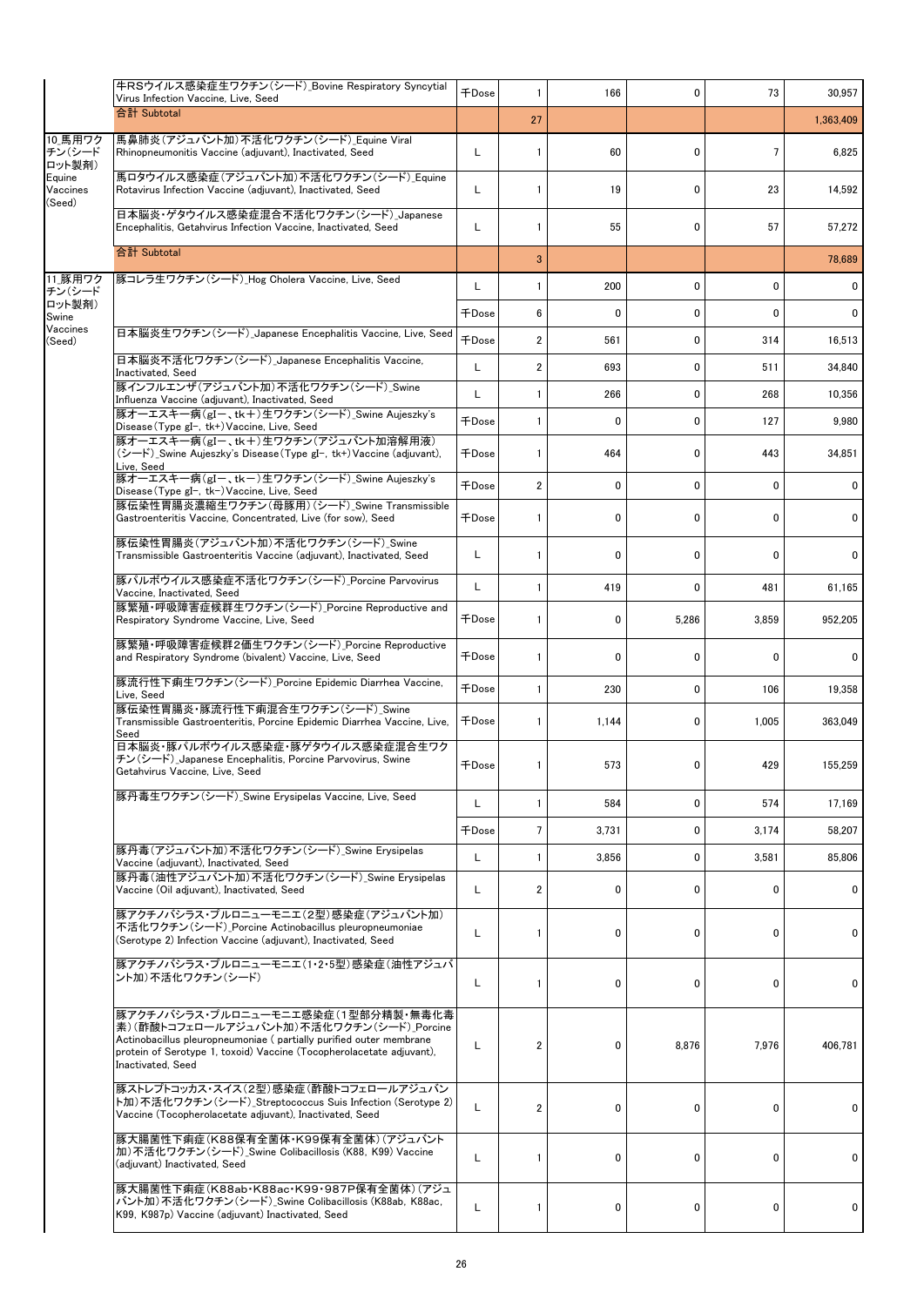| | | | | | | | |
|---|---|---|---|---|---|---|---|
| | 牛RSウイルス感染症生ワクチン(シード)_Bovine Respiratory Syncytial Virus Infection Vaccine, Live, Seed | 千Dose | 1 | 166 | 0 | 73 | 30,957 |
| | 合計 Subtotal | | 27 | | | | 1,363,409 |
| 10_馬用ワクチン(シードロット製剤) Equine Vaccines (Seed) | 馬鼻肺炎(アジュバント加)不活化ワクチン(シード)_Equine Viral Rhinopneumonitis Vaccine (adjuvant), Inactivated, Seed | L | 1 | 60 | 0 | 7 | 6,825 |
| | 馬ロタウイルス感染症(アジュバント加)不活化ワクチン(シード)_Equine Rotavirus Infection Vaccine (adjuvant), Inactivated, Seed | L | 1 | 19 | 0 | 23 | 14,592 |
| | 日本脳炎・ゲタウイルス感染症混合不活化ワクチン(シード)_Japanese Encephalitis, Getahvirus Infection Vaccine, Inactivated, Seed | L | 1 | 55 | 0 | 57 | 57,272 |
| | 合計 Subtotal | | 3 | | | | 78,689 |
| 11_豚用ワクチン(シードロット製剤) Swine Vaccines (Seed) | 豚コレラ生ワクチン(シード)_Hog Cholera Vaccine, Live, Seed | L | 1 | 200 | 0 | 0 | 0 |
| | | 千Dose | 6 | 0 | 0 | 0 | 0 |
| | 日本脳炎生ワクチン(シード)_Japanese Encephalitis Vaccine, Live, Seed | 千Dose | 2 | 561 | 0 | 314 | 16,513 |
| | 日本脳炎不活化ワクチン(シード)_Japanese Encephalitis Vaccine, Inactivated, Seed | L | 2 | 693 | 0 | 511 | 34,840 |
| | 豚インフルエンザ(アジュバント加)不活化ワクチン(シード)_Swine Influenza Vaccine (adjuvant), Inactivated, Seed | L | 1 | 266 | 0 | 268 | 10,356 |
| | 豚オーエスキー病(gI－、tk＋)生ワクチン(シード)_Swine Aujeszky's Disease (Type gI-, tk+) Vaccine, Live, Seed | 千Dose | 1 | 0 | 0 | 127 | 9,980 |
| | 豚オーエスキー病(gI－、tk＋)生ワクチン(アジュバント加溶解用液)(シード)_Swine Aujeszky's Disease (Type gI-, tk+) Vaccine (adjuvant), Live, Seed | 千Dose | 1 | 464 | 0 | 443 | 34,851 |
| | 豚オーエスキー病(gI－、tk－)生ワクチン(シード)_Swine Aujeszky's Disease (Type gI-, tk-) Vaccine, Live, Seed | 千Dose | 2 | 0 | 0 | 0 | 0 |
| | 豚伝染性胃腸炎濃縮生ワクチン(母豚用)(シード)_Swine Transmissible Gastroenteritis Vaccine, Concentrated, Live (for sow), Seed | 千Dose | 1 | 0 | 0 | 0 | 0 |
| | 豚伝染性胃腸炎(アジュバント加)不活化ワクチン(シード)_Swine Transmissible Gastroenteritis Vaccine (adjuvant), Inactivated, Seed | L | 1 | 0 | 0 | 0 | 0 |
| | 豚パルボウイルス感染症不活化ワクチン(シード)_Porcine Parvovirus Vaccine, Inactivated, Seed | L | 1 | 419 | 0 | 481 | 61,165 |
| | 豚繁殖・呼吸障害症候群生ワクチン(シード)_Porcine Reproductive and Respiratory Syndrome Vaccine, Live, Seed | 千Dose | 1 | 0 | 5,286 | 3,859 | 952,205 |
| | 豚繁殖・呼吸障害症候群2価生ワクチン(シード)_Porcine Reproductive and Respiratory Syndrome (bivalent) Vaccine, Live, Seed | 千Dose | 1 | 0 | 0 | 0 | 0 |
| | 豚流行性下痢生ワクチン(シード)_Porcine Epidemic Diarrhea Vaccine, Live, Seed | 千Dose | 1 | 230 | 0 | 106 | 19,358 |
| | 豚伝染性胃腸炎・豚流行性下痢混合生ワクチン(シード)_Swine Transmissible Gastroenteritis, Porcine Epidemic Diarrhea Vaccine, Live, Seed | 千Dose | 1 | 1,144 | 0 | 1,005 | 363,049 |
| | 日本脳炎・豚パルボウイルス感染症・豚ゲタウイルス感染症混合生ワクチン(シード)_Japanese Encephalitis, Porcine Parvovirus, Swine Getahvirus Vaccine, Live, Seed | 千Dose | 1 | 573 | 0 | 429 | 155,259 |
| | 豚丹毒生ワクチン(シード)_Swine Erysipelas Vaccine, Live, Seed | L | 1 | 584 | 0 | 574 | 17,169 |
| | | 千Dose | 7 | 3,731 | 0 | 3,174 | 58,207 |
| | 豚丹毒(アジュバント加)不活化ワクチン(シード)_Swine Erysipelas Vaccine (adjuvant), Inactivated, Seed | L | 1 | 3,856 | 0 | 3,581 | 85,806 |
| | 豚丹毒(油性アジュバント加)不活化ワクチン(シード)_Swine Erysipelas Vaccine (Oil adjuvant), Inactivated, Seed | L | 2 | 0 | 0 | 0 | 0 |
| | 豚アクチノバシラス・プルロニューモニエ(2型)感染症(アジュバント加)不活化ワクチン(シード)_Porcine Actinobacillus pleuropneumoniae (Serotype 2) Infection Vaccine (adjuvant), Inactivated, Seed | L | 1 | 0 | 0 | 0 | 0 |
| | 豚アクチノバシラス・プルロニューモニエ(1・2・5型)感染症(油性アジュバント加)不活化ワクチン(シード) | L | 1 | 0 | 0 | 0 | 0 |
| | 豚アクチノバシラス・プルロニューモニエ感染症(1型部分精製・無毒化毒素)(酢酸トコフェロールアジュバント加)不活化ワクチン(シード)_Porcine Actinobacillus pleuropneumoniae ( partially purified outer membrane protein of Serotype 1, toxoid) Vaccine (Tocopherolacetate adjuvant), Inactivated, Seed | L | 2 | 0 | 8,876 | 7,976 | 406,781 |
| | 豚ストレプトコッカス・スイス(2型)感染症(酢酸トコフェロールアジュバント加)不活化ワクチン(シード)_Streptococcus Suis Infection (Serotype 2) Vaccine (Tocopherolacetate adjuvant), Inactivated, Seed | L | 2 | 0 | 0 | 0 | 0 |
| | 豚大腸菌性下痢症(K88保有全菌体・K99保有全菌体)(アジュバント加)不活化ワクチン(シード)_Swine Colibacillosis (K88, K99) Vaccine (adjuvant) Inactivated, Seed | L | 1 | 0 | 0 | 0 | 0 |
| | 豚大腸菌性下痢症(K88ab・K88ac・K99・987P保有全菌体)(アジュバント加)不活化ワクチン(シード)_Swine Colibacillosis (K88ab, K88ac, K99, K987p) Vaccine (adjuvant) Inactivated, Seed | L | 1 | 0 | 0 | 0 | 0 |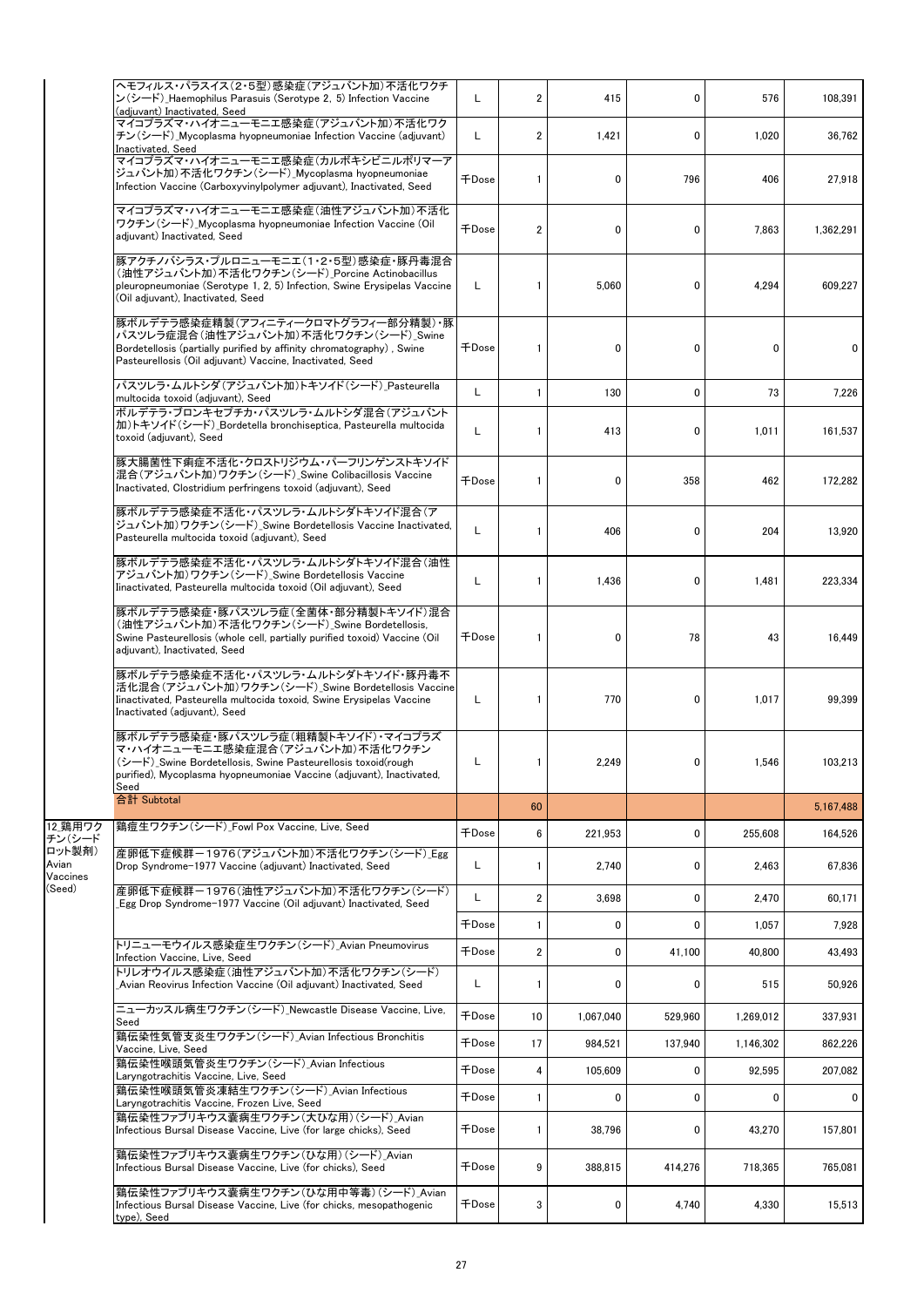| | | | | | | | |
|---|---|---|---|---|---|---|---|
| | ヘモフィルス・パラスイス(2・5型)感染症(アジュバント加)不活化ワクチン(シード)_Haemophilus Parasuis (Serotype 2, 5) Infection Vaccine (adjuvant) Inactivated, Seed | L | 2 | 415 | 0 | 576 | 108,391 |
| | マイコプラズマ・ハイオニューモニエ感染症(アジュバント加)不活化ワクチン(シード)_Mycoplasma hyopneumoniae Infection Vaccine (adjuvant) Inactivated, Seed | L | 2 | 1,421 | 0 | 1,020 | 36,762 |
| | マイコプラズマ・ハイオニューモニエ感染症(カルボキシビニルポリマーアジュバント加)不活化ワクチン(シード)_Mycoplasma hyopneumoniae Infection Vaccine (Carboxyvinylpolymer adjuvant), Inactivated, Seed | 千Dose | 1 | 0 | 796 | 406 | 27,918 |
| | マイコプラズマ・ハイオニューモニエ感染症(油性アジュバント加)不活化ワクチン(シード)_Mycoplasma hyopneumoniae Infection Vaccine (Oil adjuvant) Inactivated, Seed | 千Dose | 2 | 0 | 0 | 7,863 | 1,362,291 |
| | 豚アクチノバシラス・プルロニューモニエ(1・2・5型)感染症・豚丹毒混合(油性アジュバント加)不活化ワクチン(シード)_Porcine Actinobacillus pleuropneumoniae (Serotype 1, 2, 5) Infection, Swine Erysipelas Vaccine (Oil adjuvant), Inactivated, Seed | L | 1 | 5,060 | 0 | 4,294 | 609,227 |
| | 豚ボルデテラ感染症精製(アフィニティークロマトグラフィー部分精製)・豚パスツレラ症混合(油性アジュバント加)不活化ワクチン(シード)_Swine Bordetellosis (partially purified by affinity chromatography), Swine Pasteurellosis (Oil adjuvant) Vaccine, Inactivated, Seed | 千Dose | 1 | 0 | 0 | 0 | 0 |
| | パスツレラ・ムルトシダ(アジュバント加)トキソイド(シード)_Pasteurella multocida toxoid (adjuvant), Seed | L | 1 | 130 | 0 | 73 | 7,226 |
| | ボルデテラ・ブロンキセプチカ・パスツレラ・ムルトシダ混合(アジュバント加)トキソイド(シード)_Bordetella bronchiseptica, Pasteurella multocida toxoid (adjuvant), Seed | L | 1 | 413 | 0 | 1,011 | 161,537 |
| | 豚大腸菌性下痢症不活化・クロストリジウム・パーフリンゲンストキソイド混合(アジュバント加)ワクチン(シード)_Swine Colibacillosis Vaccine Inactivated, Clostridium perfringens toxoid (adjuvant), Seed | 千Dose | 1 | 0 | 358 | 462 | 172,282 |
| | 豚ボルデテラ感染症不活化・パスツレラ・ムルトシダトキソイド混合(アジュバント加)ワクチン(シード)_Swine Bordetellosis Vaccine Inactivated, Pasteurella multocida toxoid (adjuvant), Seed | L | 1 | 406 | 0 | 204 | 13,920 |
| | 豚ボルデテラ感染症不活化・パスツレラ・ムルトシダトキソイド混合(油性アジュバント加)ワクチン(シード)_Swine Bordetellosis Vaccine Iinactivated, Pasteurella multocida toxoid (Oil adjuvant), Seed | L | 1 | 1,436 | 0 | 1,481 | 223,334 |
| | 豚ボルデテラ感染症・豚パスツレラ症(全菌体・部分精製トキソイド)混合(油性アジュバント加)不活化ワクチン(シード)_Swine Bordetellosis, Swine Pasteurellosis (whole cell, partially purified toxoid) Vaccine (Oil adjuvant), Inactivated, Seed | 千Dose | 1 | 0 | 78 | 43 | 16,449 |
| | 豚ボルデテラ感染症不活化・パスツレラ・ムルトシダトキソイド・豚丹毒不活化混合(アジュバント加)ワクチン(シード)_Swine Bordetellosis Vaccine Iinactivated, Pasteurella multocida toxoid, Swine Erysipelas Vaccine Inactivated (adjuvant), Seed | L | 1 | 770 | 0 | 1,017 | 99,399 |
| | 豚ボルデテラ感染症・豚パスツレラ症(粗精製トキソイド)・マイコプラズマ・ハイオニューモニエ感染症混合(アジュバント加)不活化ワクチン(シード)_Swine Bordetellosis, Swine Pasteurellosis toxoid(rough purified), Mycoplasma hyopneumoniae Vaccine (adjuvant), Inactivated, Seed | L | 1 | 2,249 | 0 | 1,546 | 103,213 |
| | 合計 Subtotal | | 60 | | | | 5,167,488 |
| 12_鶏用ワクチン(シードロット製剤) Avian Vaccines (Seed) | 鶏痘生ワクチン(シード)_Fowl Pox Vaccine, Live, Seed | 千Dose | 6 | 221,953 | 0 | 255,608 | 164,526 |
| | 産卵低下症候群－1976(アジュバント加)不活化ワクチン(シード)_Egg Drop Syndrome-1977 Vaccine (adjuvant) Inactivated, Seed | L | 1 | 2,740 | 0 | 2,463 | 67,836 |
| | 産卵低下症候群－1976(油性アジュバント加)不活化ワクチン(シード)_Egg Drop Syndrome-1977 Vaccine (Oil adjuvant) Inactivated, Seed | L | 2 | 3,698 | 0 | 2,470 | 60,171 |
| | | 千Dose | 1 | 0 | 0 | 1,057 | 7,928 |
| | トリニューモウイルス感染症生ワクチン(シード)_Avian Pneumovirus Infection Vaccine, Live, Seed | 千Dose | 2 | 0 | 41,100 | 40,800 | 43,493 |
| | トリレオウイルス感染症(油性アジュバント加)不活化ワクチン(シード)_Avian Reovirus Infection Vaccine (Oil adjuvant) Inactivated, Seed | L | 1 | 0 | 0 | 515 | 50,926 |
| | ニューカッスル病生ワクチン(シード)_Newcastle Disease Vaccine, Live, Seed | 千Dose | 10 | 1,067,040 | 529,960 | 1,269,012 | 337,931 |
| | 鶏伝染性気管支炎生ワクチン(シード)_Avian Infectious Bronchitis Vaccine, Live, Seed | 千Dose | 17 | 984,521 | 137,940 | 1,146,302 | 862,226 |
| | 鶏伝染性喉頭気管炎生ワクチン(シード)_Avian Infectious Laryngotrachitis Vaccine, Live, Seed | 千Dose | 4 | 105,609 | 0 | 92,595 | 207,082 |
| | 鶏伝染性喉頭気管炎凍結生ワクチン(シード)_Avian Infectious Laryngotrachitis Vaccine, Frozen Live, Seed | 千Dose | 1 | 0 | 0 | 0 | 0 |
| | 鶏伝染性ファブリキウス嚢病生ワクチン(大ひな用)(シード)_Avian Infectious Bursal Disease Vaccine, Live (for large chicks), Seed | 千Dose | 1 | 38,796 | 0 | 43,270 | 157,801 |
| | 鶏伝染性ファブリキウス嚢病生ワクチン(ひな用)(シード)_Avian Infectious Bursal Disease Vaccine, Live (for chicks), Seed | 千Dose | 9 | 388,815 | 414,276 | 718,365 | 765,081 |
| | 鶏伝染性ファブリキウス嚢病生ワクチン(ひな用中等毒)(シード)_Avian Infectious Bursal Disease Vaccine, Live (for chicks, mesopathogenic type), Seed | 千Dose | 3 | 0 | 4,740 | 4,330 | 15,513 |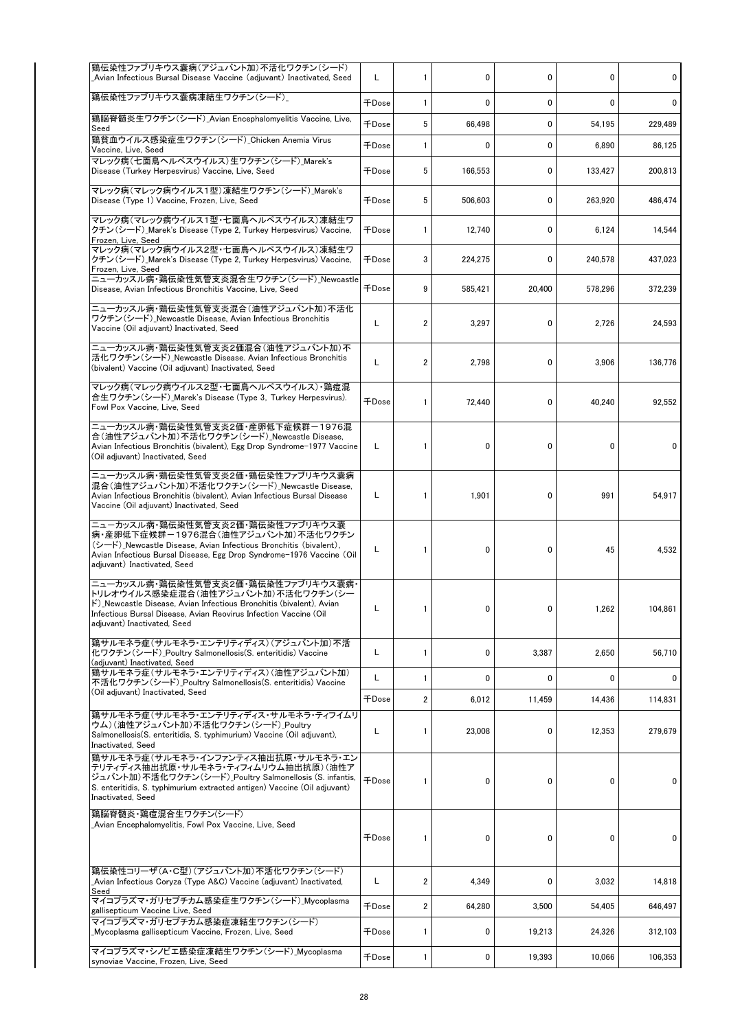| | | | | | | |
|---|---|---|---|---|---|---|
| 鶏伝染性ファブリキウス嚢病(アジュバント加)不活化ワクチン(シード)_Avian Infectious Bursal Disease Vaccine (adjuvant) Inactivated, Seed | L | 1 | 0 | 0 | 0 | 0 |
| 鶏伝染性ファブリキウス嚢病凍結生ワクチン(シード)_ | 千Dose | 1 | 0 | 0 | 0 | 0 |
| 鶏脳脊髄炎生ワクチン(シード)_Avian Encephalomyelitis Vaccine, Live, Seed | 千Dose | 5 | 66,498 | 0 | 54,195 | 229,489 |
| 鶏貧血ウイルス感染症生ワクチン(シード)_Chicken Anemia Virus Vaccine, Live, Seed | 千Dose | 1 | 0 | 0 | 6,890 | 86,125 |
| マレック病(七面鳥ヘルペスウイルス)生ワクチン(シード)_Marek's Disease (Turkey Herpesvirus) Vaccine, Live, Seed | 千Dose | 5 | 166,553 | 0 | 133,427 | 200,813 |
| マレック病(マレック病ウイルス1型)凍結生ワクチン(シード)_Marek's Disease (Type 1) Vaccine, Frozen, Live, Seed | 千Dose | 5 | 506,603 | 0 | 263,920 | 486,474 |
| マレック病(マレック病ウイルス1型・七面鳥ヘルペスウイルス)凍結生ワクチン(シード)_Marek's Disease (Type 2, Turkey Herpesvirus) Vaccine, Frozen, Live, Seed | 千Dose | 1 | 12,740 | 0 | 6,124 | 14,544 |
| マレック病(マレック病ウイルス2型・七面鳥ヘルペスウイルス)凍結生ワクチン(シード)_Marek's Disease (Type 2, Turkey Herpesvirus) Vaccine, Frozen, Live, Seed | 千Dose | 3 | 224,275 | 0 | 240,578 | 437,023 |
| ニューカッスル病・鶏伝染性気管支炎混合生ワクチン(シード)_Newcastle Disease, Avian Infectious Bronchitis Vaccine, Live, Seed | 千Dose | 9 | 585,421 | 20,400 | 578,296 | 372,239 |
| ニューカッスル病・鶏伝染性気管支炎混合(油性アジュバント加)不活化ワクチン(シード)_Newcastle Disease, Avian Infectious Bronchitis Vaccine (Oil adjuvant) Inactivated, Seed | L | 2 | 3,297 | 0 | 2,726 | 24,593 |
| ニューカッスル病・鶏伝染性気管支炎2価混合(油性アジュバント加)不活化ワクチン(シード)_Newcastle Disease. Avian Infectious Bronchitis (bivalent) Vaccine (Oil adjuvant) Inactivated, Seed | L | 2 | 2,798 | 0 | 3,906 | 136,776 |
| マレック病(マレック病ウイルス2型・七面鳥ヘルペスウイルス)・鶏痘混合生ワクチン(シード)_Marek's Disease (Type 3, Turkey Herpesvirus). Fowl Pox Vaccine, Live, Seed | 千Dose | 1 | 72,440 | 0 | 40,240 | 92,552 |
| ニューカッスル病・鶏伝染性気管支炎2価・産卵低下症候群－1976混合(油性アジュバント加)不活化ワクチン(シード)_Newcastle Disease, Avian Infectious Bronchitis (bivalent), Egg Drop Syndrome-1977 Vaccine (Oil adjuvant) Inactivated, Seed | L | 1 | 0 | 0 | 0 | 0 |
| ニューカッスル病・鶏伝染性気管支炎2価・鶏伝染性ファブリキウス嚢病混合(油性アジュバント加)不活化ワクチン(シード)_Newcastle Disease, Avian Infectious Bronchitis (bivalent), Avian Infectious Bursal Disease Vaccine (Oil adjuvant) Inactivated, Seed | L | 1 | 1,901 | 0 | 991 | 54,917 |
| ニューカッスル病・鶏伝染性気管支炎2価・鶏伝染性ファブリキウス嚢病・産卵低下症候群－1976混合(油性アジュバント加)不活化ワクチン(シード)_Newcastle Disease, Avian Infectious Bronchitis (bivalent), Avian Infectious Bursal Disease, Egg Drop Syndrome-1976 Vaccine (Oil adjuvant) Inactivated, Seed | L | 1 | 0 | 0 | 45 | 4,532 |
| ニューカッスル病・鶏伝染性気管支炎2価・鶏伝染性ファブリキウス嚢病・トリレオウイルス感染症混合(油性アジュバント加)不活化ワクチン(シード)_Newcastle Disease, Avian Infectious Bronchitis (bivalent), Avian Infectious Bursal Disease, Avian Reovirus Infection Vaccine (Oil adjuvant) Inactivated, Seed | L | 1 | 0 | 0 | 1,262 | 104,861 |
| 鶏サルモネラ症(サルモネラ・エンテリティディス)(アジュバント加)不活化ワクチン(シード)_Poultry Salmonellosis(S. enteritidis) Vaccine (adjuvant) Inactivated, Seed | L | 1 | 0 | 3,387 | 2,650 | 56,710 |
| 鶏サルモネラ症(サルモネラ・エンテリティディス)(油性アジュバント加)不活化ワクチン(シード)_Poultry Salmonellosis(S. enteritidis) Vaccine (Oil adjuvant) Inactivated, Seed | L | 1 | 0 | 0 | 0 | 0 |
| | 千Dose | 2 | 6,012 | 11,459 | 14,436 | 114,831 |
| 鶏サルモネラ症(サルモネラ・エンテリティディス・サルモネラ・ティフイムリウム)(油性アジュバント加)不活化ワクチン(シード)_Poultry Salmonellosis(S. enteritidis, S. typhimurium) Vaccine (Oil adjuvant), Inactivated, Seed | L | 1 | 23,008 | 0 | 12,353 | 279,679 |
| 鶏サルモネラ症(サルモネラ・インファンティス抽出抗原・サルモネラ・エンテリティディス抽出抗原・サルモネラ・ティフィムリウム抽出抗原)(油性アジュバント加)不活化ワクチン(シード)_Poultry Salmonellosis (S. infantis, S. enteritidis, S. typhimurium extracted antigen) Vaccine (Oil adjuvant) Inactivated, Seed | 千Dose | 1 | 0 | 0 | 0 | 0 |
| 鶏脳脊髄炎・鶏痘混合生ワクチン(シード)_Avian Encephalomyelitis, Fowl Pox Vaccine, Live, Seed | 千Dose | 1 | 0 | 0 | 0 | 0 |
| 鶏伝染性コリーザ(A・C型)(アジュバント加)不活化ワクチン(シード)_Avian Infectious Coryza (Type A&C) Vaccine (adjuvant) Inactivated, Seed | L | 2 | 4,349 | 0 | 3,032 | 14,818 |
| マイコプラズマ・ガリセプチカム感染症生ワクチン(シード)_Mycoplasma gallisepticum Vaccine Live, Seed | 千Dose | 2 | 64,280 | 3,500 | 54,405 | 646,497 |
| マイコプラズマ・ガリセプチカム感染症凍結生ワクチン(シード)_Mycoplasma gallisepticum Vaccine, Frozen, Live, Seed | 千Dose | 1 | 0 | 19,213 | 24,326 | 312,103 |
| マイコプラズマ・シノビエ感染症凍結生ワクチン(シード)_Mycoplasma synoviae Vaccine, Frozen, Live, Seed | 千Dose | 1 | 0 | 19,393 | 10,066 | 106,353 |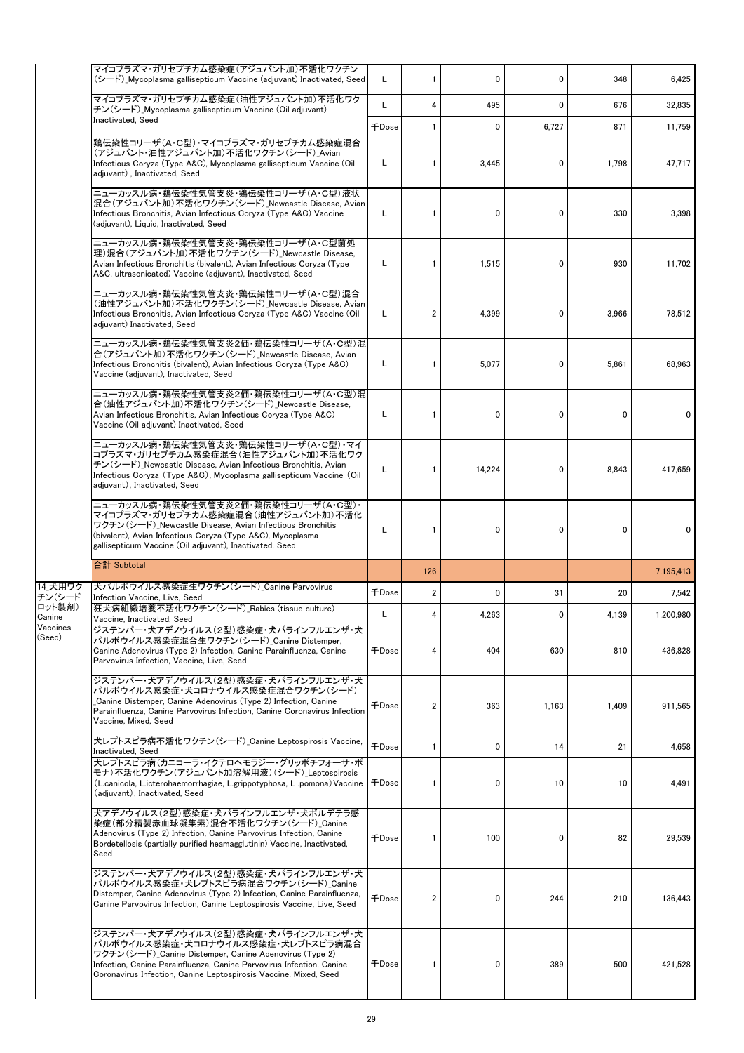| | | | | | | | |
|---|---|---|---|---|---|---|---|
| | マイコプラズマ・ガリセプチカム感染症（アジュバント加）不活化ワクチン（シード）_Mycoplasma gallisepticum Vaccine (adjuvant) Inactivated, Seed | L | 1 | 0 | 0 | 348 | 6,425 |
| | マイコプラズマ・ガリセプチカム感染症（油性アジュバント加）不活化ワクチン（シード）_Mycoplasma gallisepticum Vaccine (Oil adjuvant) Inactivated, Seed | L | 4 | 495 | 0 | 676 | 32,835 |
| | | 千Dose | 1 | 0 | 6,727 | 871 | 11,759 |
| | 鶏伝染性コリーザ（A・C型）・マイコプラズマ・ガリセプチカム感染症混合（アジュバント・油性アジュバント加）不活化ワクチン（シード）_Avian Infectious Coryza (Type A&C), Mycoplasma gallisepticum Vaccine (Oil adjuvant) , Inactivated, Seed | L | 1 | 3,445 | 0 | 1,798 | 47,717 |
| | ニューカッスル病・鶏伝染性気管支炎・鶏伝染性コリーザ（A・C型）液状混合（アジュバント加）不活化ワクチン（シード）_Newcastle Disease, Avian Infectious Bronchitis, Avian Infectious Coryza (Type A&C) Vaccine (adjuvant), Liquid, Inactivated, Seed | L | 1 | 0 | 0 | 330 | 3,398 |
| | ニューカッスル病・鶏伝染性気管支炎・鶏伝染性コリーザ（A・C型菌処理）混合（アジュバント加）不活化ワクチン（シード）_Newcastle Disease, Avian Infectious Bronchitis (bivalent), Avian Infectious Coryza (Type A&C, ultrasonicated) Vaccine (adjuvant), Inactivated, Seed | L | 1 | 1,515 | 0 | 930 | 11,702 |
| | ニューカッスル病・鶏伝染性気管支炎・鶏伝染性コリーザ（A・C型）混合（油性アジュバント加）不活化ワクチン（シード）_Newcastle Disease, Avian Infectious Bronchitis, Avian Infectious Coryza (Type A&C) Vaccine (Oil adjuvant) Inactivated, Seed | L | 2 | 4,399 | 0 | 3,966 | 78,512 |
| | ニューカッスル病・鶏伝染性気管支炎2価・鶏伝染性コリーザ（A・C型）混合（アジュバント加）不活化ワクチン（シード）_Newcastle Disease, Avian Infectious Bronchitis (bivalent), Avian Infectious Coryza (Type A&C) Vaccine (adjuvant), Inactivated, Seed | L | 1 | 5,077 | 0 | 5,861 | 68,963 |
| | ニューカッスル病・鶏伝染性気管支炎2価・鶏伝染性コリーザ（A・C型）混合（油性アジュバント加）不活化ワクチン（シード）_Newcastle Disease, Avian Infectious Bronchitis, Avian Infectious Coryza (Type A&C) Vaccine (Oil adjuvant) Inactivated, Seed | L | 1 | 0 | 0 | 0 | 0 |
| | ニューカッスル病・鶏伝染性気管支炎・鶏伝染性コリーザ（A・C型）・マイコプラズマ・ガリセプチカム感染症混合（油性アジュバント加）不活化ワクチン（シード）_Newcastle Disease, Avian Infectious Bronchitis, Avian Infectious Coryza (Type A&C), Mycoplasma gallisepticum Vaccine (Oil adjuvant), Inactivated, Seed | L | 1 | 14,224 | 0 | 8,843 | 417,659 |
| | ニューカッスル病・鶏伝染性気管支炎2価・鶏伝染性コリーザ（A・C型）・マイコプラズマ・ガリセプチカム感染症混合（油性アジュバント加）不活化ワクチン（シード）_Newcastle Disease, Avian Infectious Bronchitis (bivalent), Avian Infectious Coryza (Type A&C), Mycoplasma gallisepticum Vaccine (Oil adjuvant), Inactivated, Seed | L | 1 | 0 | 0 | 0 | 0 |
| | 合計 Subtotal | | 126 | | | | 7,195,413 |
| 14_犬用ワクチン（シードロット製剤） Canine Vaccines (Seed) | 犬パルボウイルス感染症生ワクチン（シード）_Canine Parvovirus Infection Vaccine, Live, Seed | 千Dose | 2 | 0 | 31 | 20 | 7,542 |
| | 狂犬病組織培養不活化ワクチン（シード）_Rabies (tissue culture) Vaccine, Inactivated, Seed | L | 4 | 4,263 | 0 | 4,139 | 1,200,980 |
| | ジステンパー・犬アデノウイルス（2型）感染症・犬パラインフルエンザ・犬パルボウイルス感染症混合生ワクチン（シード）_Canine Distemper, Canine Adenovirus (Type 2) Infection, Canine Parainfluenza, Canine Parvovirus Infection, Vaccine, Live, Seed | 千Dose | 4 | 404 | 630 | 810 | 436,828 |
| | ジステンパー・犬アデノウイルス（2型）感染症・犬パラインフルエンザ・犬パルボウイルス感染症・犬コロナウイルス感染症混合ワクチン（シード）_Canine Distemper, Canine Adenovirus (Type 2) Infection, Canine Parainfluenza, Canine Parvovirus Infection, Canine Coronavirus Infection Vaccine, Mixed, Seed | 千Dose | 2 | 363 | 1,163 | 1,409 | 911,565 |
| | 犬レプトスピラ病不活化ワクチン（シード）_Canine Leptospirosis Vaccine, Inactivated, Seed | 千Dose | 1 | 0 | 14 | 21 | 4,658 |
| | 犬レプトスピラ病（カニコーラ・イクテロヘモラジー・グリッポチフォーサ・ポモナ）不活化ワクチン（アジュバント加溶解用液）（シード）_Leptospirosis (L.canicola, L.icterohaemorrhagiae, L.grippotyphosa, L .pomona) Vaccine (adjuvant), Inactivated, Seed | 千Dose | 1 | 0 | 10 | 10 | 4,491 |
| | 犬アデノウイルス（2型）感染症・犬パラインフルエンザ・犬ボルデテラ感染症（部分精製赤血球凝集素）混合不活化ワクチン（シード）_Canine Adenovirus (Type 2) Infection, Canine Parvovirus Infection, Canine Bordetellosis (partially purified heamagglutinin) Vaccine, Inactivated, Seed | 千Dose | 1 | 100 | 0 | 82 | 29,539 |
| | ジステンパー・犬アデノウイルス（2型）感染症・犬パラインフルエンザ・犬パルボウイルス感染症・犬レプトスピラ病混合ワクチン（シード）_Canine Distemper, Canine Adenovirus (Type 2) Infection, Canine Parainfluenza, Canine Parvovirus Infection, Canine Leptospirosis Vaccine, Live, Seed | 千Dose | 2 | 0 | 244 | 210 | 136,443 |
| | ジステンパー・犬アデノウイルス（2型）感染症・犬パラインフルエンザ・犬パルボウイルス感染症・犬コロナウイルス感染症・犬レプトスピラ病混合ワクチン（シード）_Canine Distemper, Canine Adenovirus (Type 2) Infection, Canine Parainfluenza, Canine Parvovirus Infection, Canine Coronavirus Infection, Canine Leptospirosis Vaccine, Mixed, Seed | 千Dose | 1 | 0 | 389 | 500 | 421,528 |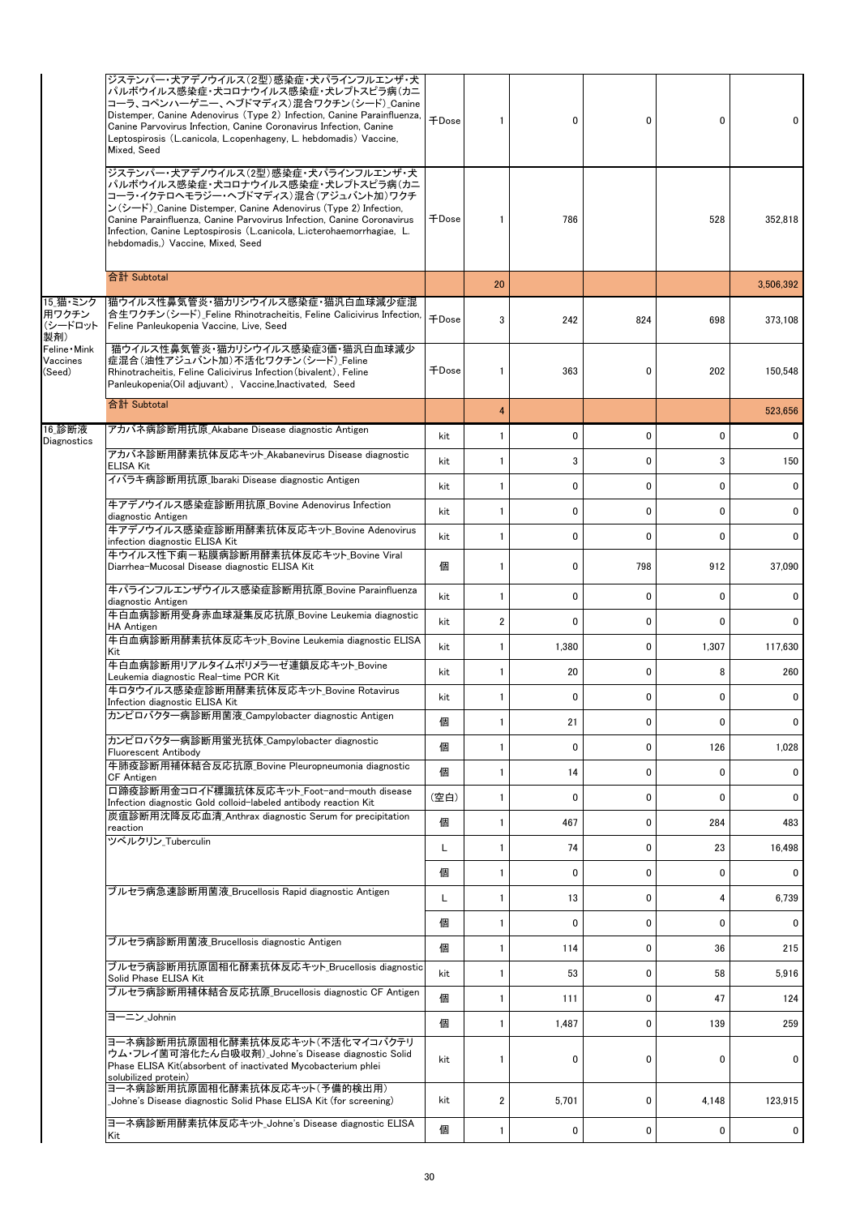| | | | | | | | |
|---|---|---|---|---|---|---|---|
| | ジステンパー・犬アデノウイルス（2型）感染症・犬パラインフルエンザ・犬パルボウイルス感染症・犬コロナウイルス感染症・犬レプトスピラ病（カニコーラ、コペンハーゲニー、ヘブドマディス）混合ワクチン（シード）_Canine Distemper, Canine Adenovirus (Type 2) Infection, Canine Parainfluenza, Canine Parvovirus Infection, Canine Coronavirus Infection, Canine Leptospirosis (L.canicola, L.copenhageny, L. hebdomadis) Vaccine, Mixed, Seed | 千Dose | 1 | 0 | 0 | 0 | 0 |
| | ジステンパー・犬アデノウイルス（2型）感染症・犬パラインフルエンザ・犬パルボウイルス感染症・犬コロナウイルス感染症・犬レプトスピラ病（カニコーラ・イクテロヘモラジー・ヘブドマディス）混合（アジュバント加）ワクチン（シード）_Canine Distemper, Canine Adenovirus (Type 2) Infection, Canine Parainfluenza, Canine Parvovirus Infection, Canine Coronavirus Infection, Canine Leptospirosis (L.canicola, L.icterohaemorrhagiae, L. hebdomadis,) Vaccine, Mixed, Seed | 千Dose | 1 | 786 | | 528 | 352,818 |
| | 合計 Subtotal | | 20 | | | | 3,506,392 |
| 15_猫・ミンク用ワクチン（シードロット製剤） Feline・Mink Vaccines (Seed) | 猫ウイルス性鼻気管炎・猫カリシウイルス感染症・猫汎白血球減少症混合生ワクチン（シード）_Feline Rhinotracheitis, Feline Calicivirus Infection, Feline Panleukopenia Vaccine, Live, Seed | 千Dose | 3 | 242 | 824 | 698 | 373,108 |
| | 猫ウイルス性鼻気管炎・猫カリシウイルス感染症3価・猫汎白血球減少症混合（油性アジュバント加）不活化ワクチン（シード）_Feline Rhinotracheitis, Feline Calicivirus Infection (bivalent), Feline Panleukopenia(Oil adjuvant), Vaccine,Inactivated, Seed | 千Dose | 1 | 363 | 0 | 202 | 150,548 |
| | 合計 Subtotal | | 4 | | | | 523,656 |
| 16_診断液 Diagnostics | アカバネ病診断用抗原_Akabane Disease diagnostic Antigen | kit | 1 | 0 | 0 | 0 | 0 |
| | アカバネ病診断用酵素抗体反応キット_Akabanevirus Disease diagnostic ELISA Kit | kit | 1 | 3 | 0 | 3 | 150 |
| | イバラキ病診断用抗原_Ibaraki Disease diagnostic Antigen | kit | 1 | 0 | 0 | 0 | 0 |
| | 牛アデノウイルス感染症診断用抗原_Bovine Adenovirus Infection diagnostic Antigen | kit | 1 | 0 | 0 | 0 | 0 |
| | 牛アデノウイルス感染症診断用酵素抗体反応キット_Bovine Adenovirus infection diagnostic ELISA Kit | kit | 1 | 0 | 0 | 0 | 0 |
| | 牛ウイルス性下痢－粘膜病診断用酵素抗体反応キット_Bovine Viral Diarrhea-Mucosal Disease diagnostic ELISA Kit | 個 | 1 | 0 | 798 | 912 | 37,090 |
| | 牛パラインフルエンザウイルス感染症診断用抗原_Bovine Parainfluenza diagnostic Antigen | kit | 1 | 0 | 0 | 0 | 0 |
| | 牛白血病診断用受身赤血球凝集反応抗原_Bovine Leukemia diagnostic HA Antigen | kit | 2 | 0 | 0 | 0 | 0 |
| | 牛白血病診断用酵素抗体反応キット_Bovine Leukemia diagnostic ELISA Kit | kit | 1 | 1,380 | 0 | 1,307 | 117,630 |
| | 牛白血病診断用リアルタイムポリメラーゼ連鎖反応キット_Bovine Leukemia diagnostic Real-time PCR Kit | kit | 1 | 20 | 0 | 8 | 260 |
| | 牛ロタウイルス感染症診断用酵素抗体反応キット_Bovine Rotavirus Infection diagnostic ELISA Kit | kit | 1 | 0 | 0 | 0 | 0 |
| | カンピロバクター病診断用菌液_Campylobacter diagnostic Antigen | 個 | 1 | 21 | 0 | 0 | 0 |
| | カンピロバクター病診断用蛍光抗体_Campylobacter diagnostic Fluorescent Antibody | 個 | 1 | 0 | 0 | 126 | 1,028 |
| | 牛肺疫診断用補体結合反応抗原_Bovine Pleuropneumonia diagnostic CF Antigen | 個 | 1 | 14 | 0 | 0 | 0 |
| | 口蹄疫診断用金コロイド標識抗体反応キット_Foot-and-mouth disease Infection diagnostic Gold colloid-labeled antibody reaction Kit | (空白) | 1 | 0 | 0 | 0 | 0 |
| | 炭疽診断用沈降反応血清_Anthrax diagnostic Serum for precipitation reaction | 個 | 1 | 467 | 0 | 284 | 483 |
| | ツベルクリン_Tuberculin | L | 1 | 74 | 0 | 23 | 16,498 |
| | | 個 | 1 | 0 | 0 | 0 | 0 |
| | ブルセラ病急速診断用菌液_Brucellosis Rapid diagnostic Antigen | L | 1 | 13 | 0 | 4 | 6,739 |
| | | 個 | 1 | 0 | 0 | 0 | 0 |
| | ブルセラ病診断用菌液_Brucellosis diagnostic Antigen | 個 | 1 | 114 | 0 | 36 | 215 |
| | ブルセラ病診断用抗原固相化酵素抗体反応キット_Brucellosis diagnostic Solid Phase ELISA Kit | kit | 1 | 53 | 0 | 58 | 5,916 |
| | ブルセラ病診断用補体結合反応抗原_Brucellosis diagnostic CF Antigen | 個 | 1 | 111 | 0 | 47 | 124 |
| | ヨーニン_Johnin | 個 | 1 | 1,487 | 0 | 139 | 259 |
| | ヨーネ病診断用抗原固相化酵素抗体反応キット（不活化マイコバクテリウム・フレイ菌可溶化たん白吸収剤）_Johne's Disease diagnostic Solid Phase ELISA Kit(absorbent of inactivated Mycobacterium phlei solubilized protein) | kit | 1 | 0 | 0 | 0 | 0 |
| | ヨーネ病診断用抗原固相化酵素抗体反応キット（予備的検出用）_Johne's Disease diagnostic Solid Phase ELISA Kit (for screening) | kit | 2 | 5,701 | 0 | 4,148 | 123,915 |
| | ヨーネ病診断用酵素抗体反応キット_Johne's Disease diagnostic ELISA Kit | 個 | 1 | 0 | 0 | 0 | 0 |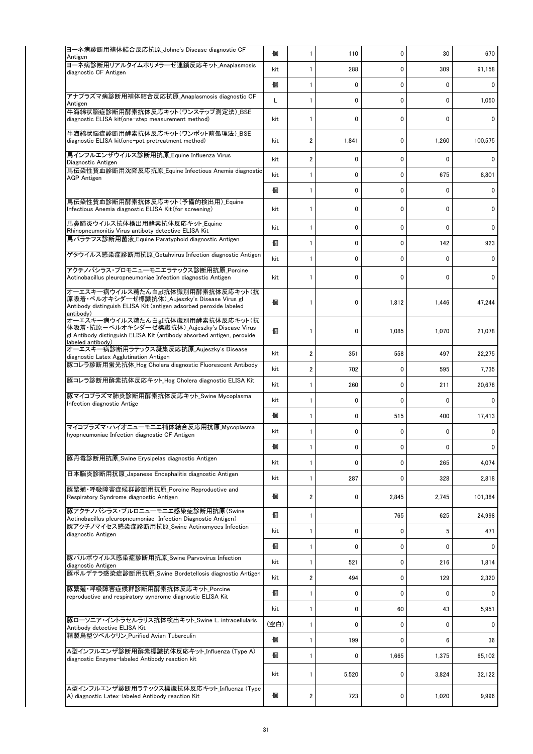| | | | | | | |
|---|---|---|---|---|---|---|
| ヨーネ病診断用補体結合反応抗原_Johne's Disease diagnostic CF Antigen | 個 | 1 | 110 | 0 | 30 | 670 |
| ヨーネ病診断用リアルタイムポリメラーゼ連鎖反応キット_Anaplasmosis diagnostic CF Antigen | kit | 1 | 288 | 0 | 309 | 91,158 |
| | 個 | 1 | 0 | 0 | 0 | 0 |
| アナプラズマ病診断用補体結合反応抗原_Anaplasmosis diagnostic CF Antigen | L | 1 | 0 | 0 | 0 | 1,050 |
| 牛海綿状脳症診断用酵素抗体反応キット(ワンステップ測定法)_BSE diagnostic ELISA kit(one-step measurement method) | kit | 1 | 0 | 0 | 0 | 0 |
| 牛海綿状脳症診断用酵素抗体反応キット(ワンポット前処理法)_BSE diagnostic ELISA kit(one-pot pretreatment method) | kit | 2 | 1,841 | 0 | 1,260 | 100,575 |
| 馬インフルエンザウイルス診断用抗原_Equine Influenza Virus Diagnostic Antigen | kit | 2 | 0 | 0 | 0 | 0 |
| 馬伝染性貧血診断用沈降反応抗原_Equine Infectious Anemia diagnostic AGP Antigen | kit | 1 | 0 | 0 | 675 | 8,801 |
| | 個 | 1 | 0 | 0 | 0 | 0 |
| 馬伝染性貧血診断用酵素抗体反応キット(予備的検出用)_Equine Infectious Anemia diagnostic ELISA Kit(for screening) | kit | 1 | 0 | 0 | 0 | 0 |
| 馬鼻肺炎ウイルス抗体検出用酵素抗体反応キット_Equine Rhinopneumonitis Virus antiboty detective ELISA Kit | kit | 1 | 0 | 0 | 0 | 0 |
| 馬パラチフス診断用菌液_Equine Paratyphoid diagnostic Antigen | 個 | 1 | 0 | 0 | 142 | 923 |
| ゲタウイルス感染症診断用抗原_Getahvirus Infection diagnostic Antigen | kit | 1 | 0 | 0 | 0 | 0 |
| アクチノバシラス・プロモニューモニエラテックス診断用抗原_Porcine Actinobacillus pleuropneumoniae Infection diagnostic Antigen | kit | 1 | 0 | 0 | 0 | 0 |
| オーエスキー病ウイルス糖たん白gI抗体識別用酵素抗体反応キット(抗原吸着・ペルオキシダーゼ標識抗体)_Aujeszky's Disease Virus gI Antibody distinguish ELISA Kit (antigen adsorbed peroxide labeled antibody) | 個 | 1 | 0 | 1,812 | 1,446 | 47,244 |
| オーエスキー病ウイルス糖たん白gI抗体識別用酵素抗体反応キット(抗体吸着・抗原－ペルオキシダーゼ標識抗体)_Aujeszky's Disease Virus gI Antibody distinguish ELISA Kit (antibody absorbed antigen, peroxide labeled antibody) | 個 | 1 | 0 | 1,085 | 1,070 | 21,078 |
| オーエスキー病診断用ラテックス凝集反応抗原_Aujeszky's Disease diagnostic Latex Agglutination Antigen | kit | 2 | 351 | 558 | 497 | 22,275 |
| 豚コレラ診断用蛍光抗体_Hog Cholera diagnostic Fluorescent Antibody | kit | 2 | 702 | 0 | 595 | 7,735 |
| 豚コレラ診断用酵素抗体反応キット_Hog Cholera diagnostic ELISA Kit | kit | 1 | 260 | 0 | 211 | 20,678 |
| 豚マイコプラズマ肺炎診断用酵素抗体反応キット_Swine Mycoplasma Infection diagnostic Antige | kit | 1 | 0 | 0 | 0 | 0 |
| | 個 | 1 | 0 | 515 | 400 | 17,413 |
| マイコプラズマ・ハイオニューモニエ補体結合反応用抗原_Mycoplasma hyopneumoniae Infection diagnostic CF Antigen | kit | 1 | 0 | 0 | 0 | 0 |
| | 個 | 1 | 0 | 0 | 0 | 0 |
| 豚丹毒診断用抗原_Swine Erysipelas diagnostic Antigen | kit | 1 | 0 | 0 | 265 | 4,074 |
| 日本脳炎診断用抗原_Japanese Encephalitis diagnostic Antigen | kit | 1 | 287 | 0 | 328 | 2,818 |
| 豚繁殖・呼吸障害症候群診断用抗原_Porcine Reproductive and Respiratory Syndrome diagnostic Antigen | 個 | 2 | 0 | 2,845 | 2,745 | 101,384 |
| 豚アクチノバシラス・プルロニューモニエ感染症診断用抗原(Swine Actinobacillus pleuropneumoniae Infection Diagnostic Antigen) | 個 | 1 | | 765 | 625 | 24,998 |
| 豚アクチノマイセス感染症診断用抗原_Swine Actinomyces Infection diagnostic Antigen | kit | 1 | 0 | 0 | 5 | 471 |
| | 個 | 1 | 0 | 0 | 0 | 0 |
| 豚パルボウイルス感染症診断用抗原_Swine Parvovirus Infection diagnostic Antigen | kit | 1 | 521 | 0 | 216 | 1,814 |
| 豚ボルデテラ感染症診断用抗原_Swine Bordetellosis diagnostic Antigen | kit | 2 | 494 | 0 | 129 | 2,320 |
| 豚繁殖・呼吸障害症候群診断用酵素抗体反応キット_Porcine reproductive and respiratory syndrome diagnostic ELISA Kit | 個 | 1 | 0 | 0 | 0 | 0 |
| | kit | 1 | 0 | 60 | 43 | 5,951 |
| 豚ローソニア・イントラセルラリス抗体検出キット_Swine L. intracellularis Antibody detective ELISA Kit | (空白) | 1 | 0 | 0 | 0 | 0 |
| 精製鳥型ツベルクリン_Purified Avian Tuberculin | 個 | 1 | 199 | 0 | 6 | 36 |
| A型インフルエンザ診断用酵素標識抗体反応キット_Influenza (Type A) diagnostic Enzyme-labeled Antibody reaction kit | 個 | 1 | 0 | 1,665 | 1,375 | 65,102 |
| | kit | 1 | 5,520 | 0 | 3,824 | 32,122 |
| A型インフルエンザ診断用ラテックス標識抗体反応キット_Influenzo (Type A) diagnostic Latex-labeled Antibody reaction Kit | 個 | 2 | 723 | 0 | 1,020 | 9,996 |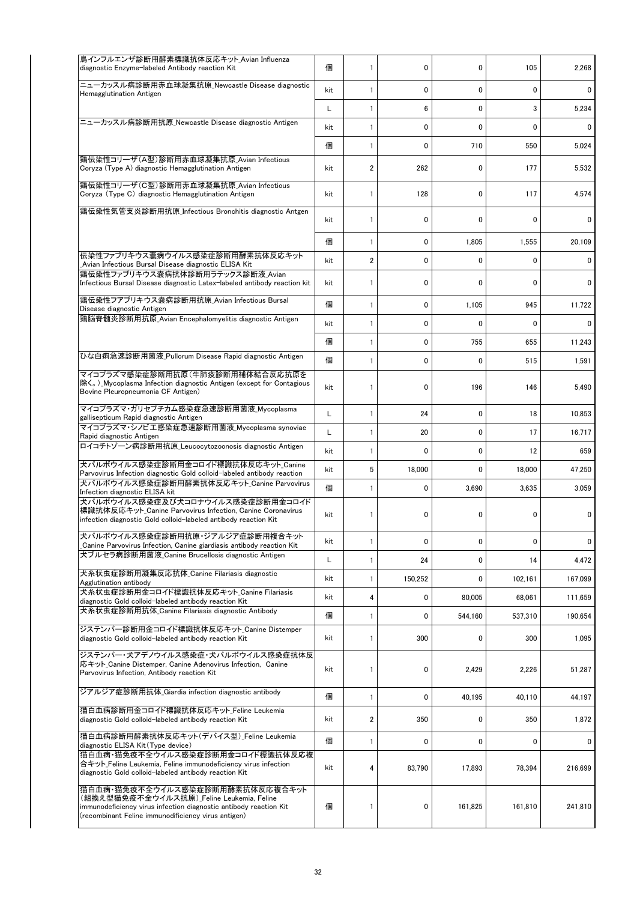| | | | | | | |
|---|---|---|---|---|---|---|
| 鳥インフルエンザ診断用酵素標識抗体反応キット_Avian Influenza diagnostic Enzyme-labeled Antibody reaction Kit | 個 | 1 | 0 | 0 | 105 | 2,268 |
| ニューカッスル病診断用赤血球凝集抗原_Newcastle Disease diagnostic Hemagglutination Antigen | kit | 1 | 0 | 0 | 0 | 0 |
| | L | 1 | 6 | 0 | 3 | 5,234 |
| ニューカッスル病診断用抗原_Newcastle Disease diagnostic Antigen | kit | 1 | 0 | 0 | 0 | 0 |
| | 個 | 1 | 0 | 710 | 550 | 5,024 |
| 鶏伝染性コリーザ(A型)診断用赤血球凝集抗原_Avian Infectious Coryza (Type A) diagnostic Hemagglutination Antigen | kit | 2 | 262 | 0 | 177 | 5,532 |
| 鶏伝染性コリーザ(C型)診断用赤血球凝集抗原_Avian Infectious Coryza (Type C) diagnostic Hemagglutination Antigen | kit | 1 | 128 | 0 | 117 | 4,574 |
| 鶏伝染性気管支炎診断用抗原_Infectious Bronchitis diagnostic Antgen | kit | 1 | 0 | 0 | 0 | 0 |
| | 個 | 1 | 0 | 1,805 | 1,555 | 20,109 |
| 伝染性ファブリキウス嚢病ウイルス感染症診断用酵素抗体反応キット_Avian Infectious Bursal Disease diagnostic ELISA Kit | kit | 2 | 0 | 0 | 0 | 0 |
| 鶏伝染性ファブリキウス嚢病抗体診断用ラテックス診断液_Avian Infectious Bursal Disease diagnostic Latex-labeled antibody reaction kit | kit | 1 | 0 | 0 | 0 | 0 |
| 鶏伝染性ファブリキウス嚢病診断用抗原_Avian Infectious Bursal Disease diagnostic Antigen | 個 | 1 | 0 | 1,105 | 945 | 11,722 |
| 鶏脳脊髄炎診断用抗原_Avian Encephalomyelitis diagnostic Antigen | kit | 1 | 0 | 0 | 0 | 0 |
| | 個 | 1 | 0 | 755 | 655 | 11,243 |
| ひな白痢急速診断用菌液_Pullorum Disease Rapid diagnostic Antigen | 個 | 1 | 0 | 0 | 515 | 1,591 |
| マイコプラズマ感染症診断用抗原(牛肺疫診断用補体結合反応抗原を除く。)_Mycoplasma Infection diagnostic Antigen (except for Contagious Bovine Pleuropneumonia CF Antigen) | kit | 1 | 0 | 196 | 146 | 5,490 |
| マイコプラズマ・ガリセプチカム感染症急速診断用菌液_Mycoplasma gallisepticum Rapid diagnostic Antigen | L | 1 | 24 | 0 | 18 | 10,853 |
| マイコプラズマ・シノビエ感染症急速診断用菌液_Mycoplasma synoviae Rapid diagnostic Antigen | L | 1 | 20 | 0 | 17 | 16,717 |
| ロイコチトゾーン病診断用抗原_Leucocytozoonosis diagnostic Antigen | kit | 1 | 0 | 0 | 12 | 659 |
| 犬パルボウイルス感染症診断用金コロイド標識抗体反応キット_Canine Parvovirus Infection diagnostic Gold colloid-labeled antibody reaction | kit | 5 | 18,000 | 0 | 18,000 | 47,250 |
| 犬パルボウイルス感染症診断用酵素抗体反応キット_Canine Parvovirus Infection diagnostic ELISA kit | 個 | 1 | 0 | 3,690 | 3,635 | 3,059 |
| 犬パルボウイルス感染症及び犬コロナウイルス感染症診断用金コロイド標識抗体反応キット_Canine Parvovirus Infection, Canine Coronavirus infection diagnostic Gold colloid-labeled antibody reaction Kit | kit | 1 | 0 | 0 | 0 | 0 |
| 犬パルボウイルス感染症診断用抗原・ジアルジア症診断用複合キット_Canine Parvovirus Infection, Canine giardiasis antibody reaction Kit | kit | 1 | 0 | 0 | 0 | 0 |
| 犬ブルセラ病診断用菌液_Canine Brucellosis diagnostic Antigen | L | 1 | 24 | 0 | 14 | 4,472 |
| 犬糸状虫症診断用凝集反応抗体_Canine Filariasis diagnostic Agglutination antibody | kit | 1 | 150,252 | 0 | 102,161 | 167,099 |
| 犬糸状虫症診断用金コロイド標識抗体反応キット_Canine Filariasis diagnostic Gold colloid-labeled antibody reaction Kit | kit | 4 | 0 | 80,005 | 68,061 | 111,659 |
| 犬糸状虫症診断用抗体_Canine Filariasis diagnostic Antibody | 個 | 1 | 0 | 544,160 | 537,310 | 190,654 |
| ジステンパー診断用金コロイド標識抗体反応キット_Canine Distemper diagnostic Gold colloid-labeled antibody reaction Kit | kit | 1 | 300 | 0 | 300 | 1,095 |
| ジステンパー・犬アデノウイルス感染症・犬パルボウイルス感染症抗体反応キット_Canine Distemper, Canine Adenovirus Infection, Canine Parvovirus Infection, Antibody reaction Kit | kit | 1 | 0 | 2,429 | 2,226 | 51,287 |
| ジアルジア症診断用抗体_Giardia infection diagnostic antibody | 個 | 1 | 0 | 40,195 | 40,110 | 44,197 |
| 猫白血病診断用金コロイド標識抗体反応キット_Feline Leukemia diagnostic Gold colloid-labeled antibody reaction Kit | kit | 2 | 350 | 0 | 350 | 1,872 |
| 猫白血病診断用酵素抗体反応キット(デバイス型)_Feline Leukemia diagnostic ELISA Kit(Type device) | 個 | 1 | 0 | 0 | 0 | 0 |
| 猫白血病・猫免疫不全ウイルス感染症診断用金コロイド標識抗体反応複合キット_Feline Leukemia, Feline immunodeficiency virus infection diagnostic Gold colloid-labeled antibody reaction Kit | kit | 4 | 83,790 | 17,893 | 78,394 | 216,699 |
| 猫白血病・猫免疫不全ウイルス感染症診断用酵素抗体反応複合キット(組換え型猫免疫不全ウイルス抗原)_Feline Leukemia, Feline immunodeficiency virus infection diagnostic antibody reaction Kit (recombinant Feline immunodificiency virus antigen) | 個 | 1 | 0 | 161,825 | 161,810 | 241,810 |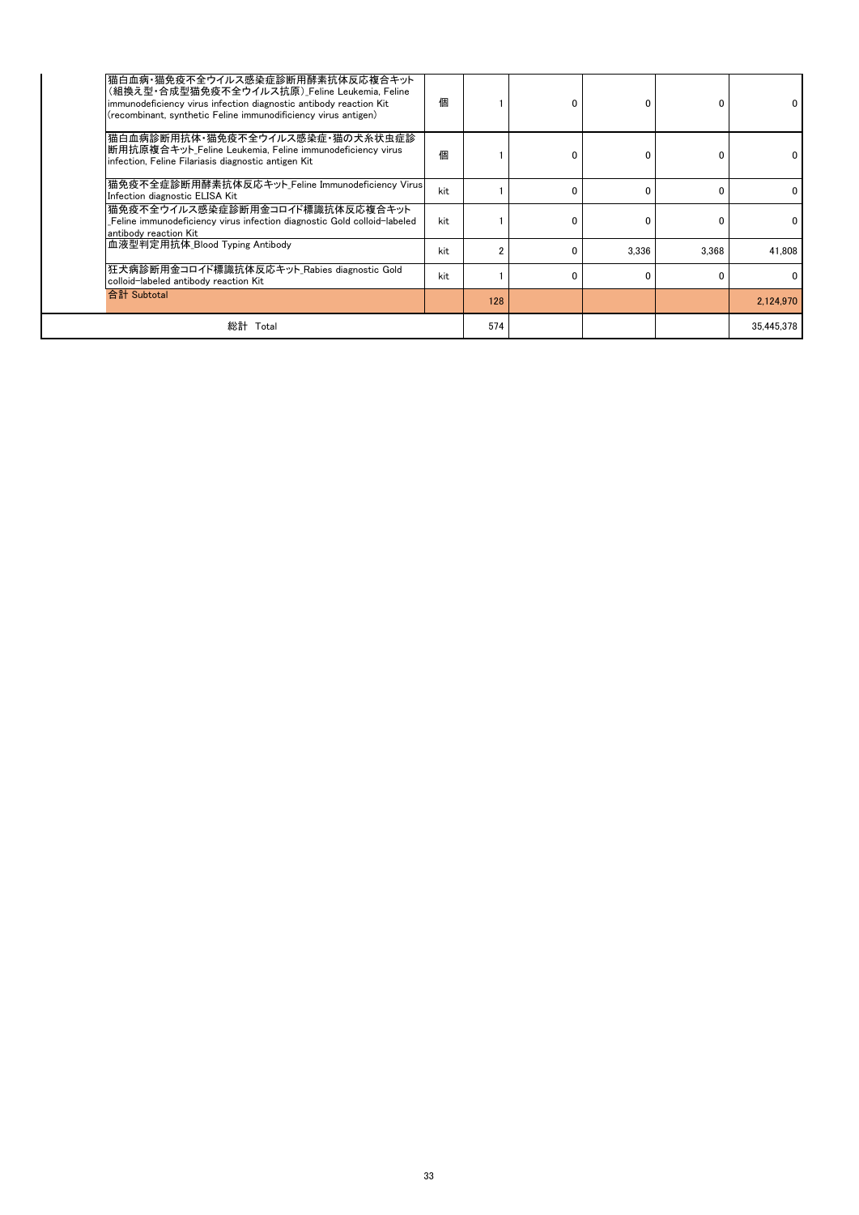| | | | | | | |
|---|---|---|---|---|---|---|
| 猫白血病・猫免疫不全ウイルス感染症診断用酵素抗体反応複合キット（組換え型・合成型猫免疫不全ウイルス抗原）_Feline Leukemia, Feline immunodeficiency virus infection diagnostic antibody reaction Kit (recombinant, synthetic Feline immunodificiency virus antigen) | 個 | 1 | 0 | 0 | 0 | 0 |
| 猫白血病診断用抗体・猫免疫不全ウイルス感染症・猫の犬糸状虫症診断用抗原複合キット_Feline Leukemia, Feline immunodeficiency virus infection, Feline Filariasis diagnostic antigen Kit | 個 | 1 | 0 | 0 | 0 | 0 |
| 猫免疫不全症診断用酵素抗体反応キット_Feline Immunodeficiency Virus Infection diagnostic ELISA Kit | kit | 1 | 0 | 0 | 0 | 0 |
| 猫免疫不全ウイルス感染症診断用金コロイド標識抗体反応複合キット_Feline immunodeficiency virus infection diagnostic Gold colloid-labeled antibody reaction Kit | kit | 1 | 0 | 0 | 0 | 0 |
| 血液型判定用抗体_Blood Typing Antibody | kit | 2 | 0 | 3,336 | 3,368 | 41,808 |
| 狂犬病診断用金コロイド標識抗体反応キット_Rabies diagnostic Gold colloid-labeled antibody reaction Kit | kit | 1 | 0 | 0 | 0 | 0 |
| 合計 Subtotal | | 128 | | | | 2,124,970 |
| 総計 Total | | 574 | | | | 35,445,378 |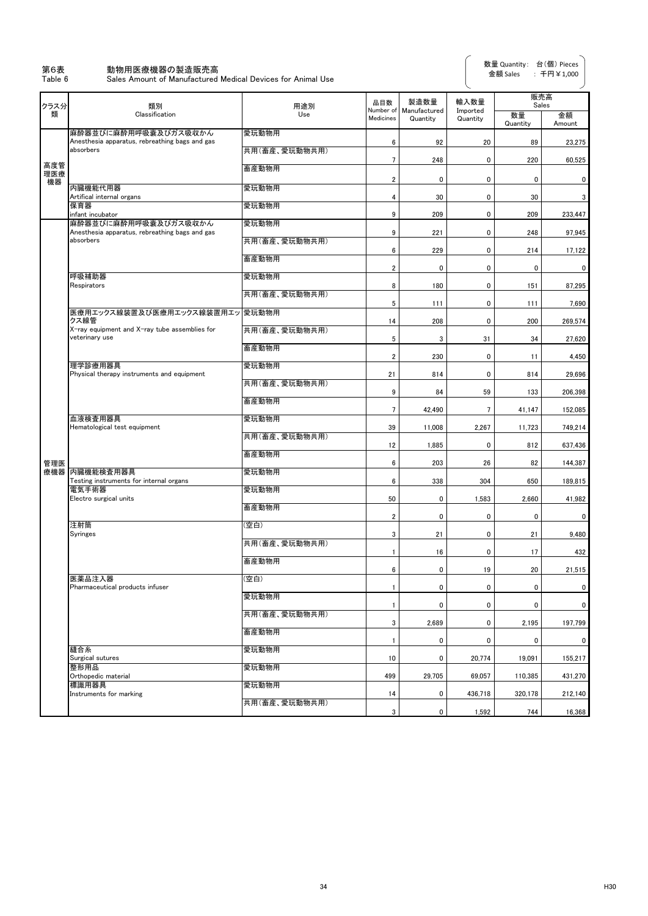第6表　　動物用医療機器の製造販売高
Table 6　　Sales Amount of Manufactured Medical Devices for Animal Use

数量 Quantity:　台(個) Pieces
金額 Sales　: 千円￥1,000

| クラス分類 | 類別 Classification | 用途別 Use | 品目数 Number of Medicines | 製造数量 Manufactured Quantity | 輸入数量 Imported Quantity | 販売高 Sales 数量 Quantity | 販売高 Sales 金額 Amount |
|---|---|---|---|---|---|---|---|
| 高度管理医療機器 | 麻酔器並びに麻酔用呼吸嚢及びガス吸収かん Anesthesia apparatus, rebreathing bags and gas absorbers | 愛玩動物用 | 6 | 92 | 20 | 89 | 23,275 |
| | | 共用(畜産、愛玩動物共用) | 7 | 248 | 0 | 220 | 60,525 |
| | | 畜産動物用 | 2 | 0 | 0 | 0 | 0 |
| | 内臓機能代用器 Artifical internal organs | 愛玩動物用 | 4 | 30 | 0 | 30 | 3 |
| | 保育器 infant incubator | 愛玩動物用 | 9 | 209 | 0 | 209 | 233,447 |
| 管理医療機器 | 麻酔器並びに麻酔用呼吸嚢及びガス吸収かん Anesthesia apparatus, rebreathing bags and gas absorbers | 愛玩動物用 | 9 | 221 | 0 | 248 | 97,945 |
| | | 共用(畜産、愛玩動物共用) | 6 | 229 | 0 | 214 | 17,122 |
| | | 畜産動物用 | 2 | 0 | 0 | 0 | 0 |
| | 呼吸補助器 Respirators | 愛玩動物用 | 8 | 180 | 0 | 151 | 87,295 |
| | | 共用(畜産、愛玩動物共用) | 5 | 111 | 0 | 111 | 7,690 |
| | 医療用エックス線装置及び医療用エックス線装置用エックス線管 X-ray equipment and X-ray tube assemblies for veterinary use | 愛玩動物用 | 14 | 208 | 0 | 200 | 269,574 |
| | | 共用(畜産、愛玩動物共用) | 5 | 3 | 31 | 34 | 27,620 |
| | | 畜産動物用 | 2 | 230 | 0 | 11 | 4,450 |
| | 理学診療用器具 Physical therapy instruments and equipment | 愛玩動物用 | 21 | 814 | 0 | 814 | 29,696 |
| | | 共用(畜産、愛玩動物共用) | 9 | 84 | 59 | 133 | 206,398 |
| | | 畜産動物用 | 7 | 42,490 | 7 | 41,147 | 152,085 |
| | 血液検査用器具 Hematological test equipment | 愛玩動物用 | 39 | 11,008 | 2,267 | 11,723 | 749,214 |
| | | 共用(畜産、愛玩動物共用) | 12 | 1,885 | 0 | 812 | 637,436 |
| | | 畜産動物用 | 6 | 203 | 26 | 82 | 144,387 |
| | 内臓機能検査用器具 Testing instruments for internal organs | 愛玩動物用 | 6 | 338 | 304 | 650 | 189,815 |
| | 電気手術器 Electro surgical units | 愛玩動物用 | 50 | 0 | 1,583 | 2,660 | 41,982 |
| | | 畜産動物用 | 2 | 0 | 0 | 0 | 0 |
| | 注射筒 Syringes | (空白) | 3 | 21 | 0 | 21 | 9,480 |
| | | 共用(畜産、愛玩動物共用) | 1 | 16 | 0 | 17 | 432 |
| | | 畜産動物用 | 6 | 0 | 19 | 20 | 21,515 |
| | 医薬品注入器 Pharmaceutical products infuser | (空白) | 1 | 0 | 0 | 0 | 0 |
| | | 愛玩動物用 | 1 | 0 | 0 | 0 | 0 |
| | | 共用(畜産、愛玩動物共用) | 3 | 2,689 | 0 | 2,195 | 197,799 |
| | | 畜産動物用 | 1 | 0 | 0 | 0 | 0 |
| | 縫合糸 Surgical sutures | 愛玩動物用 | 10 | 0 | 20,774 | 19,091 | 155,217 |
| | 整形用品 Orthopedic material | 愛玩動物用 | 499 | 29,705 | 69,057 | 110,385 | 431,270 |
| | 標識用器具 Instruments for marking | 愛玩動物用 | 14 | 0 | 436,718 | 320,178 | 212,140 |
| | | 共用(畜産、愛玩動物共用) | 3 | 0 | 1,592 | 744 | 16,368 |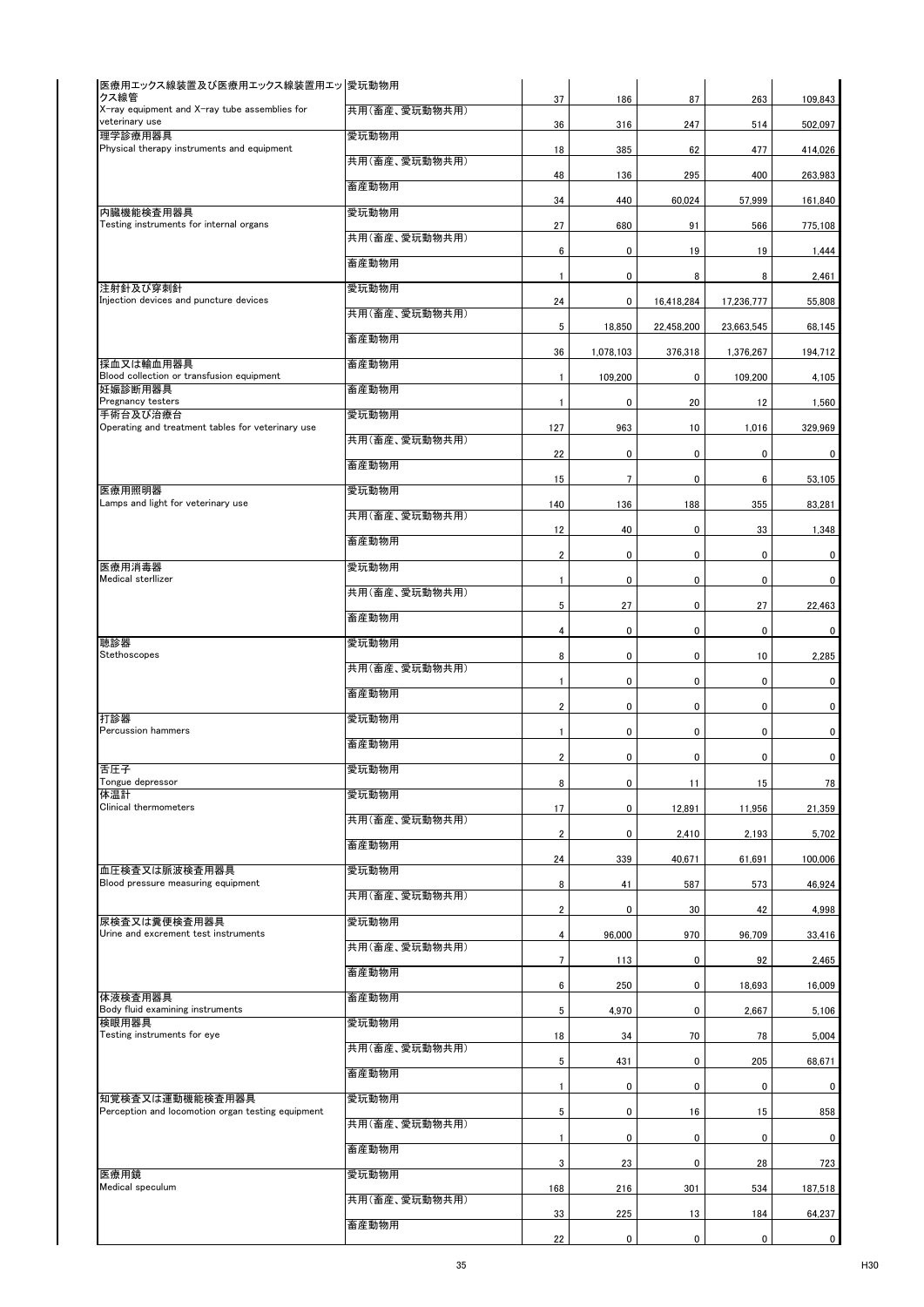| | | | | | | |
|---|---|---|---|---|---|---|
| 医療用エックス線装置及び医療用エックス線装置用エックス線管<br>X-ray equipment and X-ray tube assemblies for veterinary use | 愛玩動物用 | 37 | 186 | 87 | 263 | 109,843 |
| | 共用(畜産、愛玩動物共用) | 36 | 316 | 247 | 514 | 502,097 |
| 理学診療用器具<br>Physical therapy instruments and equipment | 愛玩動物用 | 18 | 385 | 62 | 477 | 414,026 |
| | 共用(畜産、愛玩動物共用) | 48 | 136 | 295 | 400 | 263,983 |
| | 畜産動物用 | 34 | 440 | 60,024 | 57,999 | 161,840 |
| 内臓機能検査用器具<br>Testing instruments for internal organs | 愛玩動物用 | 27 | 680 | 91 | 566 | 775,108 |
| | 共用(畜産、愛玩動物共用) | 6 | 0 | 19 | 19 | 1,444 |
| | 畜産動物用 | 1 | 0 | 8 | 8 | 2,461 |
| 注射針及び穿刺針<br>Injection devices and puncture devices | 愛玩動物用 | 24 | 0 | 16,418,284 | 17,236,777 | 55,808 |
| | 共用(畜産、愛玩動物共用) | 5 | 18,850 | 22,458,200 | 23,663,545 | 68,145 |
| | 畜産動物用 | 36 | 1,078,103 | 376,318 | 1,376,267 | 194,712 |
| 採血又は輸血用器具<br>Blood collection or transfusion equipment | 畜産動物用 | 1 | 109,200 | 0 | 109,200 | 4,105 |
| 妊娠診断用器具<br>Pregnancy testers | 畜産動物用 | 1 | 0 | 20 | 12 | 1,560 |
| 手術台及び治療台<br>Operating and treatment tables for veterinary use | 愛玩動物用 | 127 | 963 | 10 | 1,016 | 329,969 |
| | 共用(畜産、愛玩動物共用) | 22 | 0 | 0 | 0 | 0 |
| | 畜産動物用 | 15 | 7 | 0 | 6 | 53,105 |
| 医療用照明器<br>Lamps and light for veterinary use | 愛玩動物用 | 140 | 136 | 188 | 355 | 83,281 |
| | 共用(畜産、愛玩動物共用) | 12 | 40 | 0 | 33 | 1,348 |
| | 畜産動物用 | 2 | 0 | 0 | 0 | 0 |
| 医療用消毒器<br>Medical sterllizer | 愛玩動物用 | 1 | 0 | 0 | 0 | 0 |
| | 共用(畜産、愛玩動物共用) | 5 | 27 | 0 | 27 | 22,463 |
| | 畜産動物用 | 4 | 0 | 0 | 0 | 0 |
| 聴診器<br>Stethoscopes | 愛玩動物用 | 8 | 0 | 0 | 10 | 2,285 |
| | 共用(畜産、愛玩動物共用) | 1 | 0 | 0 | 0 | 0 |
| | 畜産動物用 | 2 | 0 | 0 | 0 | 0 |
| 打診器<br>Percussion hammers | 愛玩動物用 | 1 | 0 | 0 | 0 | 0 |
| | 畜産動物用 | 2 | 0 | 0 | 0 | 0 |
| 舌圧子<br>Tongue depressor | 愛玩動物用 | 8 | 0 | 11 | 15 | 78 |
| 体温計<br>Clinical thermometers | 愛玩動物用 | 17 | 0 | 12,891 | 11,956 | 21,359 |
| | 共用(畜産、愛玩動物共用) | 2 | 0 | 2,410 | 2,193 | 5,702 |
| | 畜産動物用 | 24 | 339 | 40,671 | 61,691 | 100,006 |
| 血圧検査又は脈波検査用器具<br>Blood pressure measuring equipment | 愛玩動物用 | 8 | 41 | 587 | 573 | 46,924 |
| | 共用(畜産、愛玩動物共用) | 2 | 0 | 30 | 42 | 4,998 |
| 尿検査又は糞便検査用器具<br>Urine and excrement test instruments | 愛玩動物用 | 4 | 96,000 | 970 | 96,709 | 33,416 |
| | 共用(畜産、愛玩動物共用) | 7 | 113 | 0 | 92 | 2,465 |
| | 畜産動物用 | 6 | 250 | 0 | 18,693 | 16,009 |
| 体液検査用器具<br>Body fluid examining instruments | 畜産動物用 | 5 | 4,970 | 0 | 2,667 | 5,106 |
| 検眼用器具<br>Testing instruments for eye | 愛玩動物用 | 18 | 34 | 70 | 78 | 5,004 |
| | 共用(畜産、愛玩動物共用) | 5 | 431 | 0 | 205 | 68,671 |
| | 畜産動物用 | 1 | 0 | 0 | 0 | 0 |
| 知覚検査又は運動機能検査用器具<br>Perception and locomotion organ testing equipment | 愛玩動物用 | 5 | 0 | 16 | 15 | 858 |
| | 共用(畜産、愛玩動物共用) | 1 | 0 | 0 | 0 | 0 |
| | 畜産動物用 | 3 | 23 | 0 | 28 | 723 |
| 医療用鏡<br>Medical speculum | 愛玩動物用 | 168 | 216 | 301 | 534 | 187,518 |
| | 共用(畜産、愛玩動物共用) | 33 | 225 | 13 | 184 | 64,237 |
| | 畜産動物用 | 22 | 0 | 0 | 0 | 0 |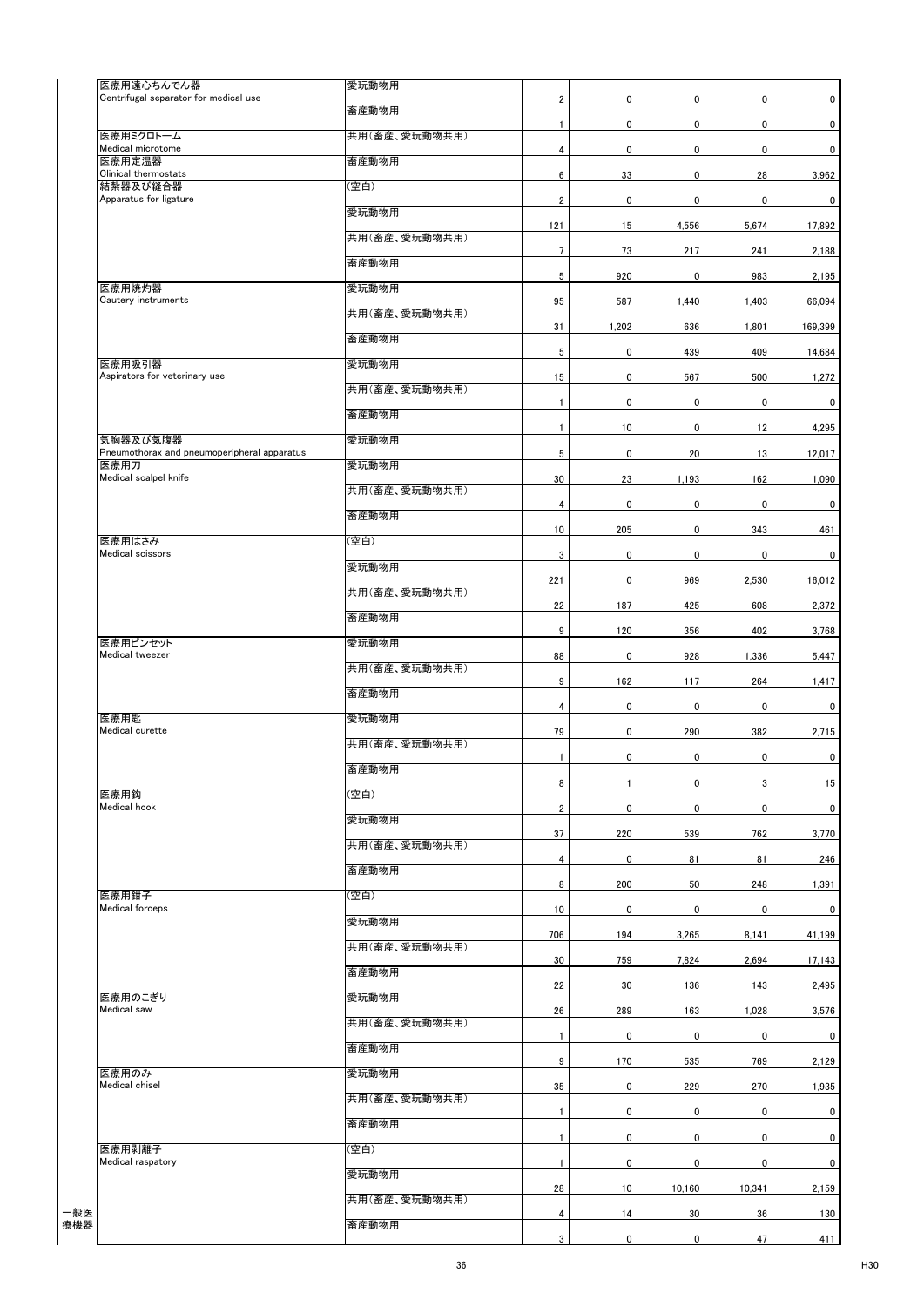| | | | | | | |
|---|---|---|---|---|---|---|
| 医療用遠心ちんでん器<br>Centrifugal separator for medical use | 愛玩動物用 | 2 | 0 | 0 | 0 | 0 |
| | 畜産動物用 | 1 | 0 | 0 | 0 | 0 |
| 医療用ミクロトーム<br>Medical microtome | 共用(畜産、愛玩動物共用) | 4 | 0 | 0 | 0 | 0 |
| 医療用定温器<br>Clinical thermostats | 畜産動物用 | 6 | 33 | 0 | 28 | 3,962 |
| 結紮器及び縫合器<br>Apparatus for ligature | (空白) | 2 | 0 | 0 | 0 | 0 |
| | 愛玩動物用 | 121 | 15 | 4,556 | 5,674 | 17,892 |
| | 共用(畜産、愛玩動物共用) | 7 | 73 | 217 | 241 | 2,188 |
| | 畜産動物用 | 5 | 920 | 0 | 983 | 2,195 |
| 医療用焼灼器<br>Cautery instruments | 愛玩動物用 | 95 | 587 | 1,440 | 1,403 | 66,094 |
| | 共用(畜産、愛玩動物共用) | 31 | 1,202 | 636 | 1,801 | 169,399 |
| | 畜産動物用 | 5 | 0 | 439 | 409 | 14,684 |
| 医療用吸引器<br>Aspirators for veterinary use | 愛玩動物用 | 15 | 0 | 567 | 500 | 1,272 |
| | 共用(畜産、愛玩動物共用) | 1 | 0 | 0 | 0 | 0 |
| | 畜産動物用 | 1 | 10 | 0 | 12 | 4,295 |
| 気胸器及び気腹器<br>Pneumothorax and pneumoperipheral apparatus | 愛玩動物用 | 5 | 0 | 20 | 13 | 12,017 |
| 医療用刀<br>Medical scalpel knife | 愛玩動物用 | 30 | 23 | 1,193 | 162 | 1,090 |
| | 共用(畜産、愛玩動物共用) | 4 | 0 | 0 | 0 | 0 |
| | 畜産動物用 | 10 | 205 | 0 | 343 | 461 |
| 医療用はさみ<br>Medical scissors | (空白) | 3 | 0 | 0 | 0 | 0 |
| | 愛玩動物用 | 221 | 0 | 969 | 2,530 | 16,012 |
| | 共用(畜産、愛玩動物共用) | 22 | 187 | 425 | 608 | 2,372 |
| | 畜産動物用 | 9 | 120 | 356 | 402 | 3,768 |
| 医療用ピンセット<br>Medical tweezer | 愛玩動物用 | 88 | 0 | 928 | 1,336 | 5,447 |
| | 共用(畜産、愛玩動物共用) | 9 | 162 | 117 | 264 | 1,417 |
| | 畜産動物用 | 4 | 0 | 0 | 0 | 0 |
| 医療用匙<br>Medical curette | 愛玩動物用 | 79 | 0 | 290 | 382 | 2,715 |
| | 共用(畜産、愛玩動物共用) | 1 | 0 | 0 | 0 | 0 |
| | 畜産動物用 | 8 | 1 | 0 | 3 | 15 |
| 医療用鈎<br>Medical hook | (空白) | 2 | 0 | 0 | 0 | 0 |
| | 愛玩動物用 | 37 | 220 | 539 | 762 | 3,770 |
| | 共用(畜産、愛玩動物共用) | 4 | 0 | 81 | 81 | 246 |
| | 畜産動物用 | 8 | 200 | 50 | 248 | 1,391 |
| 医療用鉗子<br>Medical forceps | (空白) | 10 | 0 | 0 | 0 | 0 |
| | 愛玩動物用 | 706 | 194 | 3,265 | 8,141 | 41,199 |
| | 共用(畜産、愛玩動物共用) | 30 | 759 | 7,824 | 2,694 | 17,143 |
| | 畜産動物用 | 22 | 30 | 136 | 143 | 2,495 |
| 医療用のこぎり<br>Medical saw | 愛玩動物用 | 26 | 289 | 163 | 1,028 | 3,576 |
| | 共用(畜産、愛玩動物共用) | 1 | 0 | 0 | 0 | 0 |
| | 畜産動物用 | 9 | 170 | 535 | 769 | 2,129 |
| 医療用のみ<br>Medical chisel | 愛玩動物用 | 35 | 0 | 229 | 270 | 1,935 |
| | 共用(畜産、愛玩動物共用) | 1 | 0 | 0 | 0 | 0 |
| | 畜産動物用 | 1 | 0 | 0 | 0 | 0 |
| 医療用剥離子<br>Medical raspatory | (空白) | 1 | 0 | 0 | 0 | 0 |
| | 愛玩動物用 | 28 | 10 | 10,160 | 10,341 | 2,159 |
| | 共用(畜産、愛玩動物共用) | 4 | 14 | 30 | 36 | 130 |
| | 畜産動物用 | 3 | 0 | 0 | 47 | 411 |

一般医療機器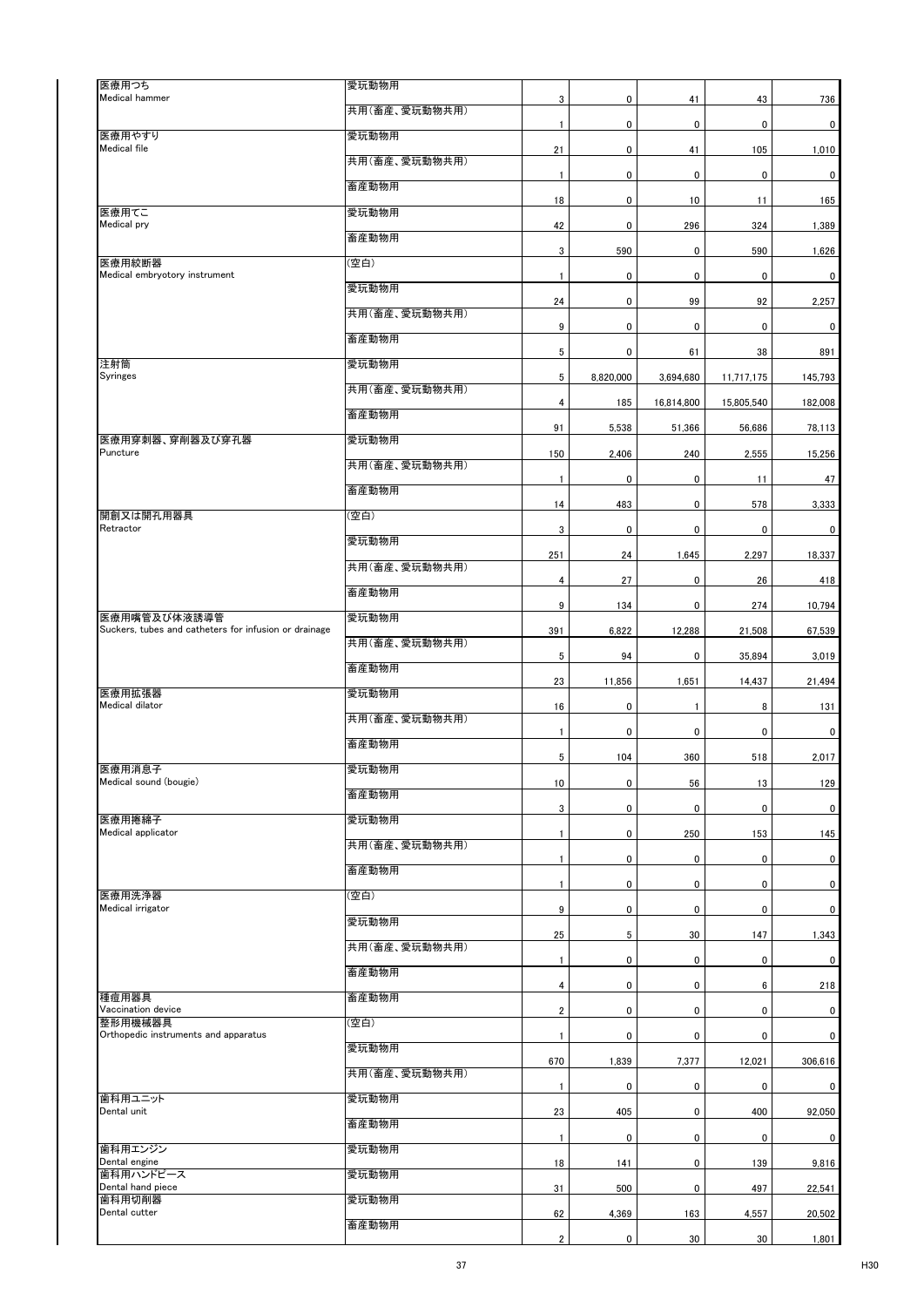| | | | | | | |
|---|---|---|---|---|---|---|
| 医療用つち Medical hammer | 愛玩動物用 | 3 | 0 | 41 | 43 | 736 |
| | 共用（畜産、愛玩動物共用） | 1 | 0 | 0 | 0 | 0 |
| 医療用やすり Medical file | 愛玩動物用 | 21 | 0 | 41 | 105 | 1,010 |
| | 共用（畜産、愛玩動物共用） | 1 | 0 | 0 | 0 | 0 |
| | 畜産動物用 | 18 | 0 | 10 | 11 | 165 |
| 医療用てこ Medical pry | 愛玩動物用 | 42 | 0 | 296 | 324 | 1,389 |
| | 畜産動物用 | 3 | 590 | 0 | 590 | 1,626 |
| 医療用絞断器 Medical embryotory instrument | （空白） | 1 | 0 | 0 | 0 | 0 |
| | 愛玩動物用 | 24 | 0 | 99 | 92 | 2,257 |
| | 共用（畜産、愛玩動物共用） | 9 | 0 | 0 | 0 | 0 |
| | 畜産動物用 | 5 | 0 | 61 | 38 | 891 |
| 注射筒 Syringes | 愛玩動物用 | 5 | 8,820,000 | 3,694,680 | 11,717,175 | 145,793 |
| | 共用（畜産、愛玩動物共用） | 4 | 185 | 16,814,800 | 15,805,540 | 182,008 |
| | 畜産動物用 | 91 | 5,538 | 51,366 | 56,686 | 78,113 |
| 医療用穿刺器、穿削器及び穿孔器 Puncture | 愛玩動物用 | 150 | 2,406 | 240 | 2,555 | 15,256 |
| | 共用（畜産、愛玩動物共用） | 1 | 0 | 0 | 11 | 47 |
| | 畜産動物用 | 14 | 483 | 0 | 578 | 3,333 |
| 開創又は開孔用器具 Retractor | （空白） | 3 | 0 | 0 | 0 | 0 |
| | 愛玩動物用 | 251 | 24 | 1,645 | 2,297 | 18,337 |
| | 共用（畜産、愛玩動物共用） | 4 | 27 | 0 | 26 | 418 |
| | 畜産動物用 | 9 | 134 | 0 | 274 | 10,794 |
| 医療用嘴管及び体液誘導管 Suckers, tubes and catheters for infusion or drainage | 愛玩動物用 | 391 | 6,822 | 12,288 | 21,508 | 67,539 |
| | 共用（畜産、愛玩動物共用） | 5 | 94 | 0 | 35,894 | 3,019 |
| | 畜産動物用 | 23 | 11,856 | 1,651 | 14,437 | 21,494 |
| 医療用拡張器 Medical dilator | 愛玩動物用 | 16 | 0 | 1 | 8 | 131 |
| | 共用（畜産、愛玩動物共用） | 1 | 0 | 0 | 0 | 0 |
| | 畜産動物用 | 5 | 104 | 360 | 518 | 2,017 |
| 医療用消息子 Medical sound (bougie) | 愛玩動物用 | 10 | 0 | 56 | 13 | 129 |
| | 畜産動物用 | 3 | 0 | 0 | 0 | 0 |
| 医療用捲綿子 Medical applicator | 愛玩動物用 | 1 | 0 | 250 | 153 | 145 |
| | 共用（畜産、愛玩動物共用） | 1 | 0 | 0 | 0 | 0 |
| | 畜産動物用 | 1 | 0 | 0 | 0 | 0 |
| 医療用洗浄器 Medical irrigator | （空白） | 9 | 0 | 0 | 0 | 0 |
| | 愛玩動物用 | 25 | 5 | 30 | 147 | 1,343 |
| | 共用（畜産、愛玩動物共用） | 1 | 0 | 0 | 0 | 0 |
| | 畜産動物用 | 4 | 0 | 0 | 6 | 218 |
| 種痘用器具 Vaccination device | 畜産動物用 | 2 | 0 | 0 | 0 | 0 |
| 整形用機械器具 Orthopedic instruments and apparatus | （空白） | 1 | 0 | 0 | 0 | 0 |
| | 愛玩動物用 | 670 | 1,839 | 7,377 | 12,021 | 306,616 |
| | 共用（畜産、愛玩動物共用） | 1 | 0 | 0 | 0 | 0 |
| 歯科用ユニット Dental unit | 愛玩動物用 | 23 | 405 | 0 | 400 | 92,050 |
| | 畜産動物用 | 1 | 0 | 0 | 0 | 0 |
| 歯科用エンジン Dental engine | 愛玩動物用 | 18 | 141 | 0 | 139 | 9,816 |
| 歯科用ハンドピース Dental hand piece | 愛玩動物用 | 31 | 500 | 0 | 497 | 22,541 |
| 歯科用切削器 Dental cutter | 愛玩動物用 | 62 | 4,369 | 163 | 4,557 | 20,502 |
| | 畜産動物用 | 2 | 0 | 30 | 30 | 1,801 |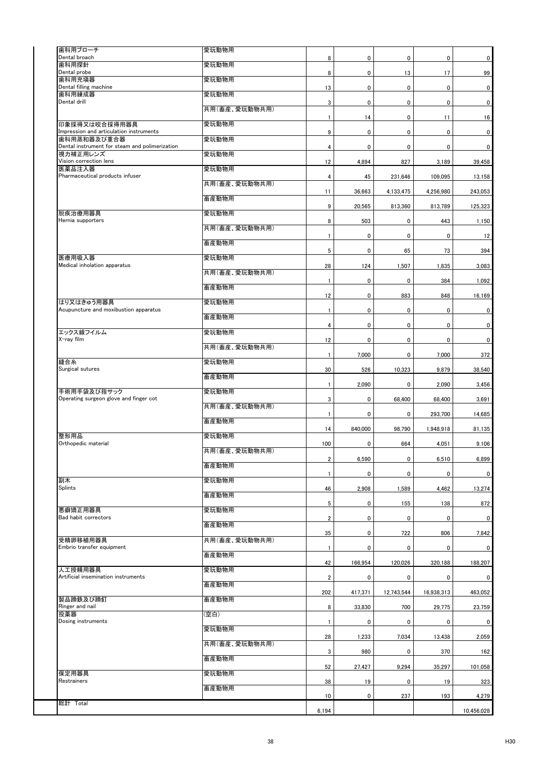| | | | | | | |
|---|---|---|---|---|---|---|
| 歯科用ブローチ<br>Dental broach | 愛玩動物用 | 8 | 0 | 0 | 0 | 0 |
| 歯科用探針<br>Dental probe | 愛玩動物用 | 8 | 0 | 13 | 17 | 99 |
| 歯科用充填器<br>Dental filling machine | 愛玩動物用 | 13 | 0 | 0 | 0 | 0 |
| 歯科用練成器<br>Dental drill | 愛玩動物用 | 3 | 0 | 0 | 0 | 0 |
| | 共用(畜産、愛玩動物共用) | 1 | 14 | 0 | 11 | 16 |
| 印象採得又は咬合採得用器具<br>Impression and articulation instruments | 愛玩動物用 | 9 | 0 | 0 | 0 | 0 |
| 歯科用蒸和器及び重合器<br>Dental instrument for steam and polimerization | 愛玩動物用 | 4 | 0 | 0 | 0 | 0 |
| 視力補正用レンズ<br>Vision correction lens | 愛玩動物用 | 12 | 4,894 | 827 | 3,189 | 39,458 |
| 医薬品注入器<br>Pharmaceutical products infuser | 愛玩動物用 | 4 | 45 | 231,646 | 109,095 | 13,158 |
| | 共用(畜産、愛玩動物共用) | 11 | 36,663 | 4,133,475 | 4,256,980 | 243,053 |
| | 畜産動物用 | 9 | 20,565 | 813,360 | 813,789 | 125,323 |
| 脱疾治療用器具<br>Hernia supporters | 愛玩動物用 | 8 | 503 | 0 | 443 | 1,150 |
| | 共用(畜産、愛玩動物共用) | 1 | 0 | 0 | 0 | 12 |
| | 畜産動物用 | 5 | 0 | 65 | 73 | 394 |
| 医療用吸入器<br>Medical inholation apparatus | 愛玩動物用 | 28 | 124 | 1,507 | 1,835 | 3,083 |
| | 共用(畜産、愛玩動物共用) | 1 | 0 | 0 | 384 | 1,092 |
| | 畜産動物用 | 12 | 0 | 883 | 848 | 16,169 |
| はり又はきゅう用器具<br>Acupuncture and moxibustion apparatus | 愛玩動物用 | 1 | 0 | 0 | 0 | 0 |
| | 畜産動物用 | 4 | 0 | 0 | 0 | 0 |
| エックス線フイルム<br>X-ray film | 愛玩動物用 | 12 | 0 | 0 | 0 | 0 |
| | 共用(畜産、愛玩動物共用) | 1 | 7,000 | 0 | 7,000 | 372 |
| 縫合糸<br>Surgical sutures | 愛玩動物用 | 30 | 526 | 10,323 | 9,879 | 38,540 |
| | 畜産動物用 | 1 | 2,090 | 0 | 2,090 | 3,456 |
| 手術用手袋及び指サック<br>Operating surgeon glove and finger cot | 愛玩動物用 | 3 | 0 | 68,400 | 68,400 | 3,691 |
| | 共用(畜産、愛玩動物共用) | 1 | 0 | 0 | 293,700 | 14,685 |
| | 畜産動物用 | 14 | 840,000 | 98,790 | 1,948,918 | 81,135 |
| 整形用品<br>Orthopedic material | 愛玩動物用 | 100 | 0 | 664 | 4,051 | 9,106 |
| | 共用(畜産、愛玩動物共用) | 2 | 6,590 | 0 | 6,510 | 6,899 |
| | 畜産動物用 | 1 | 0 | 0 | 0 | 0 |
| 副木<br>Splints | 愛玩動物用 | 46 | 2,908 | 1,589 | 4,462 | 13,274 |
| | 畜産動物用 | 5 | 0 | 155 | 138 | 872 |
| 悪癖矯正用器具<br>Bad habit correctors | 愛玩動物用 | 2 | 0 | 0 | 0 | 0 |
| | 畜産動物用 | 35 | 0 | 722 | 806 | 7,842 |
| 受精卵移植用器具<br>Embrio transfer equipment | 共用(畜産、愛玩動物共用) | 1 | 0 | 0 | 0 | 0 |
| | 畜産動物用 | 42 | 166,954 | 120,026 | 320,188 | 188,207 |
| 人工授精用器具<br>Artificial insemination instruments | 愛玩動物用 | 2 | 0 | 0 | 0 | 0 |
| | 畜産動物用 | 202 | 417,371 | 12,743,544 | 16,938,313 | 463,052 |
| 製品蹄鉄及び蹄釘<br>Ringer and nail | 畜産動物用 | 8 | 33,830 | 700 | 29,775 | 23,759 |
| 投薬器<br>Dosing instruments | (空白) | 1 | 0 | 0 | 0 | 0 |
| | 愛玩動物用 | 28 | 1,233 | 7,034 | 13,438 | 2,059 |
| | 共用(畜産、愛玩動物共用) | 3 | 980 | 0 | 370 | 162 |
| | 畜産動物用 | 52 | 27,427 | 9,294 | 35,297 | 101,058 |
| 保定用器具<br>Restrainers | 愛玩動物用 | 38 | 19 | 0 | 19 | 323 |
| | 畜産動物用 | 10 | 0 | 237 | 193 | 4,279 |
| 総計 Total | | 6,194 | | | | 10,456,028 |